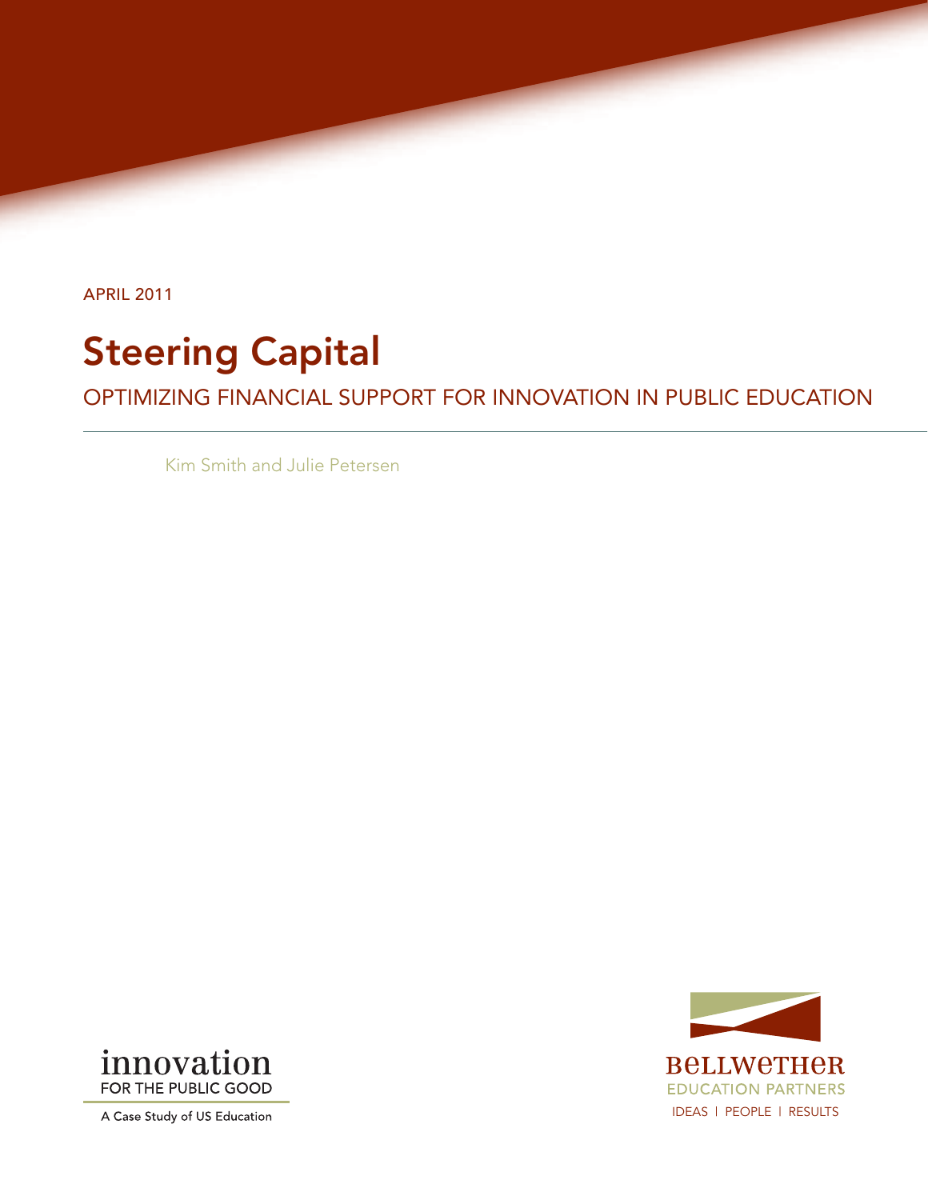APRIL 2011

# Steering Capital

## OPTIMIZING FINANCIAL SUPPORT FOR INNOVATION IN PUBLIC EDUCATION

Kim Smith and Julie Petersen

innovation
FOR THE PUBLIC GOOD

A Case Study of US Education

BELLWETHER
EDUCATION PARTNERS
IDEAS | PEOPLE | RESULTS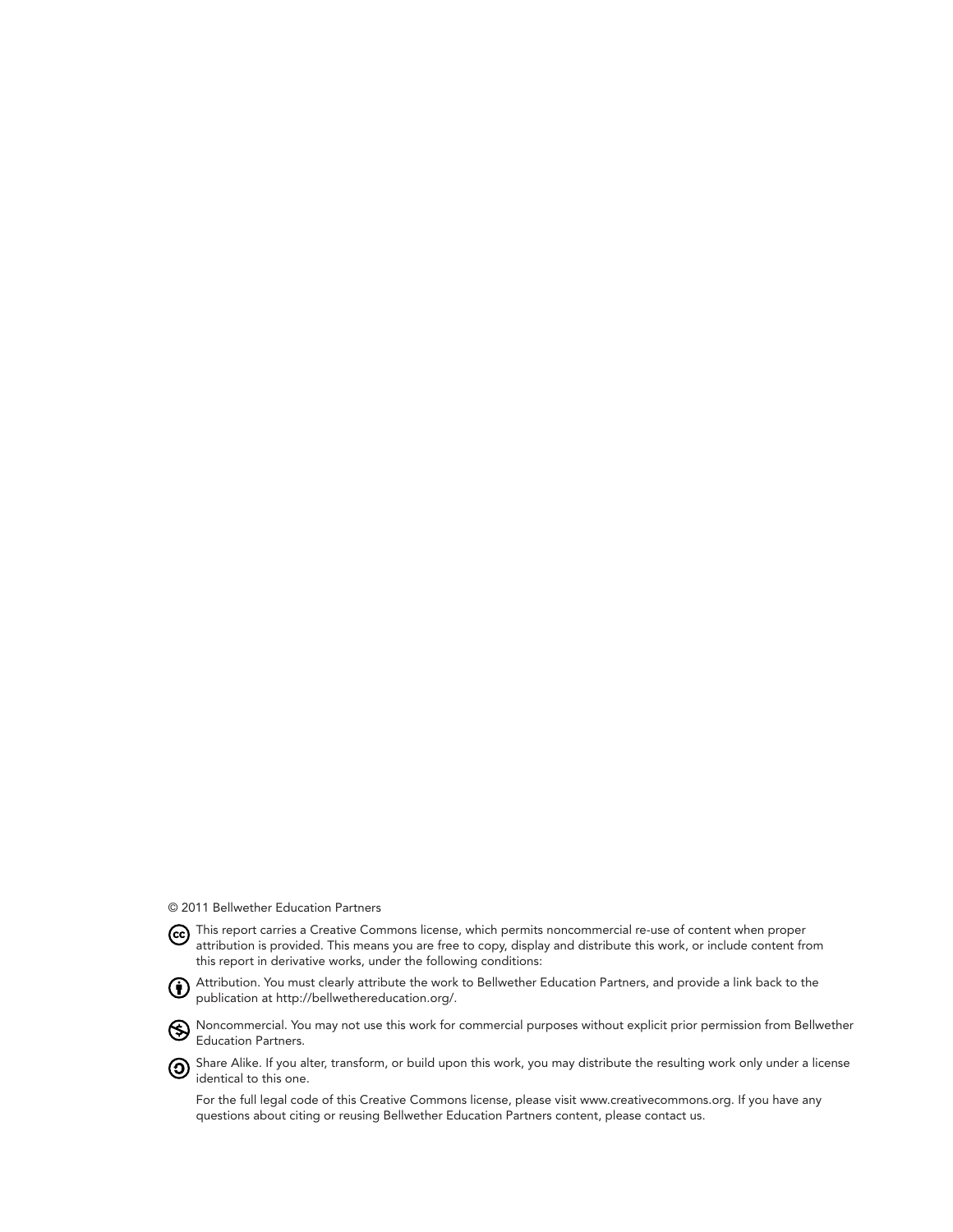© 2011 Bellwether Education Partners

This report carries a Creative Commons license, which permits noncommercial re-use of content when proper attribution is provided. This means you are free to copy, display and distribute this work, or include content from this report in derivative works, under the following conditions:

Attribution. You must clearly attribute the work to Bellwether Education Partners, and provide a link back to the publication at http://bellwethereducation.org/.

Noncommercial. You may not use this work for commercial purposes without explicit prior permission from Bellwether Education Partners.

Share Alike. If you alter, transform, or build upon this work, you may distribute the resulting work only under a license identical to this one.

For the full legal code of this Creative Commons license, please visit www.creativecommons.org. If you have any questions about citing or reusing Bellwether Education Partners content, please contact us.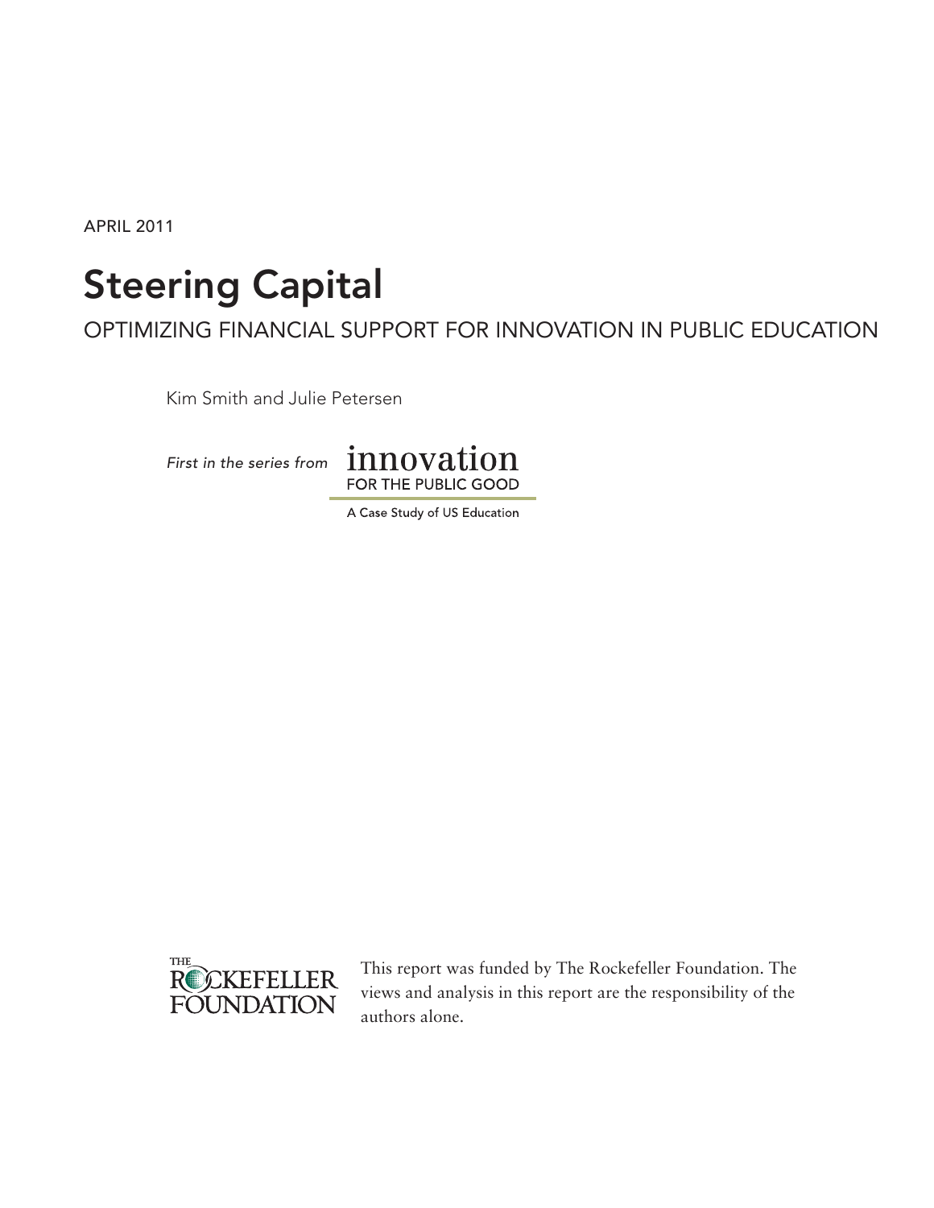APRIL 2011

# Steering Capital

## OPTIMIZING FINANCIAL SUPPORT FOR INNOVATION IN PUBLIC EDUCATION

Kim Smith and Julie Petersen

*First in the series from* innovation FOR THE PUBLIC GOOD

A Case Study of US Education

THE ROCKEFELLER FOUNDATION

This report was funded by The Rockefeller Foundation. The views and analysis in this report are the responsibility of the authors alone.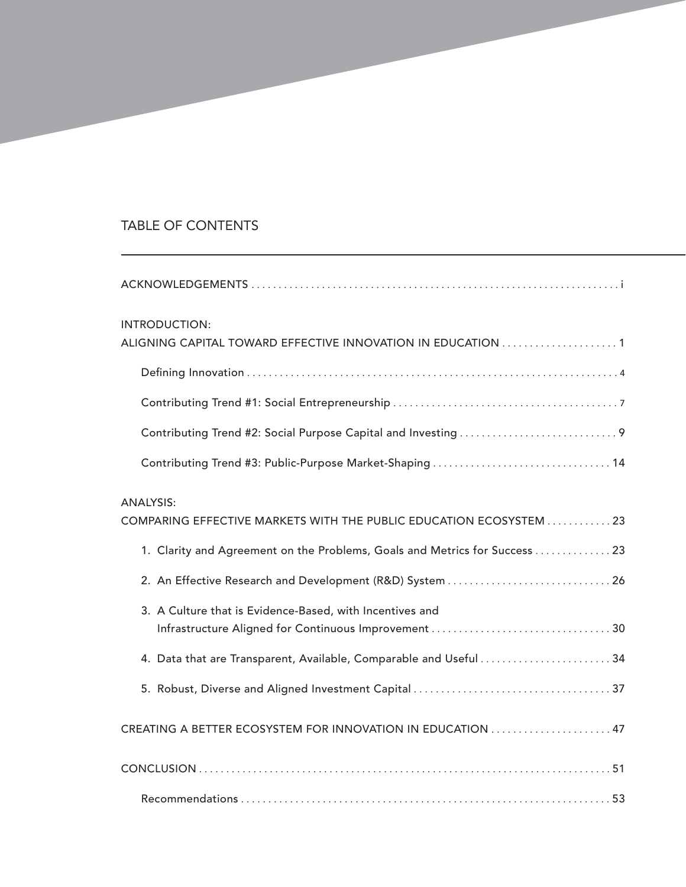# TABLE OF CONTENTS

ACKNOWLEDGEMENTS . . . . . . . . . . . . . . . . . . . . . . . . . . . . . . . . . . . . . . . . . . . . . . . . . . . . . . . . . . . . . . . . . . . i

INTRODUCTION:
ALIGNING CAPITAL TOWARD EFFECTIVE INNOVATION IN EDUCATION . . . . . . . . . . . . . . . . . . . . 1

- Defining Innovation . . . . . . . . . . . . . . . . . . . . . . . . . . . . . . . . . . . . . . . . . . . . . . . . . . . . . . . . . . . . . . . . . 4
- Contributing Trend #1: Social Entrepreneurship . . . . . . . . . . . . . . . . . . . . . . . . . . . . . . . . . . . . . . . . . 7
- Contributing Trend #2: Social Purpose Capital and Investing . . . . . . . . . . . . . . . . . . . . . . . . . . . . 9
- Contributing Trend #3: Public-Purpose Market-Shaping . . . . . . . . . . . . . . . . . . . . . . . . . . . . . . . . 14

ANALYSIS:
COMPARING EFFECTIVE MARKETS WITH THE PUBLIC EDUCATION ECOSYSTEM . . . . . . . . . . . . 23

1. Clarity and Agreement on the Problems, Goals and Metrics for Success . . . . . . . . . . . . . . 23
2. An Effective Research and Development (R&D) System . . . . . . . . . . . . . . . . . . . . . . . . . . . . . . 26
3. A Culture that is Evidence-Based, with Incentives and Infrastructure Aligned for Continuous Improvement . . . . . . . . . . . . . . . . . . . . . . . . . . . . . . . . 30
4. Data that are Transparent, Available, Comparable and Useful . . . . . . . . . . . . . . . . . . . . . . . . 34
5. Robust, Diverse and Aligned Investment Capital . . . . . . . . . . . . . . . . . . . . . . . . . . . . . . . . . . . . 37

CREATING A BETTER ECOSYSTEM FOR INNOVATION IN EDUCATION . . . . . . . . . . . . . . . . . . . . . . 47

CONCLUSION . . . . . . . . . . . . . . . . . . . . . . . . . . . . . . . . . . . . . . . . . . . . . . . . . . . . . . . . . . . . . . . . . . . . . . . . . . 51

- Recommendations . . . . . . . . . . . . . . . . . . . . . . . . . . . . . . . . . . . . . . . . . . . . . . . . . . . . . . . . . . . . . . . . . . . 53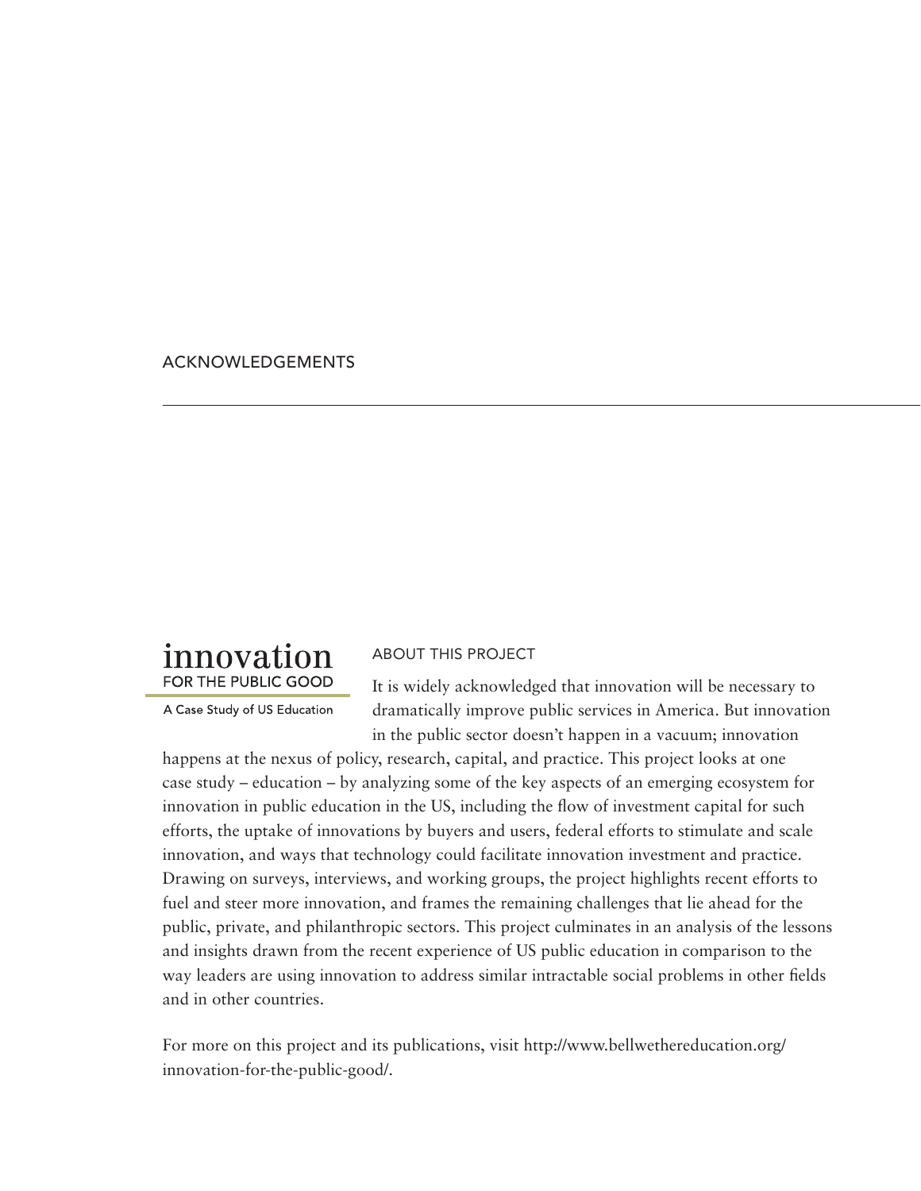## ACKNOWLEDGEMENTS

**innovation**
FOR THE PUBLIC GOOD

A Case Study of US Education

### ABOUT THIS PROJECT

It is widely acknowledged that innovation will be necessary to dramatically improve public services in America. But innovation in the public sector doesn't happen in a vacuum; innovation happens at the nexus of policy, research, capital, and practice. This project looks at one case study – education – by analyzing some of the key aspects of an emerging ecosystem for innovation in public education in the US, including the flow of investment capital for such efforts, the uptake of innovations by buyers and users, federal efforts to stimulate and scale innovation, and ways that technology could facilitate innovation investment and practice. Drawing on surveys, interviews, and working groups, the project highlights recent efforts to fuel and steer more innovation, and frames the remaining challenges that lie ahead for the public, private, and philanthropic sectors. This project culminates in an analysis of the lessons and insights drawn from the recent experience of US public education in comparison to the way leaders are using innovation to address similar intractable social problems in other fields and in other countries.

For more on this project and its publications, visit http://www.bellwethereducation.org/innovation-for-the-public-good/.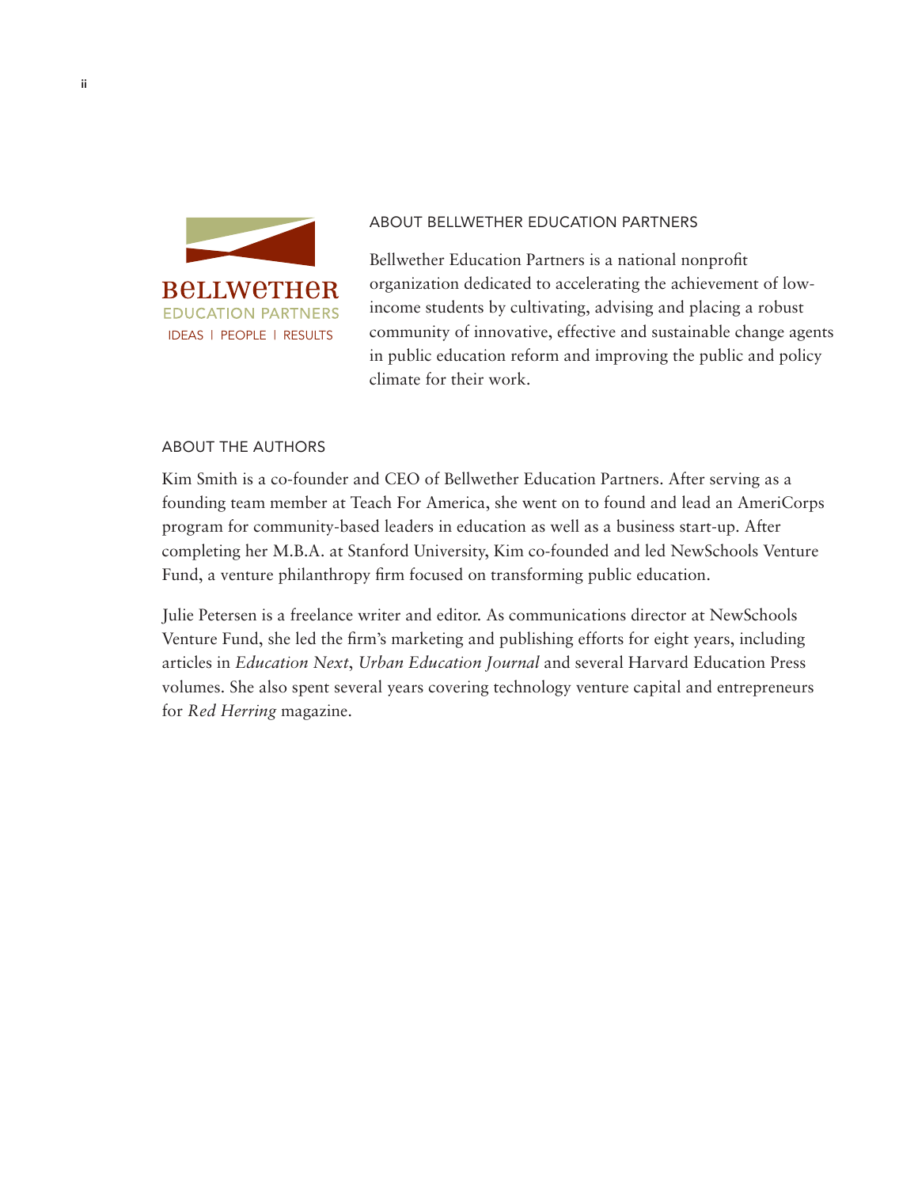BELLWETHER
EDUCATION PARTNERS
IDEAS | PEOPLE | RESULTS

## ABOUT BELLWETHER EDUCATION PARTNERS

Bellwether Education Partners is a national nonprofit organization dedicated to accelerating the achievement of low-income students by cultivating, advising and placing a robust community of innovative, effective and sustainable change agents in public education reform and improving the public and policy climate for their work.

## ABOUT THE AUTHORS

Kim Smith is a co-founder and CEO of Bellwether Education Partners. After serving as a founding team member at Teach For America, she went on to found and lead an AmeriCorps program for community-based leaders in education as well as a business start-up. After completing her M.B.A. at Stanford University, Kim co-founded and led NewSchools Venture Fund, a venture philanthropy firm focused on transforming public education.

Julie Petersen is a freelance writer and editor. As communications director at NewSchools Venture Fund, she led the firm's marketing and publishing efforts for eight years, including articles in *Education Next*, *Urban Education Journal* and several Harvard Education Press volumes. She also spent several years covering technology venture capital and entrepreneurs for *Red Herring* magazine.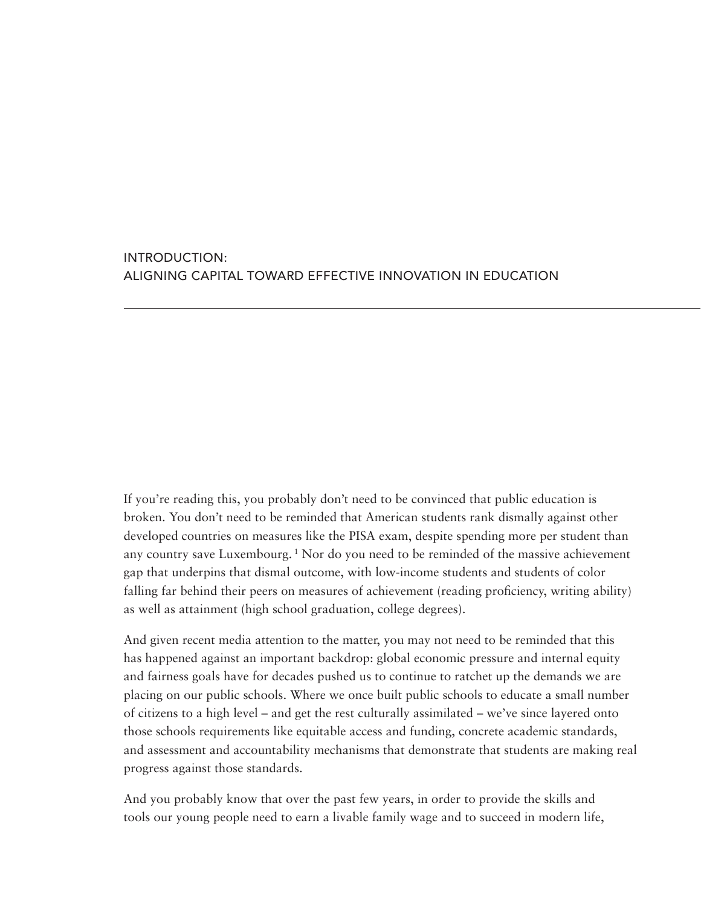# INTRODUCTION: ALIGNING CAPITAL TOWARD EFFECTIVE INNOVATION IN EDUCATION

If you're reading this, you probably don't need to be convinced that public education is broken. You don't need to be reminded that American students rank dismally against other developed countries on measures like the PISA exam, despite spending more per student than any country save Luxembourg. [1] Nor do you need to be reminded of the massive achievement gap that underpins that dismal outcome, with low-income students and students of color falling far behind their peers on measures of achievement (reading proficiency, writing ability) as well as attainment (high school graduation, college degrees).

And given recent media attention to the matter, you may not need to be reminded that this has happened against an important backdrop: global economic pressure and internal equity and fairness goals have for decades pushed us to continue to ratchet up the demands we are placing on our public schools. Where we once built public schools to educate a small number of citizens to a high level – and get the rest culturally assimilated – we've since layered onto those schools requirements like equitable access and funding, concrete academic standards, and assessment and accountability mechanisms that demonstrate that students are making real progress against those standards.

And you probably know that over the past few years, in order to provide the skills and tools our young people need to earn a livable family wage and to succeed in modern life,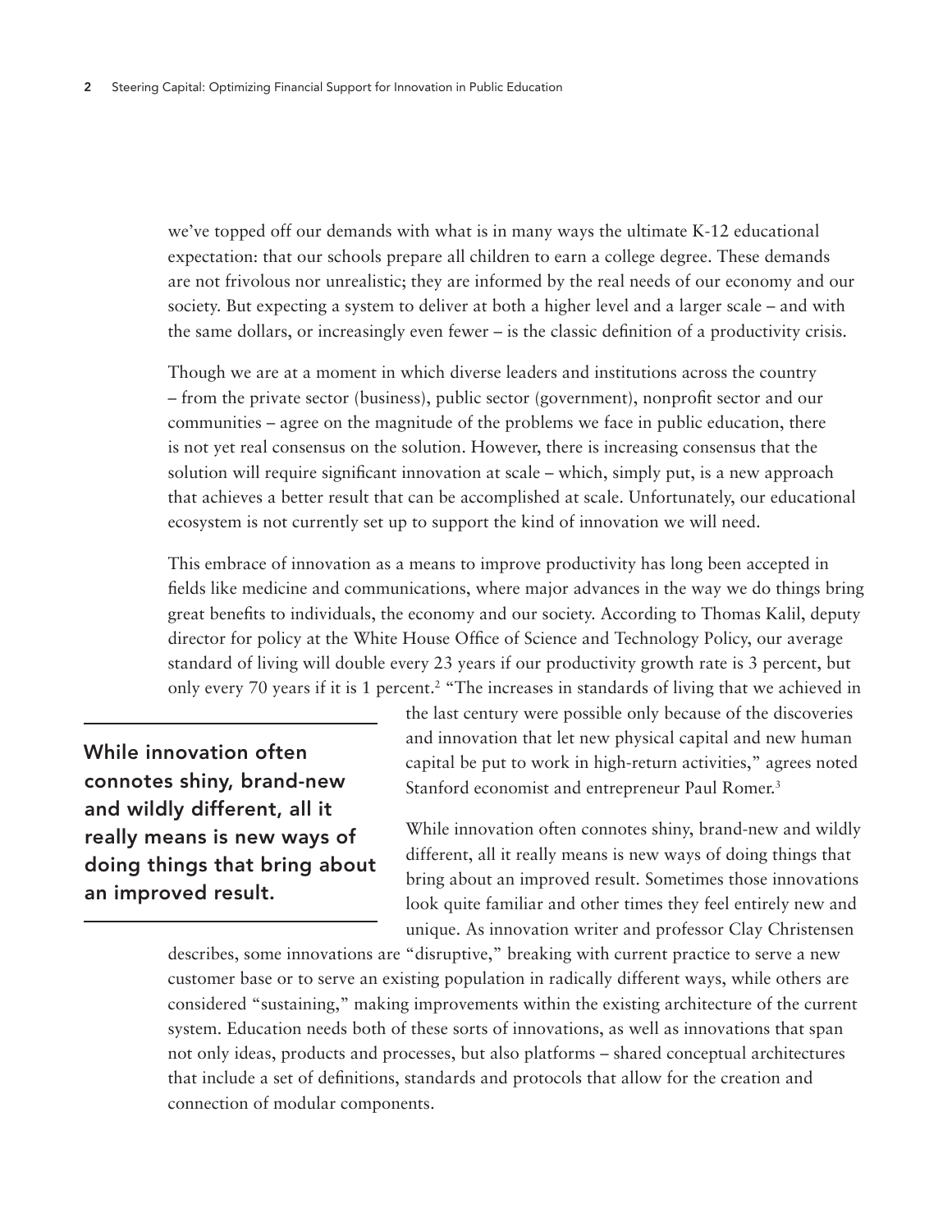we've topped off our demands with what is in many ways the ultimate K-12 educational expectation: that our schools prepare all children to earn a college degree. These demands are not frivolous nor unrealistic; they are informed by the real needs of our economy and our society. But expecting a system to deliver at both a higher level and a larger scale – and with the same dollars, or increasingly even fewer – is the classic definition of a productivity crisis.

Though we are at a moment in which diverse leaders and institutions across the country – from the private sector (business), public sector (government), nonprofit sector and our communities – agree on the magnitude of the problems we face in public education, there is not yet real consensus on the solution. However, there is increasing consensus that the solution will require significant innovation at scale – which, simply put, is a new approach that achieves a better result that can be accomplished at scale. Unfortunately, our educational ecosystem is not currently set up to support the kind of innovation we will need.

This embrace of innovation as a means to improve productivity has long been accepted in fields like medicine and communications, where major advances in the way we do things bring great benefits to individuals, the economy and our society. According to Thomas Kalil, deputy director for policy at the White House Office of Science and Technology Policy, our average standard of living will double every 23 years if our productivity growth rate is 3 percent, but only every 70 years if it is 1 percent.[2] "The increases in standards of living that we achieved in the last century were possible only because of the discoveries and innovation that let new physical capital and new human capital be put to work in high-return activities," agrees noted Stanford economist and entrepreneur Paul Romer.[3]

**While innovation often connotes shiny, brand-new and wildly different, all it really means is new ways of doing things that bring about an improved result.**

While innovation often connotes shiny, brand-new and wildly different, all it really means is new ways of doing things that bring about an improved result. Sometimes those innovations look quite familiar and other times they feel entirely new and unique. As innovation writer and professor Clay Christensen describes, some innovations are "disruptive," breaking with current practice to serve a new customer base or to serve an existing population in radically different ways, while others are considered "sustaining," making improvements within the existing architecture of the current system. Education needs both of these sorts of innovations, as well as innovations that span not only ideas, products and processes, but also platforms – shared conceptual architectures that include a set of definitions, standards and protocols that allow for the creation and connection of modular components.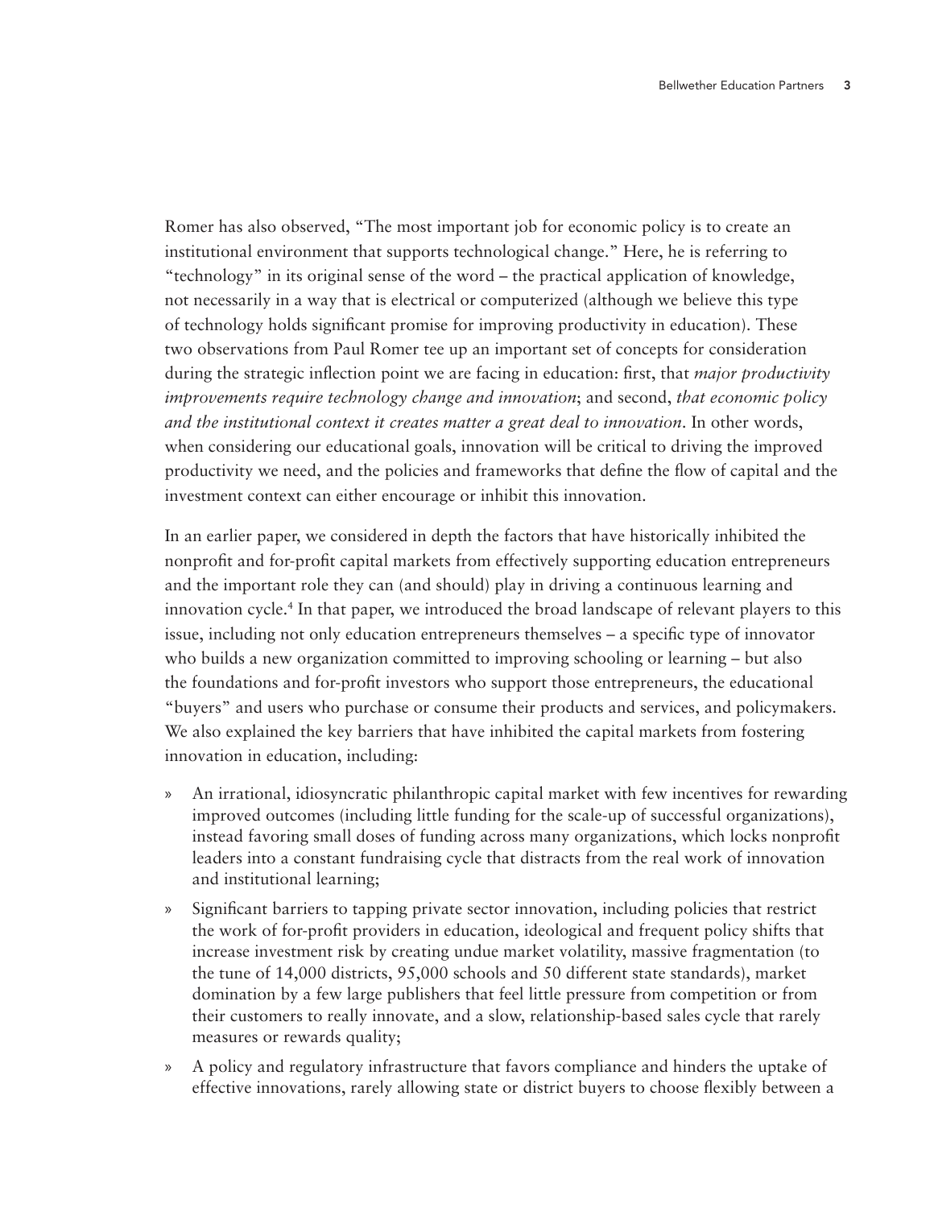Romer has also observed, "The most important job for economic policy is to create an institutional environment that supports technological change." Here, he is referring to "technology" in its original sense of the word – the practical application of knowledge, not necessarily in a way that is electrical or computerized (although we believe this type of technology holds significant promise for improving productivity in education). These two observations from Paul Romer tee up an important set of concepts for consideration during the strategic inflection point we are facing in education: first, that *major productivity improvements require technology change and innovation*; and second, *that economic policy and the institutional context it creates matter a great deal to innovation*. In other words, when considering our educational goals, innovation will be critical to driving the improved productivity we need, and the policies and frameworks that define the flow of capital and the investment context can either encourage or inhibit this innovation.

In an earlier paper, we considered in depth the factors that have historically inhibited the nonprofit and for-profit capital markets from effectively supporting education entrepreneurs and the important role they can (and should) play in driving a continuous learning and innovation cycle.[4] In that paper, we introduced the broad landscape of relevant players to this issue, including not only education entrepreneurs themselves – a specific type of innovator who builds a new organization committed to improving schooling or learning – but also the foundations and for-profit investors who support those entrepreneurs, the educational "buyers" and users who purchase or consume their products and services, and policymakers. We also explained the key barriers that have inhibited the capital markets from fostering innovation in education, including:

» An irrational, idiosyncratic philanthropic capital market with few incentives for rewarding improved outcomes (including little funding for the scale-up of successful organizations), instead favoring small doses of funding across many organizations, which locks nonprofit leaders into a constant fundraising cycle that distracts from the real work of innovation and institutional learning;

» Significant barriers to tapping private sector innovation, including policies that restrict the work of for-profit providers in education, ideological and frequent policy shifts that increase investment risk by creating undue market volatility, massive fragmentation (to the tune of 14,000 districts, 95,000 schools and 50 different state standards), market domination by a few large publishers that feel little pressure from competition or from their customers to really innovate, and a slow, relationship-based sales cycle that rarely measures or rewards quality;

» A policy and regulatory infrastructure that favors compliance and hinders the uptake of effective innovations, rarely allowing state or district buyers to choose flexibly between a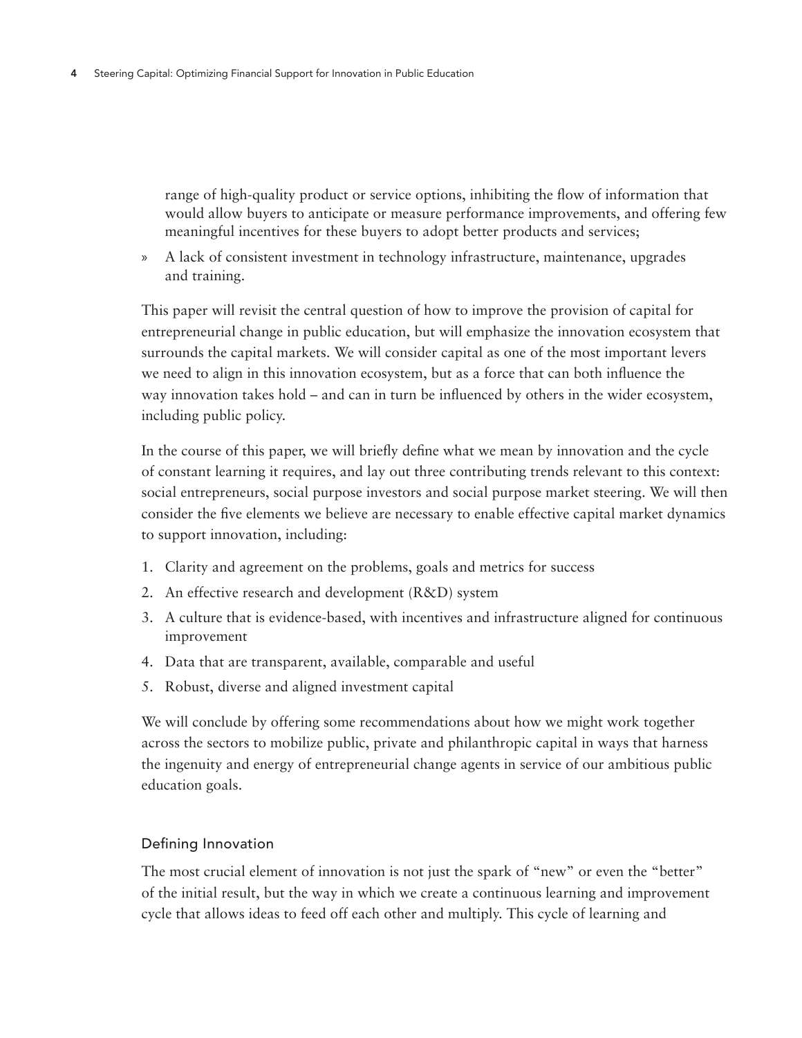range of high-quality product or service options, inhibiting the flow of information that would allow buyers to anticipate or measure performance improvements, and offering few meaningful incentives for these buyers to adopt better products and services;

» A lack of consistent investment in technology infrastructure, maintenance, upgrades and training.

This paper will revisit the central question of how to improve the provision of capital for entrepreneurial change in public education, but will emphasize the innovation ecosystem that surrounds the capital markets. We will consider capital as one of the most important levers we need to align in this innovation ecosystem, but as a force that can both influence the way innovation takes hold – and can in turn be influenced by others in the wider ecosystem, including public policy.

In the course of this paper, we will briefly define what we mean by innovation and the cycle of constant learning it requires, and lay out three contributing trends relevant to this context: social entrepreneurs, social purpose investors and social purpose market steering. We will then consider the five elements we believe are necessary to enable effective capital market dynamics to support innovation, including:

1. Clarity and agreement on the problems, goals and metrics for success
2. An effective research and development (R&D) system
3. A culture that is evidence-based, with incentives and infrastructure aligned for continuous improvement
4. Data that are transparent, available, comparable and useful
5. Robust, diverse and aligned investment capital

We will conclude by offering some recommendations about how we might work together across the sectors to mobilize public, private and philanthropic capital in ways that harness the ingenuity and energy of entrepreneurial change agents in service of our ambitious public education goals.

### Defining Innovation

The most crucial element of innovation is not just the spark of "new" or even the "better" of the initial result, but the way in which we create a continuous learning and improvement cycle that allows ideas to feed off each other and multiply. This cycle of learning and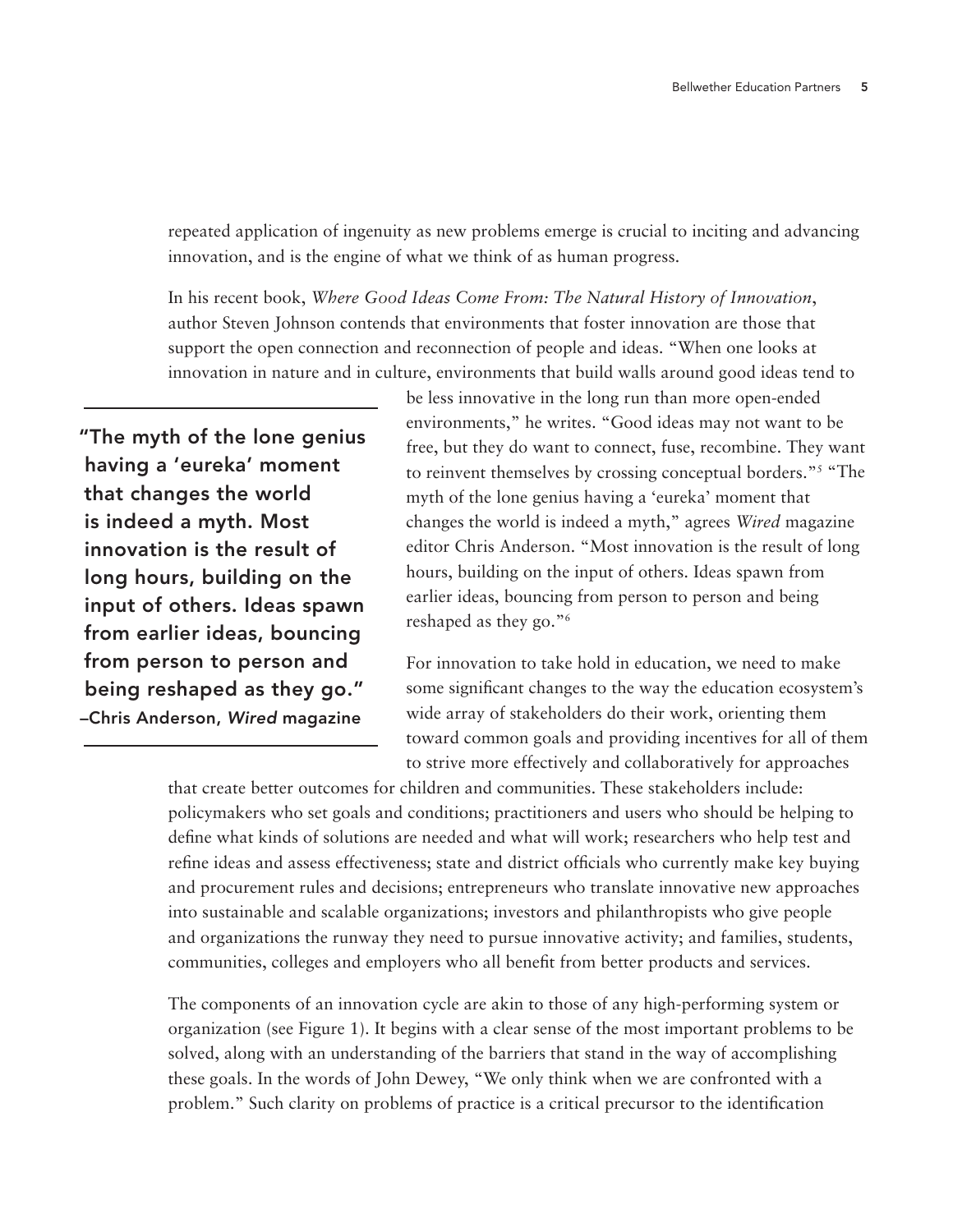repeated application of ingenuity as new problems emerge is crucial to inciting and advancing innovation, and is the engine of what we think of as human progress.

In his recent book, *Where Good Ideas Come From: The Natural History of Innovation*, author Steven Johnson contends that environments that foster innovation are those that support the open connection and reconnection of people and ideas. "When one looks at innovation in nature and in culture, environments that build walls around good ideas tend to be less innovative in the long run than more open-ended environments," he writes. "Good ideas may not want to be free, but they do want to connect, fuse, recombine. They want to reinvent themselves by crossing conceptual borders."[5] "The myth of the lone genius having a 'eureka' moment that changes the world is indeed a myth," agrees *Wired* magazine editor Chris Anderson. "Most innovation is the result of long hours, building on the input of others. Ideas spawn from earlier ideas, bouncing from person to person and being reshaped as they go."[6]

> **"The myth of the lone genius having a 'eureka' moment that changes the world is indeed a myth. Most innovation is the result of long hours, building on the input of others. Ideas spawn from earlier ideas, bouncing from person to person and being reshaped as they go."**
> **–Chris Anderson, *Wired* magazine**

For innovation to take hold in education, we need to make some significant changes to the way the education ecosystem's wide array of stakeholders do their work, orienting them toward common goals and providing incentives for all of them to strive more effectively and collaboratively for approaches that create better outcomes for children and communities. These stakeholders include: policymakers who set goals and conditions; practitioners and users who should be helping to define what kinds of solutions are needed and what will work; researchers who help test and refine ideas and assess effectiveness; state and district officials who currently make key buying and procurement rules and decisions; entrepreneurs who translate innovative new approaches into sustainable and scalable organizations; investors and philanthropists who give people and organizations the runway they need to pursue innovative activity; and families, students, communities, colleges and employers who all benefit from better products and services.

The components of an innovation cycle are akin to those of any high-performing system or organization (see Figure 1). It begins with a clear sense of the most important problems to be solved, along with an understanding of the barriers that stand in the way of accomplishing these goals. In the words of John Dewey, "We only think when we are confronted with a problem." Such clarity on problems of practice is a critical precursor to the identification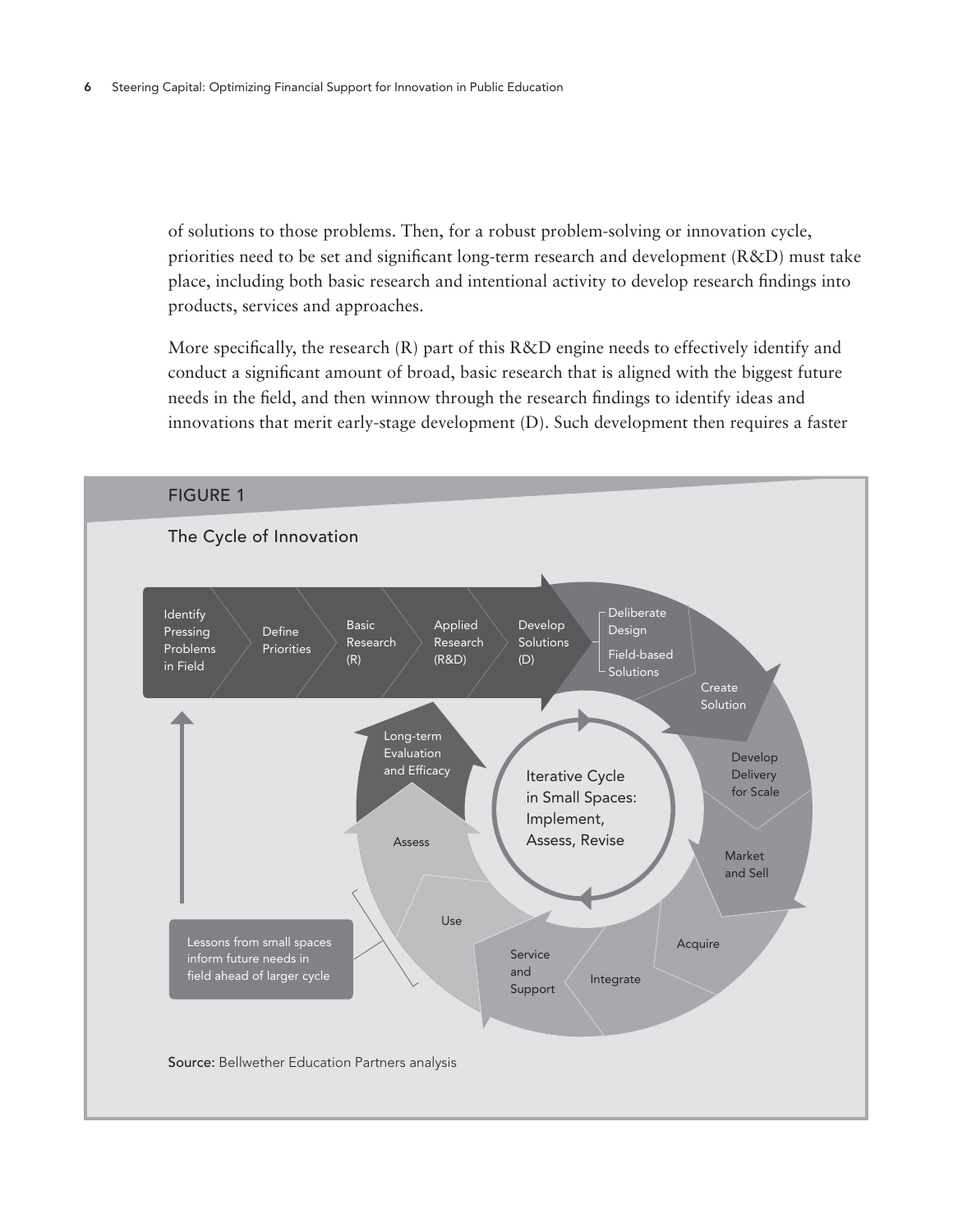of solutions to those problems. Then, for a robust problem-solving or innovation cycle, priorities need to be set and significant long-term research and development (R&D) must take place, including both basic research and intentional activity to develop research findings into products, services and approaches.

More specifically, the research (R) part of this R&D engine needs to effectively identify and conduct a significant amount of broad, basic research that is aligned with the biggest future needs in the field, and then winnow through the research findings to identify ideas and innovations that merit early-stage development (D). Such development then requires a faster

FIGURE 1

The Cycle of Innovation

Identify Pressing Problems in Field → Define Priorities → Basic Research (R) → Applied Research (R&D) → Develop Solutions (D) → Deliberate Design / Field-based Solutions → Create Solution → Develop Delivery for Scale → Market and Sell → Acquire → Integrate → Service and Support → Use → Assess → Long-term Evaluation and Efficacy

Iterative Cycle in Small Spaces: Implement, Assess, Revise

Lessons from small spaces inform future needs in field ahead of larger cycle

**Source:** Bellwether Education Partners analysis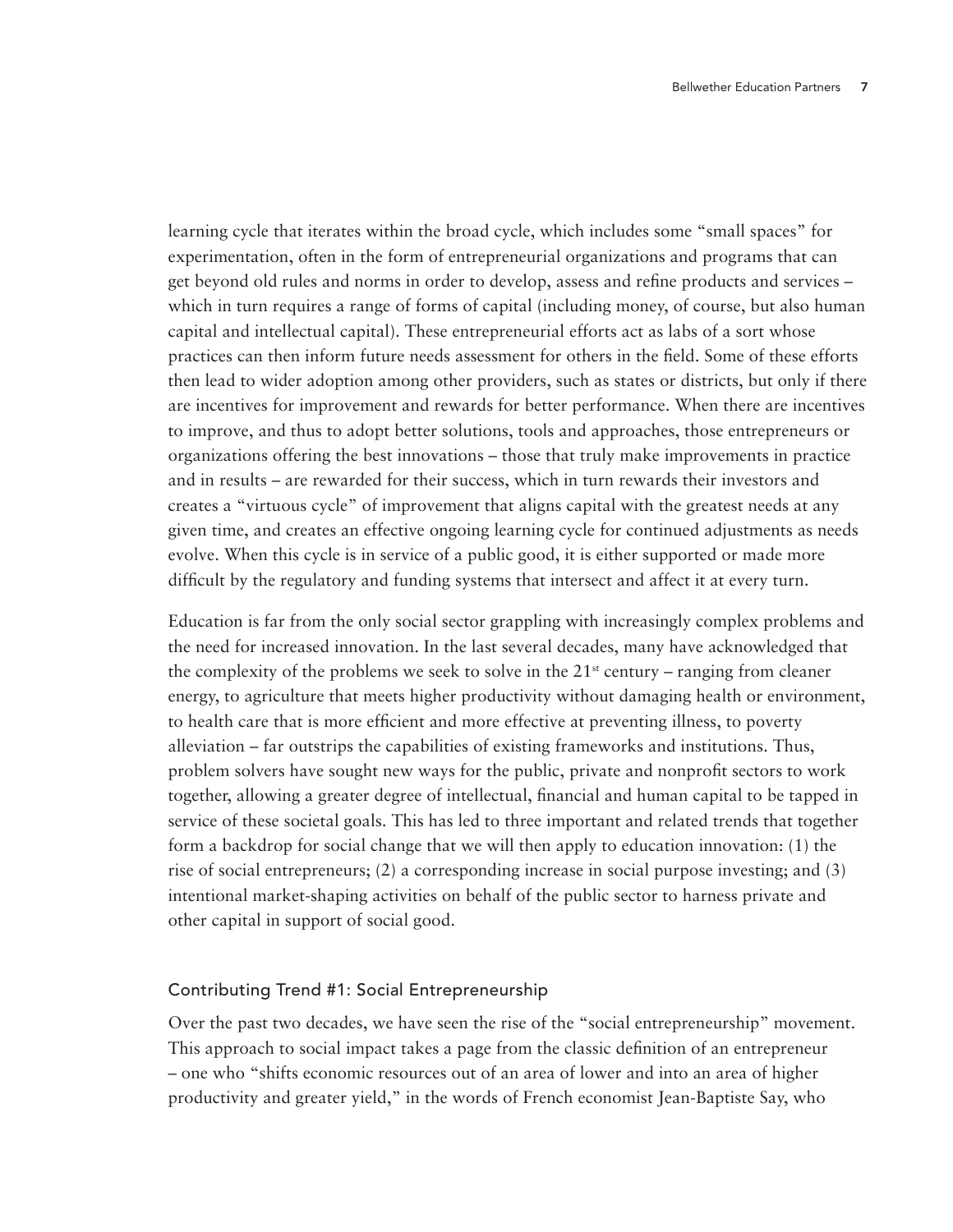learning cycle that iterates within the broad cycle, which includes some "small spaces" for experimentation, often in the form of entrepreneurial organizations and programs that can get beyond old rules and norms in order to develop, assess and refine products and services – which in turn requires a range of forms of capital (including money, of course, but also human capital and intellectual capital). These entrepreneurial efforts act as labs of a sort whose practices can then inform future needs assessment for others in the field. Some of these efforts then lead to wider adoption among other providers, such as states or districts, but only if there are incentives for improvement and rewards for better performance. When there are incentives to improve, and thus to adopt better solutions, tools and approaches, those entrepreneurs or organizations offering the best innovations – those that truly make improvements in practice and in results – are rewarded for their success, which in turn rewards their investors and creates a "virtuous cycle" of improvement that aligns capital with the greatest needs at any given time, and creates an effective ongoing learning cycle for continued adjustments as needs evolve. When this cycle is in service of a public good, it is either supported or made more difficult by the regulatory and funding systems that intersect and affect it at every turn.

Education is far from the only social sector grappling with increasingly complex problems and the need for increased innovation. In the last several decades, many have acknowledged that the complexity of the problems we seek to solve in the 21st century – ranging from cleaner energy, to agriculture that meets higher productivity without damaging health or environment, to health care that is more efficient and more effective at preventing illness, to poverty alleviation – far outstrips the capabilities of existing frameworks and institutions. Thus, problem solvers have sought new ways for the public, private and nonprofit sectors to work together, allowing a greater degree of intellectual, financial and human capital to be tapped in service of these societal goals. This has led to three important and related trends that together form a backdrop for social change that we will then apply to education innovation: (1) the rise of social entrepreneurs; (2) a corresponding increase in social purpose investing; and (3) intentional market-shaping activities on behalf of the public sector to harness private and other capital in support of social good.

### Contributing Trend #1: Social Entrepreneurship

Over the past two decades, we have seen the rise of the "social entrepreneurship" movement. This approach to social impact takes a page from the classic definition of an entrepreneur – one who "shifts economic resources out of an area of lower and into an area of higher productivity and greater yield," in the words of French economist Jean-Baptiste Say, who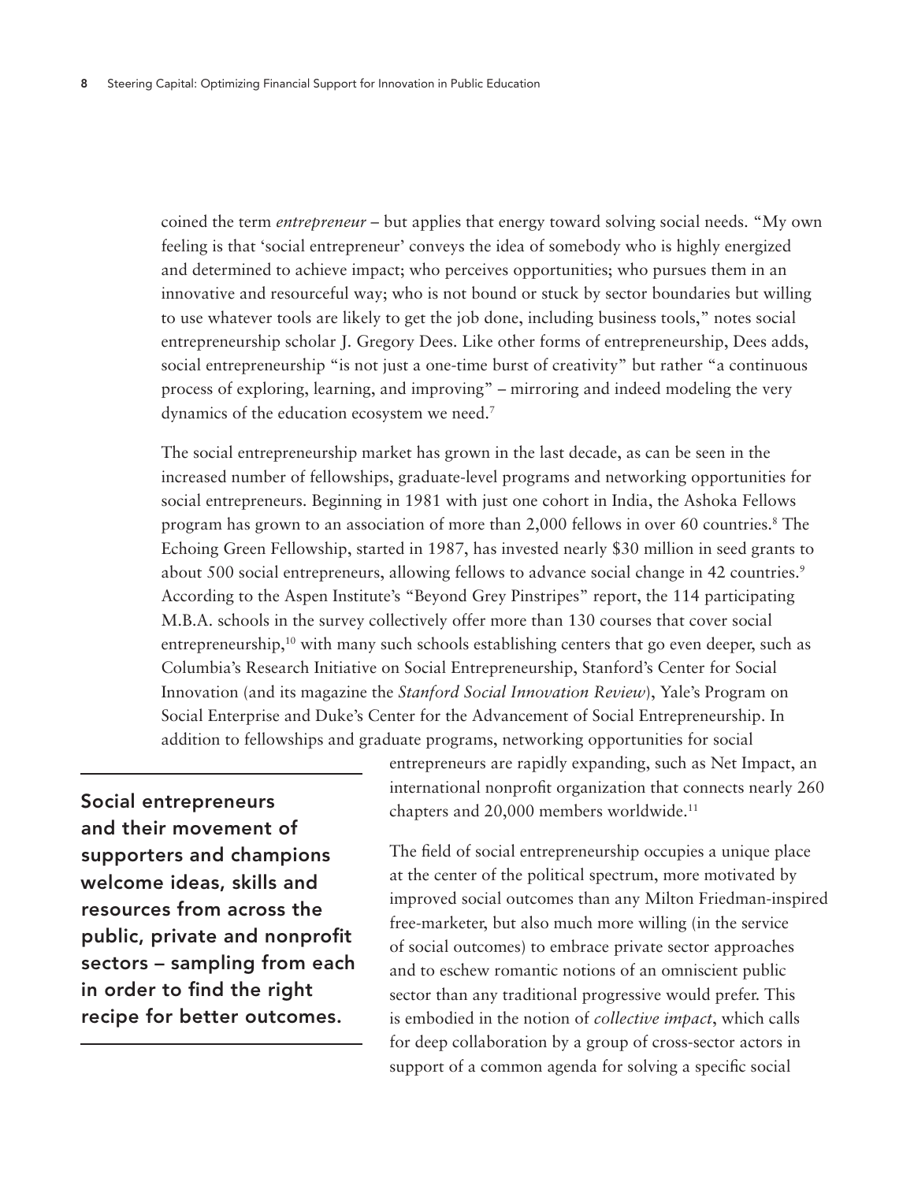coined the term *entrepreneur* – but applies that energy toward solving social needs. "My own feeling is that 'social entrepreneur' conveys the idea of somebody who is highly energized and determined to achieve impact; who perceives opportunities; who pursues them in an innovative and resourceful way; who is not bound or stuck by sector boundaries but willing to use whatever tools are likely to get the job done, including business tools," notes social entrepreneurship scholar J. Gregory Dees. Like other forms of entrepreneurship, Dees adds, social entrepreneurship "is not just a one-time burst of creativity" but rather "a continuous process of exploring, learning, and improving" – mirroring and indeed modeling the very dynamics of the education ecosystem we need.[7]

The social entrepreneurship market has grown in the last decade, as can be seen in the increased number of fellowships, graduate-level programs and networking opportunities for social entrepreneurs. Beginning in 1981 with just one cohort in India, the Ashoka Fellows program has grown to an association of more than 2,000 fellows in over 60 countries.[8] The Echoing Green Fellowship, started in 1987, has invested nearly $30 million in seed grants to about 500 social entrepreneurs, allowing fellows to advance social change in 42 countries.[9] According to the Aspen Institute's "Beyond Grey Pinstripes" report, the 114 participating M.B.A. schools in the survey collectively offer more than 130 courses that cover social entrepreneurship,[10] with many such schools establishing centers that go even deeper, such as Columbia's Research Initiative on Social Entrepreneurship, Stanford's Center for Social Innovation (and its magazine the *Stanford Social Innovation Review*), Yale's Program on Social Enterprise and Duke's Center for the Advancement of Social Entrepreneurship. In addition to fellowships and graduate programs, networking opportunities for social entrepreneurs are rapidly expanding, such as Net Impact, an international nonprofit organization that connects nearly 260 chapters and 20,000 members worldwide.[11]

**Social entrepreneurs and their movement of supporters and champions welcome ideas, skills and resources from across the public, private and nonprofit sectors – sampling from each in order to find the right recipe for better outcomes.**

The field of social entrepreneurship occupies a unique place at the center of the political spectrum, more motivated by improved social outcomes than any Milton Friedman-inspired free-marketer, but also much more willing (in the service of social outcomes) to embrace private sector approaches and to eschew romantic notions of an omniscient public sector than any traditional progressive would prefer. This is embodied in the notion of *collective impact*, which calls for deep collaboration by a group of cross-sector actors in support of a common agenda for solving a specific social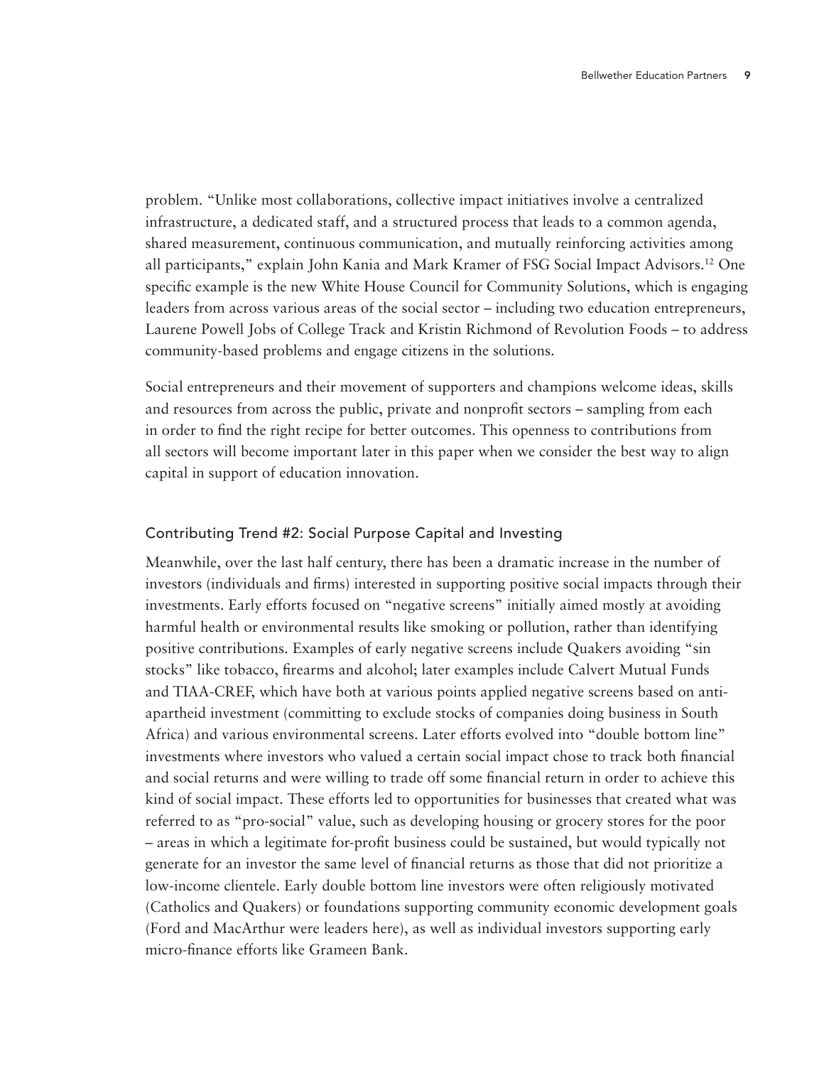problem. "Unlike most collaborations, collective impact initiatives involve a centralized infrastructure, a dedicated staff, and a structured process that leads to a common agenda, shared measurement, continuous communication, and mutually reinforcing activities among all participants," explain John Kania and Mark Kramer of FSG Social Impact Advisors.[12] One specific example is the new White House Council for Community Solutions, which is engaging leaders from across various areas of the social sector – including two education entrepreneurs, Laurene Powell Jobs of College Track and Kristin Richmond of Revolution Foods – to address community-based problems and engage citizens in the solutions.

Social entrepreneurs and their movement of supporters and champions welcome ideas, skills and resources from across the public, private and nonprofit sectors – sampling from each in order to find the right recipe for better outcomes. This openness to contributions from all sectors will become important later in this paper when we consider the best way to align capital in support of education innovation.

### Contributing Trend #2: Social Purpose Capital and Investing

Meanwhile, over the last half century, there has been a dramatic increase in the number of investors (individuals and firms) interested in supporting positive social impacts through their investments. Early efforts focused on "negative screens" initially aimed mostly at avoiding harmful health or environmental results like smoking or pollution, rather than identifying positive contributions. Examples of early negative screens include Quakers avoiding "sin stocks" like tobacco, firearms and alcohol; later examples include Calvert Mutual Funds and TIAA-CREF, which have both at various points applied negative screens based on anti-apartheid investment (committing to exclude stocks of companies doing business in South Africa) and various environmental screens. Later efforts evolved into "double bottom line" investments where investors who valued a certain social impact chose to track both financial and social returns and were willing to trade off some financial return in order to achieve this kind of social impact. These efforts led to opportunities for businesses that created what was referred to as "pro-social" value, such as developing housing or grocery stores for the poor – areas in which a legitimate for-profit business could be sustained, but would typically not generate for an investor the same level of financial returns as those that did not prioritize a low-income clientele. Early double bottom line investors were often religiously motivated (Catholics and Quakers) or foundations supporting community economic development goals (Ford and MacArthur were leaders here), as well as individual investors supporting early micro-finance efforts like Grameen Bank.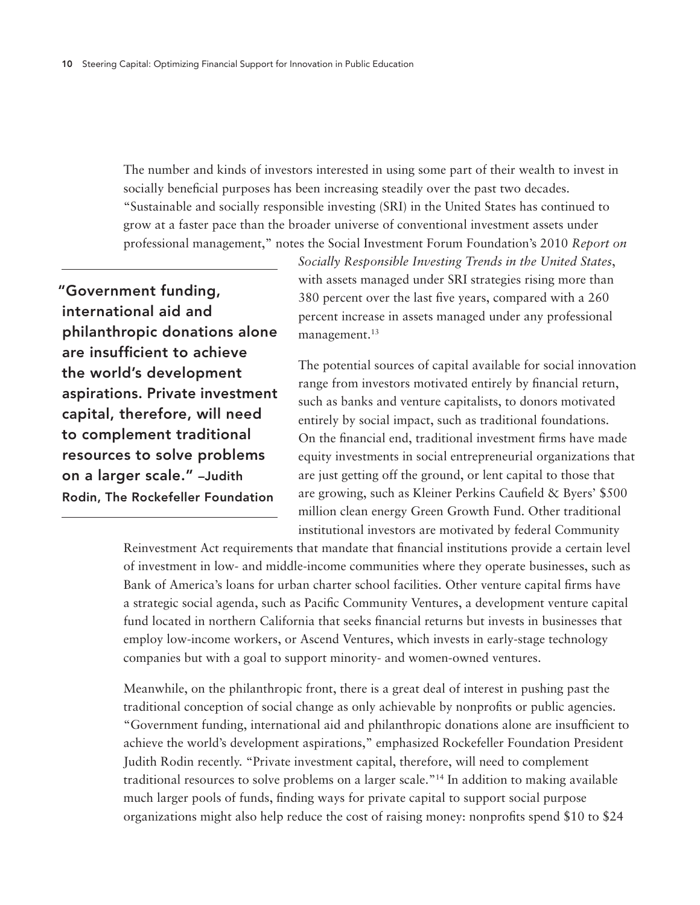The number and kinds of investors interested in using some part of their wealth to invest in socially beneficial purposes has been increasing steadily over the past two decades. "Sustainable and socially responsible investing (SRI) in the United States has continued to grow at a faster pace than the broader universe of conventional investment assets under professional management," notes the Social Investment Forum Foundation's 2010 *Report on Socially Responsible Investing Trends in the United States*, with assets managed under SRI strategies rising more than 380 percent over the last five years, compared with a 260 percent increase in assets managed under any professional management.[13]

> **"Government funding, international aid and philanthropic donations alone are insufficient to achieve the world's development aspirations. Private investment capital, therefore, will need to complement traditional resources to solve problems on a larger scale." –Judith Rodin, The Rockefeller Foundation**

The potential sources of capital available for social innovation range from investors motivated entirely by financial return, such as banks and venture capitalists, to donors motivated entirely by social impact, such as traditional foundations. On the financial end, traditional investment firms have made equity investments in social entrepreneurial organizations that are just getting off the ground, or lent capital to those that are growing, such as Kleiner Perkins Caufield & Byers' $500 million clean energy Green Growth Fund. Other traditional institutional investors are motivated by federal Community Reinvestment Act requirements that mandate that financial institutions provide a certain level of investment in low- and middle-income communities where they operate businesses, such as Bank of America's loans for urban charter school facilities. Other venture capital firms have a strategic social agenda, such as Pacific Community Ventures, a development venture capital fund located in northern California that seeks financial returns but invests in businesses that employ low-income workers, or Ascend Ventures, which invests in early-stage technology companies but with a goal to support minority- and women-owned ventures.

Meanwhile, on the philanthropic front, there is a great deal of interest in pushing past the traditional conception of social change as only achievable by nonprofits or public agencies. "Government funding, international aid and philanthropic donations alone are insufficient to achieve the world's development aspirations," emphasized Rockefeller Foundation President Judith Rodin recently. "Private investment capital, therefore, will need to complement traditional resources to solve problems on a larger scale."[14] In addition to making available much larger pools of funds, finding ways for private capital to support social purpose organizations might also help reduce the cost of raising money: nonprofits spend $10 to $24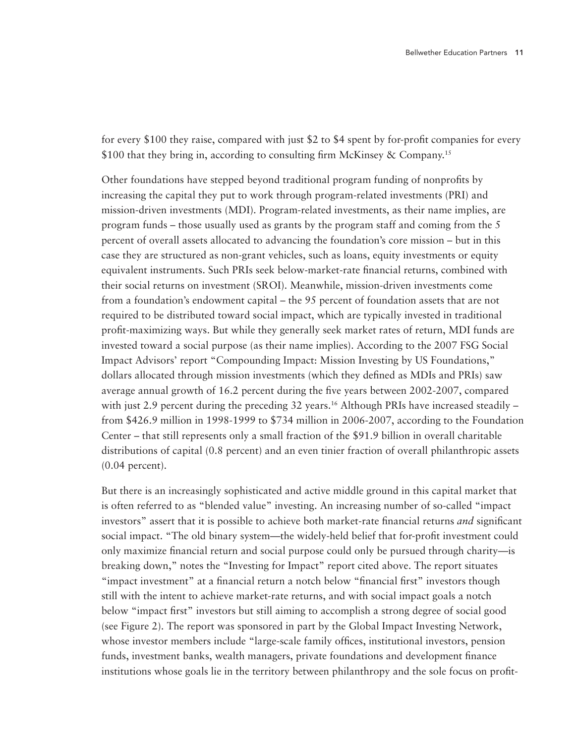for every $100 they raise, compared with just $2 to $4 spent by for-profit companies for every $100 that they bring in, according to consulting firm McKinsey & Company.[15]

Other foundations have stepped beyond traditional program funding of nonprofits by increasing the capital they put to work through program-related investments (PRI) and mission-driven investments (MDI). Program-related investments, as their name implies, are program funds – those usually used as grants by the program staff and coming from the 5 percent of overall assets allocated to advancing the foundation's core mission – but in this case they are structured as non-grant vehicles, such as loans, equity investments or equity equivalent instruments. Such PRIs seek below-market-rate financial returns, combined with their social returns on investment (SROI). Meanwhile, mission-driven investments come from a foundation's endowment capital – the 95 percent of foundation assets that are not required to be distributed toward social impact, which are typically invested in traditional profit-maximizing ways. But while they generally seek market rates of return, MDI funds are invested toward a social purpose (as their name implies). According to the 2007 FSG Social Impact Advisors' report "Compounding Impact: Mission Investing by US Foundations," dollars allocated through mission investments (which they defined as MDIs and PRIs) saw average annual growth of 16.2 percent during the five years between 2002-2007, compared with just 2.9 percent during the preceding 32 years.[16] Although PRIs have increased steadily – from $426.9 million in 1998-1999 to $734 million in 2006-2007, according to the Foundation Center – that still represents only a small fraction of the $91.9 billion in overall charitable distributions of capital (0.8 percent) and an even tinier fraction of overall philanthropic assets (0.04 percent).

But there is an increasingly sophisticated and active middle ground in this capital market that is often referred to as "blended value" investing. An increasing number of so-called "impact investors" assert that it is possible to achieve both market-rate financial returns *and* significant social impact. "The old binary system—the widely-held belief that for-profit investment could only maximize financial return and social purpose could only be pursued through charity—is breaking down," notes the "Investing for Impact" report cited above. The report situates "impact investment" at a financial return a notch below "financial first" investors though still with the intent to achieve market-rate returns, and with social impact goals a notch below "impact first" investors but still aiming to accomplish a strong degree of social good (see Figure 2). The report was sponsored in part by the Global Impact Investing Network, whose investor members include "large-scale family offices, institutional investors, pension funds, investment banks, wealth managers, private foundations and development finance institutions whose goals lie in the territory between philanthropy and the sole focus on profit-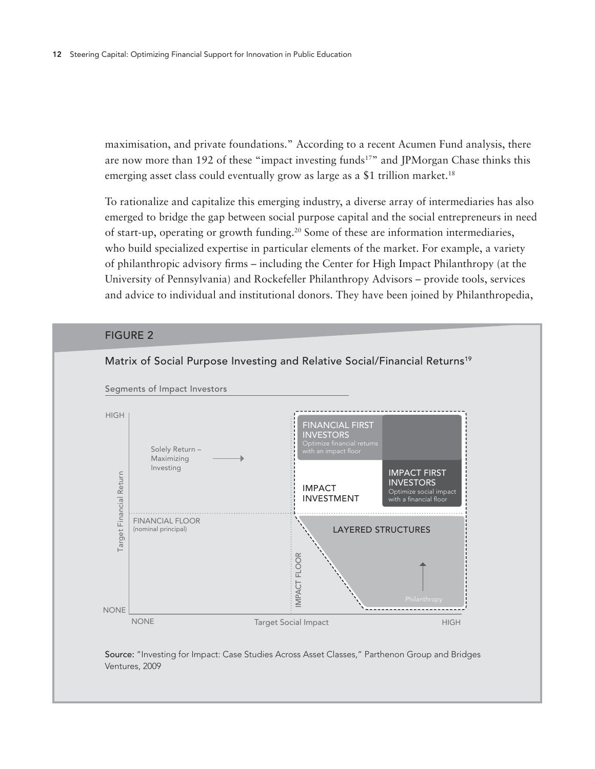maximisation, and private foundations." According to a recent Acumen Fund analysis, there are now more than 192 of these "impact investing funds[17]" and JPMorgan Chase thinks this emerging asset class could eventually grow as large as a $1 trillion market.[18]

To rationalize and capitalize this emerging industry, a diverse array of intermediaries has also emerged to bridge the gap between social purpose capital and the social entrepreneurs in need of start-up, operating or growth funding.[20] Some of these are information intermediaries, who build specialized expertise in particular elements of the market. For example, a variety of philanthropic advisory firms – including the Center for High Impact Philanthropy (at the University of Pennsylvania) and Rockefeller Philanthropy Advisors – provide tools, services and advice to individual and institutional donors. They have been joined by Philanthropedia,

## FIGURE 2

Matrix of Social Purpose Investing and Relative Social/Financial Returns[19]

Segments of Impact Investors

Target Financial Return (NONE to HIGH); Target Social Impact (NONE to HIGH)

- Solely Return – Maximizing Investing
- FINANCIAL FLOOR (nominal principal)
- IMPACT FLOOR
- IMPACT INVESTMENT
- FINANCIAL FIRST INVESTORS – Optimize financial returns with an impact floor
- IMPACT FIRST INVESTORS – Optimize social impact with a financial floor
- LAYERED STRUCTURES
- Philanthropy

**Source:** "Investing for Impact: Case Studies Across Asset Classes," Parthenon Group and Bridges Ventures, 2009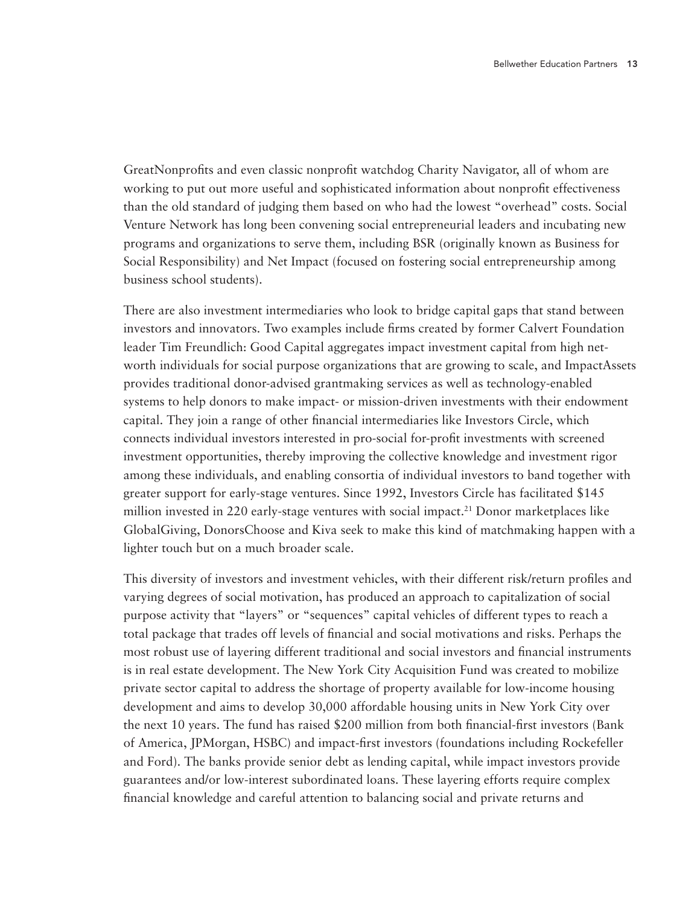GreatNonprofits and even classic nonprofit watchdog Charity Navigator, all of whom are working to put out more useful and sophisticated information about nonprofit effectiveness than the old standard of judging them based on who had the lowest "overhead" costs. Social Venture Network has long been convening social entrepreneurial leaders and incubating new programs and organizations to serve them, including BSR (originally known as Business for Social Responsibility) and Net Impact (focused on fostering social entrepreneurship among business school students).

There are also investment intermediaries who look to bridge capital gaps that stand between investors and innovators. Two examples include firms created by former Calvert Foundation leader Tim Freundlich: Good Capital aggregates impact investment capital from high net-worth individuals for social purpose organizations that are growing to scale, and ImpactAssets provides traditional donor-advised grantmaking services as well as technology-enabled systems to help donors to make impact- or mission-driven investments with their endowment capital. They join a range of other financial intermediaries like Investors Circle, which connects individual investors interested in pro-social for-profit investments with screened investment opportunities, thereby improving the collective knowledge and investment rigor among these individuals, and enabling consortia of individual investors to band together with greater support for early-stage ventures. Since 1992, Investors Circle has facilitated $145 million invested in 220 early-stage ventures with social impact.[21] Donor marketplaces like GlobalGiving, DonorsChoose and Kiva seek to make this kind of matchmaking happen with a lighter touch but on a much broader scale.

This diversity of investors and investment vehicles, with their different risk/return profiles and varying degrees of social motivation, has produced an approach to capitalization of social purpose activity that "layers" or "sequences" capital vehicles of different types to reach a total package that trades off levels of financial and social motivations and risks. Perhaps the most robust use of layering different traditional and social investors and financial instruments is in real estate development. The New York City Acquisition Fund was created to mobilize private sector capital to address the shortage of property available for low-income housing development and aims to develop 30,000 affordable housing units in New York City over the next 10 years. The fund has raised $200 million from both financial-first investors (Bank of America, JPMorgan, HSBC) and impact-first investors (foundations including Rockefeller and Ford). The banks provide senior debt as lending capital, while impact investors provide guarantees and/or low-interest subordinated loans. These layering efforts require complex financial knowledge and careful attention to balancing social and private returns and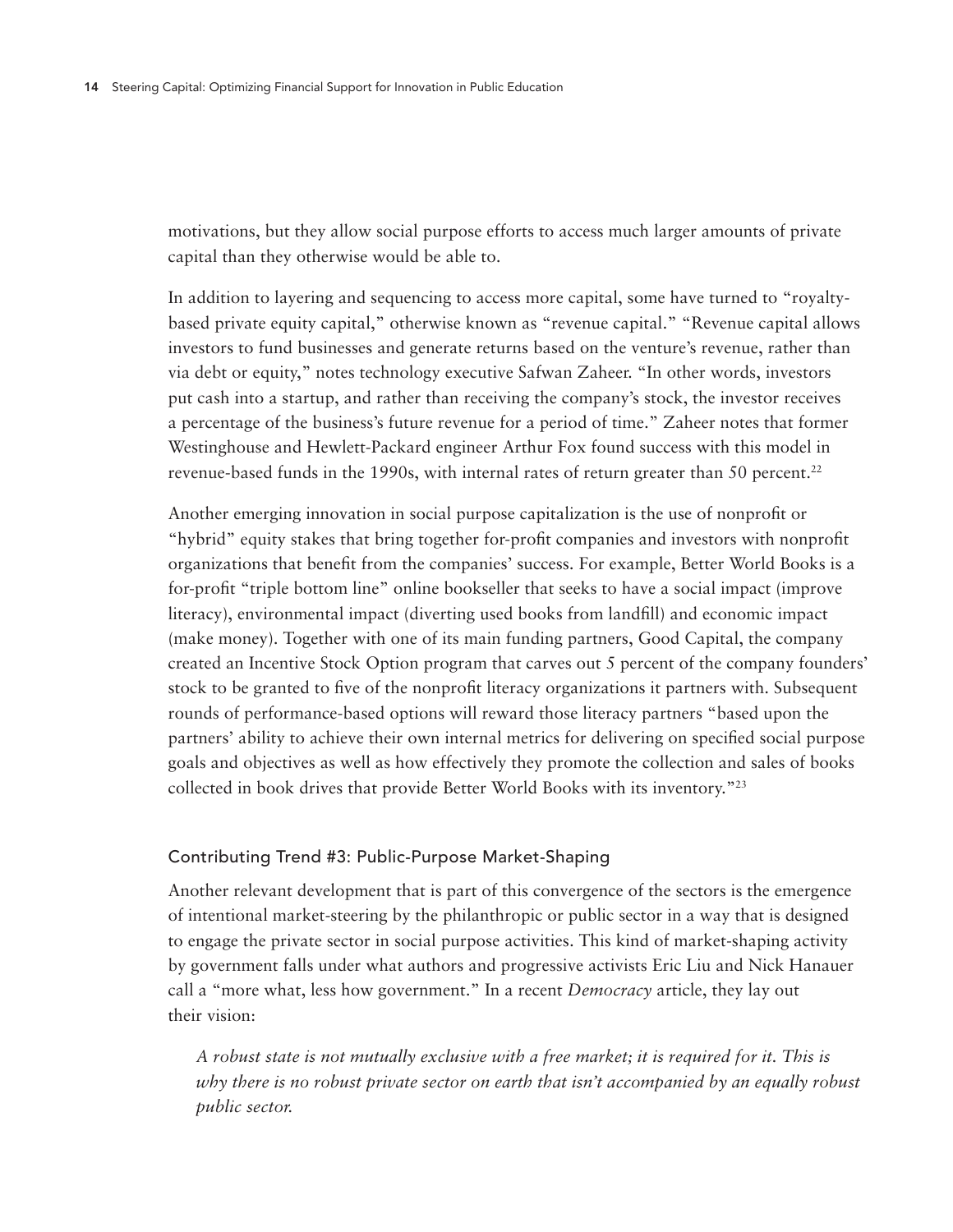motivations, but they allow social purpose efforts to access much larger amounts of private capital than they otherwise would be able to.

In addition to layering and sequencing to access more capital, some have turned to "royalty-based private equity capital," otherwise known as "revenue capital." "Revenue capital allows investors to fund businesses and generate returns based on the venture's revenue, rather than via debt or equity," notes technology executive Safwan Zaheer. "In other words, investors put cash into a startup, and rather than receiving the company's stock, the investor receives a percentage of the business's future revenue for a period of time." Zaheer notes that former Westinghouse and Hewlett-Packard engineer Arthur Fox found success with this model in revenue-based funds in the 1990s, with internal rates of return greater than 50 percent.[22]

Another emerging innovation in social purpose capitalization is the use of nonprofit or "hybrid" equity stakes that bring together for-profit companies and investors with nonprofit organizations that benefit from the companies' success. For example, Better World Books is a for-profit "triple bottom line" online bookseller that seeks to have a social impact (improve literacy), environmental impact (diverting used books from landfill) and economic impact (make money). Together with one of its main funding partners, Good Capital, the company created an Incentive Stock Option program that carves out 5 percent of the company founders' stock to be granted to five of the nonprofit literacy organizations it partners with. Subsequent rounds of performance-based options will reward those literacy partners "based upon the partners' ability to achieve their own internal metrics for delivering on specified social purpose goals and objectives as well as how effectively they promote the collection and sales of books collected in book drives that provide Better World Books with its inventory."[23]

### Contributing Trend #3: Public-Purpose Market-Shaping

Another relevant development that is part of this convergence of the sectors is the emergence of intentional market-steering by the philanthropic or public sector in a way that is designed to engage the private sector in social purpose activities. This kind of market-shaping activity by government falls under what authors and progressive activists Eric Liu and Nick Hanauer call a "more what, less how government." In a recent *Democracy* article, they lay out their vision:

> *A robust state is not mutually exclusive with a free market; it is required for it. This is why there is no robust private sector on earth that isn't accompanied by an equally robust public sector.*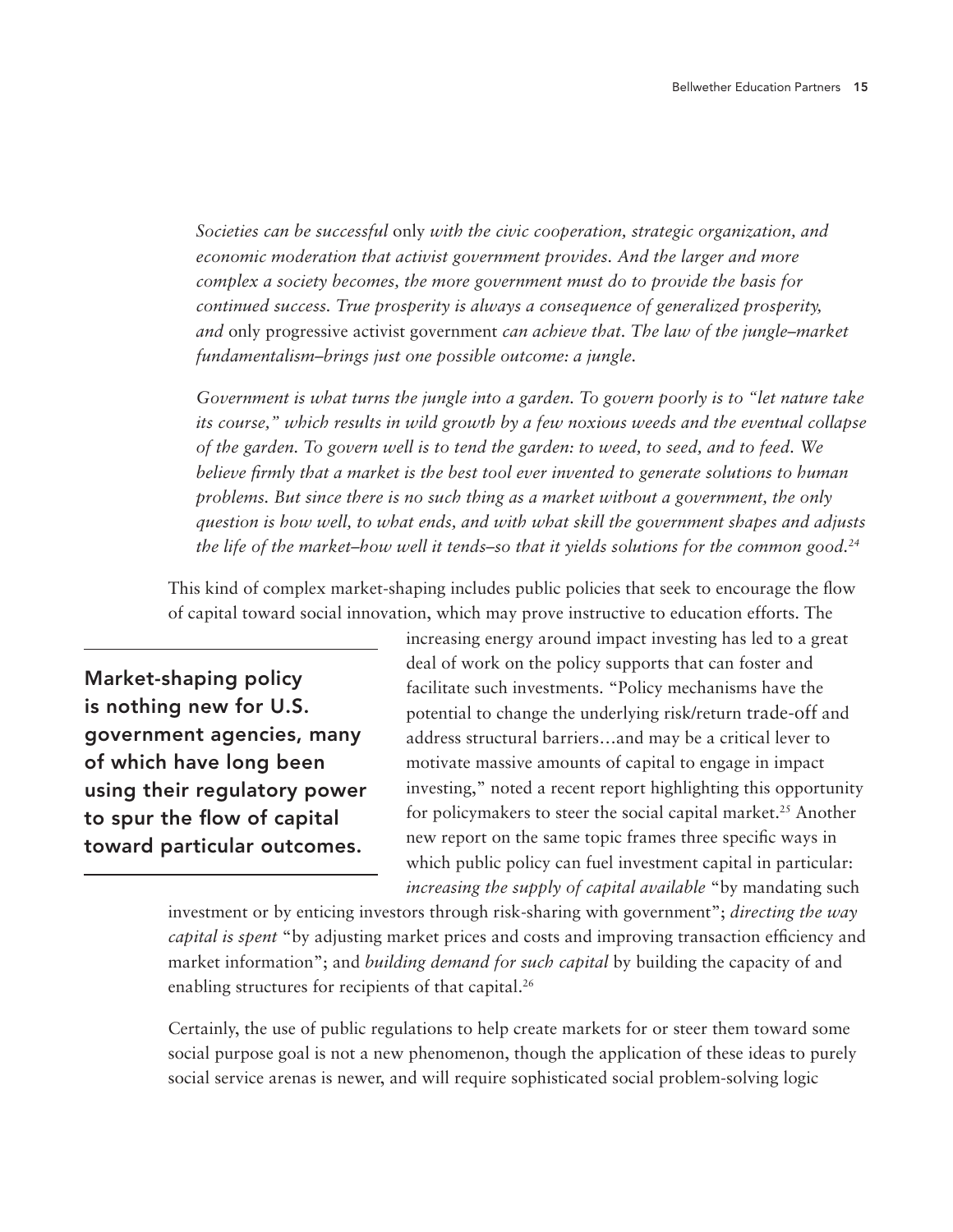*Societies can be successful* only *with the civic cooperation, strategic organization, and economic moderation that activist government provides. And the larger and more complex a society becomes, the more government must do to provide the basis for continued success. True prosperity is always a consequence of generalized prosperity, and* only progressive activist government *can achieve that. The law of the jungle–market fundamentalism–brings just one possible outcome: a jungle.*

*Government is what turns the jungle into a garden. To govern poorly is to "let nature take its course," which results in wild growth by a few noxious weeds and the eventual collapse of the garden. To govern well is to tend the garden: to weed, to seed, and to feed. We believe firmly that a market is the best tool ever invented to generate solutions to human problems. But since there is no such thing as a market without a government, the only question is how well, to what ends, and with what skill the government shapes and adjusts the life of the market–how well it tends–so that it yields solutions for the common good.*[24]

This kind of complex market-shaping includes public policies that seek to encourage the flow of capital toward social innovation, which may prove instructive to education efforts. The increasing energy around impact investing has led to a great deal of work on the policy supports that can foster and facilitate such investments. "Policy mechanisms have the potential to change the underlying risk/return trade-off and address structural barriers…and may be a critical lever to motivate massive amounts of capital to engage in impact investing," noted a recent report highlighting this opportunity for policymakers to steer the social capital market.[25] Another new report on the same topic frames three specific ways in which public policy can fuel investment capital in particular: *increasing the supply of capital available* "by mandating such investment or by enticing investors through risk-sharing with government"; *directing the way capital is spent* "by adjusting market prices and costs and improving transaction efficiency and market information"; and *building demand for such capital* by building the capacity of and enabling structures for recipients of that capital.[26]

**Market-shaping policy is nothing new for U.S. government agencies, many of which have long been using their regulatory power to spur the flow of capital toward particular outcomes.**

Certainly, the use of public regulations to help create markets for or steer them toward some social purpose goal is not a new phenomenon, though the application of these ideas to purely social service arenas is newer, and will require sophisticated social problem-solving logic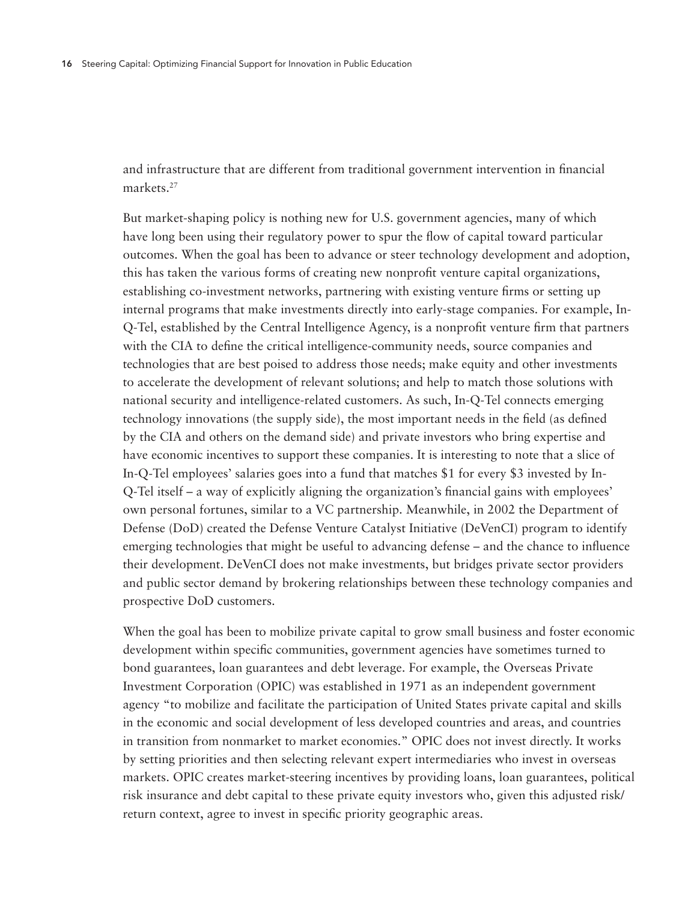and infrastructure that are different from traditional government intervention in financial markets.[27]

But market-shaping policy is nothing new for U.S. government agencies, many of which have long been using their regulatory power to spur the flow of capital toward particular outcomes. When the goal has been to advance or steer technology development and adoption, this has taken the various forms of creating new nonprofit venture capital organizations, establishing co-investment networks, partnering with existing venture firms or setting up internal programs that make investments directly into early-stage companies. For example, In-Q-Tel, established by the Central Intelligence Agency, is a nonprofit venture firm that partners with the CIA to define the critical intelligence-community needs, source companies and technologies that are best poised to address those needs; make equity and other investments to accelerate the development of relevant solutions; and help to match those solutions with national security and intelligence-related customers. As such, In-Q-Tel connects emerging technology innovations (the supply side), the most important needs in the field (as defined by the CIA and others on the demand side) and private investors who bring expertise and have economic incentives to support these companies. It is interesting to note that a slice of In-Q-Tel employees' salaries goes into a fund that matches $1 for every $3 invested by In-Q-Tel itself – a way of explicitly aligning the organization's financial gains with employees' own personal fortunes, similar to a VC partnership. Meanwhile, in 2002 the Department of Defense (DoD) created the Defense Venture Catalyst Initiative (DeVenCI) program to identify emerging technologies that might be useful to advancing defense – and the chance to influence their development. DeVenCI does not make investments, but bridges private sector providers and public sector demand by brokering relationships between these technology companies and prospective DoD customers.

When the goal has been to mobilize private capital to grow small business and foster economic development within specific communities, government agencies have sometimes turned to bond guarantees, loan guarantees and debt leverage. For example, the Overseas Private Investment Corporation (OPIC) was established in 1971 as an independent government agency "to mobilize and facilitate the participation of United States private capital and skills in the economic and social development of less developed countries and areas, and countries in transition from nonmarket to market economies." OPIC does not invest directly. It works by setting priorities and then selecting relevant expert intermediaries who invest in overseas markets. OPIC creates market-steering incentives by providing loans, loan guarantees, political risk insurance and debt capital to these private equity investors who, given this adjusted risk/return context, agree to invest in specific priority geographic areas.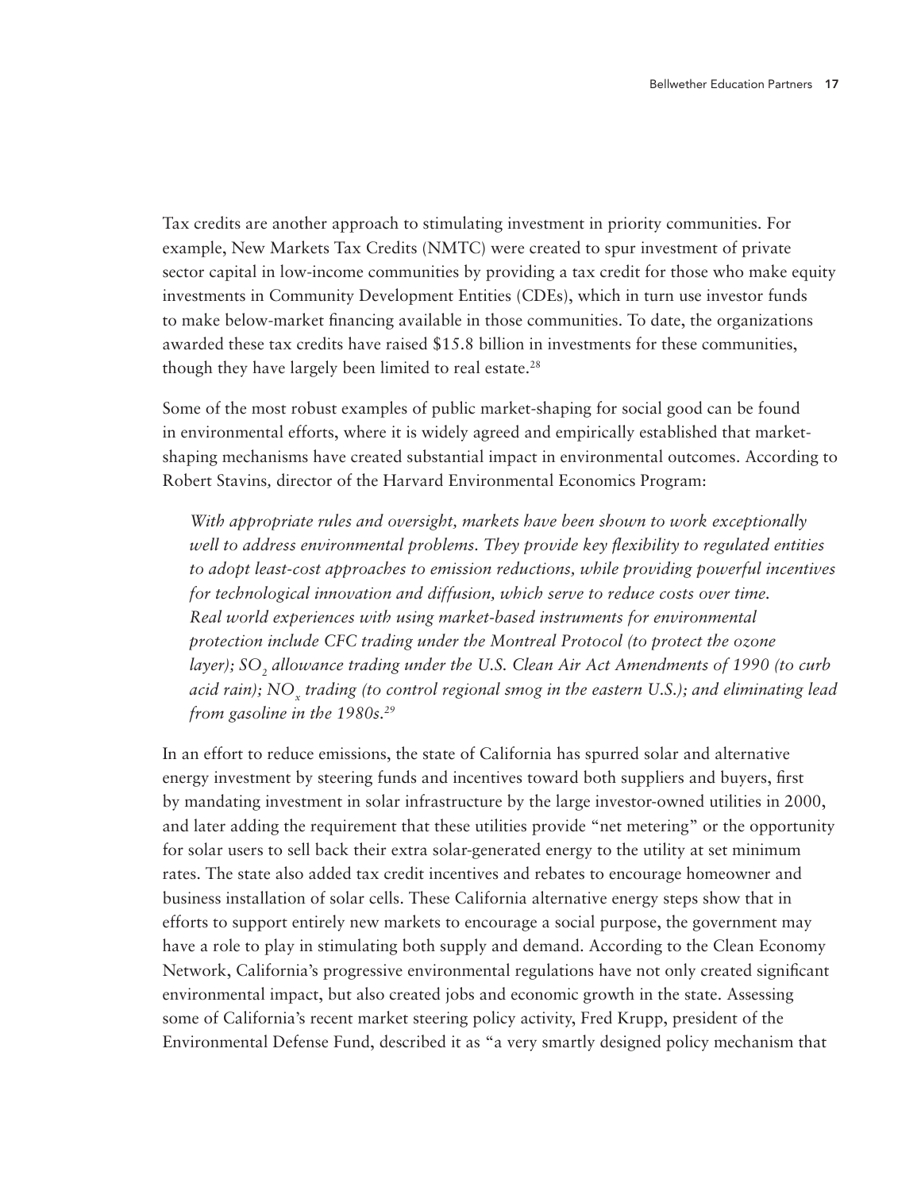Tax credits are another approach to stimulating investment in priority communities. For example, New Markets Tax Credits (NMTC) were created to spur investment of private sector capital in low-income communities by providing a tax credit for those who make equity investments in Community Development Entities (CDEs), which in turn use investor funds to make below-market financing available in those communities. To date, the organizations awarded these tax credits have raised $15.8 billion in investments for these communities, though they have largely been limited to real estate.[28]

Some of the most robust examples of public market-shaping for social good can be found in environmental efforts, where it is widely agreed and empirically established that market-shaping mechanisms have created substantial impact in environmental outcomes. According to Robert Stavins, director of the Harvard Environmental Economics Program:

> *With appropriate rules and oversight, markets have been shown to work exceptionally well to address environmental problems. They provide key flexibility to regulated entities to adopt least-cost approaches to emission reductions, while providing powerful incentives for technological innovation and diffusion, which serve to reduce costs over time. Real world experiences with using market-based instruments for environmental protection include CFC trading under the Montreal Protocol (to protect the ozone layer); $SO_2$ allowance trading under the U.S. Clean Air Act Amendments of 1990 (to curb acid rain); $NO_x$ trading (to control regional smog in the eastern U.S.); and eliminating lead from gasoline in the 1980s.*[29]

In an effort to reduce emissions, the state of California has spurred solar and alternative energy investment by steering funds and incentives toward both suppliers and buyers, first by mandating investment in solar infrastructure by the large investor-owned utilities in 2000, and later adding the requirement that these utilities provide "net metering" or the opportunity for solar users to sell back their extra solar-generated energy to the utility at set minimum rates. The state also added tax credit incentives and rebates to encourage homeowner and business installation of solar cells. These California alternative energy steps show that in efforts to support entirely new markets to encourage a social purpose, the government may have a role to play in stimulating both supply and demand. According to the Clean Economy Network, California's progressive environmental regulations have not only created significant environmental impact, but also created jobs and economic growth in the state. Assessing some of California's recent market steering policy activity, Fred Krupp, president of the Environmental Defense Fund, described it as "a very smartly designed policy mechanism that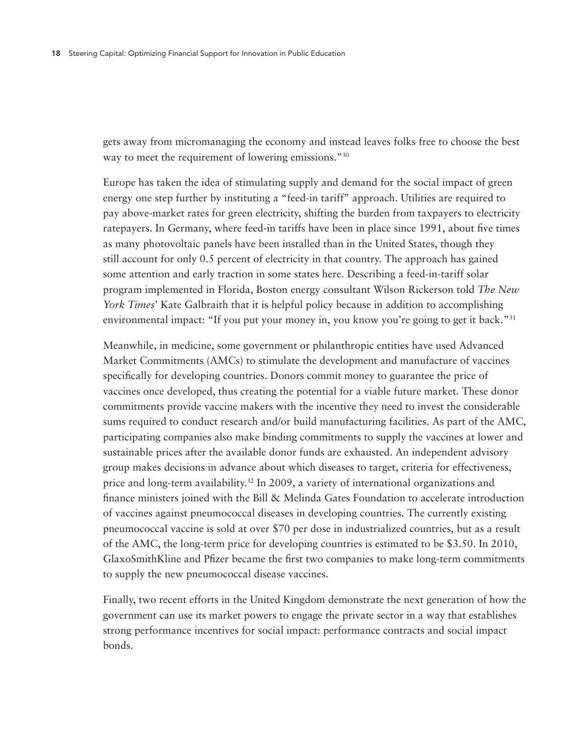gets away from micromanaging the economy and instead leaves folks free to choose the best way to meet the requirement of lowering emissions."[30]

Europe has taken the idea of stimulating supply and demand for the social impact of green energy one step further by instituting a "feed-in tariff" approach. Utilities are required to pay above-market rates for green electricity, shifting the burden from taxpayers to electricity ratepayers. In Germany, where feed-in tariffs have been in place since 1991, about five times as many photovoltaic panels have been installed than in the United States, though they still account for only 0.5 percent of electricity in that country. The approach has gained some attention and early traction in some states here. Describing a feed-in-tariff solar program implemented in Florida, Boston energy consultant Wilson Rickerson told *The New York Times*' Kate Galbraith that it is helpful policy because in addition to accomplishing environmental impact: "If you put your money in, you know you're going to get it back."[31]

Meanwhile, in medicine, some government or philanthropic entities have used Advanced Market Commitments (AMCs) to stimulate the development and manufacture of vaccines specifically for developing countries. Donors commit money to guarantee the price of vaccines once developed, thus creating the potential for a viable future market. These donor commitments provide vaccine makers with the incentive they need to invest the considerable sums required to conduct research and/or build manufacturing facilities. As part of the AMC, participating companies also make binding commitments to supply the vaccines at lower and sustainable prices after the available donor funds are exhausted. An independent advisory group makes decisions in advance about which diseases to target, criteria for effectiveness, price and long-term availability.[32] In 2009, a variety of international organizations and finance ministers joined with the Bill & Melinda Gates Foundation to accelerate introduction of vaccines against pneumococcal diseases in developing countries. The currently existing pneumococcal vaccine is sold at over $70 per dose in industrialized countries, but as a result of the AMC, the long-term price for developing countries is estimated to be $3.50. In 2010, GlaxoSmithKline and Pfizer became the first two companies to make long-term commitments to supply the new pneumococcal disease vaccines.

Finally, two recent efforts in the United Kingdom demonstrate the next generation of how the government can use its market powers to engage the private sector in a way that establishes strong performance incentives for social impact: performance contracts and social impact bonds.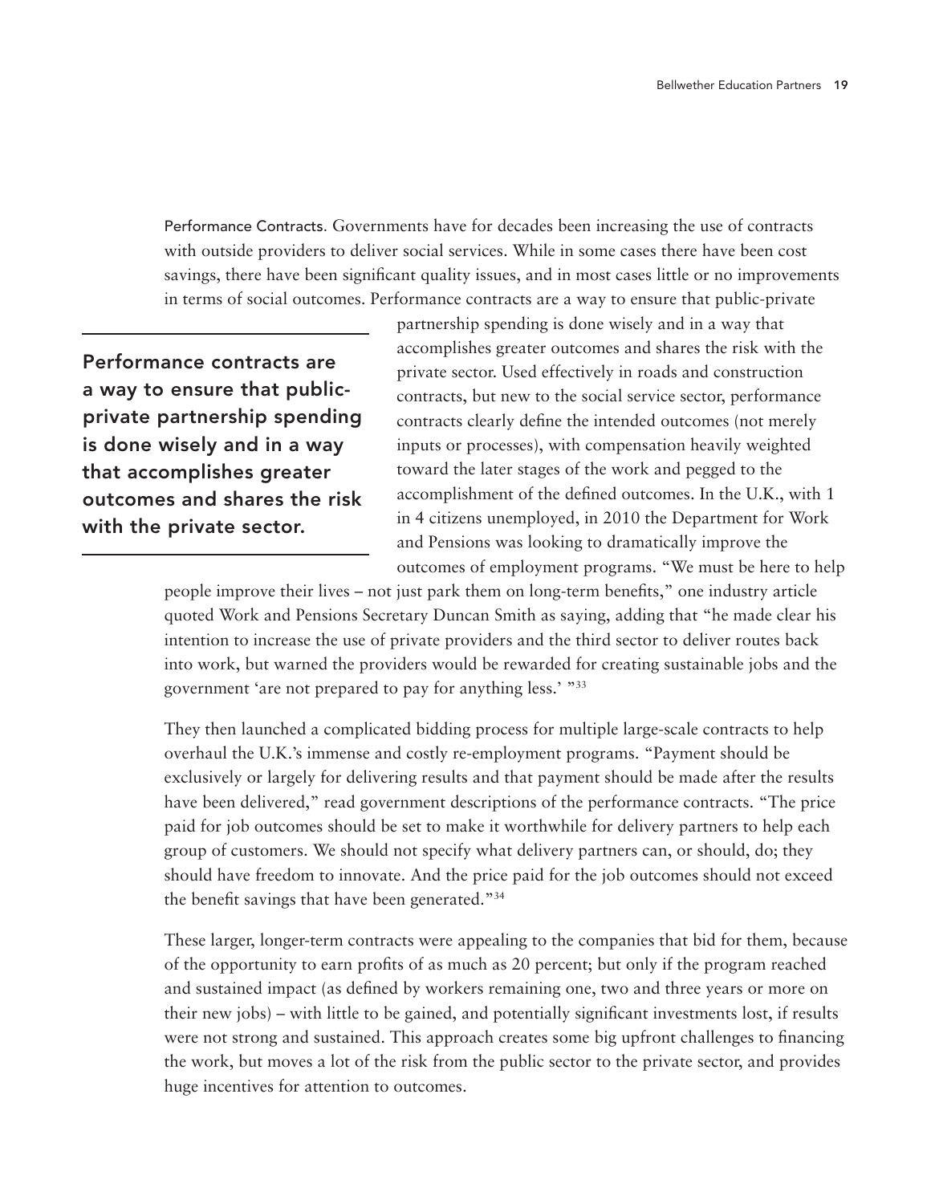Performance Contracts. Governments have for decades been increasing the use of contracts with outside providers to deliver social services. While in some cases there have been cost savings, there have been significant quality issues, and in most cases little or no improvements in terms of social outcomes. Performance contracts are a way to ensure that public-private partnership spending is done wisely and in a way that accomplishes greater outcomes and shares the risk with the private sector. Used effectively in roads and construction contracts, but new to the social service sector, performance contracts clearly define the intended outcomes (not merely inputs or processes), with compensation heavily weighted toward the later stages of the work and pegged to the accomplishment of the defined outcomes. In the U.K., with 1 in 4 citizens unemployed, in 2010 the Department for Work and Pensions was looking to dramatically improve the outcomes of employment programs. "We must be here to help people improve their lives – not just park them on long-term benefits," one industry article quoted Work and Pensions Secretary Duncan Smith as saying, adding that "he made clear his intention to increase the use of private providers and the third sector to deliver routes back into work, but warned the providers would be rewarded for creating sustainable jobs and the government 'are not prepared to pay for anything less.' "[33]

> **Performance contracts are a way to ensure that public-private partnership spending is done wisely and in a way that accomplishes greater outcomes and shares the risk with the private sector.**

They then launched a complicated bidding process for multiple large-scale contracts to help overhaul the U.K.'s immense and costly re-employment programs. "Payment should be exclusively or largely for delivering results and that payment should be made after the results have been delivered," read government descriptions of the performance contracts. "The price paid for job outcomes should be set to make it worthwhile for delivery partners to help each group of customers. We should not specify what delivery partners can, or should, do; they should have freedom to innovate. And the price paid for the job outcomes should not exceed the benefit savings that have been generated."[34]

These larger, longer-term contracts were appealing to the companies that bid for them, because of the opportunity to earn profits of as much as 20 percent; but only if the program reached and sustained impact (as defined by workers remaining one, two and three years or more on their new jobs) – with little to be gained, and potentially significant investments lost, if results were not strong and sustained. This approach creates some big upfront challenges to financing the work, but moves a lot of the risk from the public sector to the private sector, and provides huge incentives for attention to outcomes.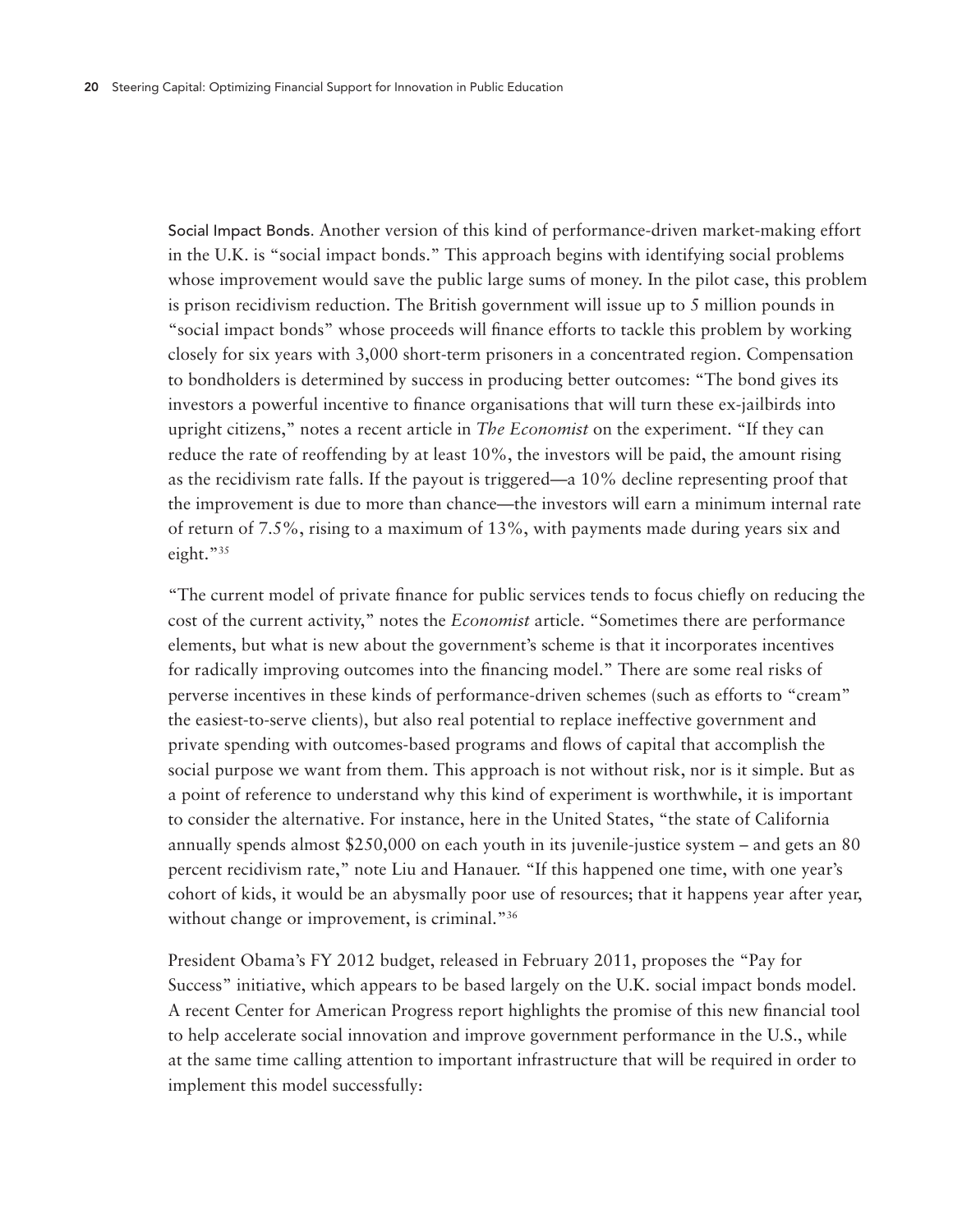Social Impact Bonds. Another version of this kind of performance-driven market-making effort in the U.K. is "social impact bonds." This approach begins with identifying social problems whose improvement would save the public large sums of money. In the pilot case, this problem is prison recidivism reduction. The British government will issue up to 5 million pounds in "social impact bonds" whose proceeds will finance efforts to tackle this problem by working closely for six years with 3,000 short-term prisoners in a concentrated region. Compensation to bondholders is determined by success in producing better outcomes: "The bond gives its investors a powerful incentive to finance organisations that will turn these ex-jailbirds into upright citizens," notes a recent article in *The Economist* on the experiment. "If they can reduce the rate of reoffending by at least 10%, the investors will be paid, the amount rising as the recidivism rate falls. If the payout is triggered—a 10% decline representing proof that the improvement is due to more than chance—the investors will earn a minimum internal rate of return of 7.5%, rising to a maximum of 13%, with payments made during years six and eight."[35]

"The current model of private finance for public services tends to focus chiefly on reducing the cost of the current activity," notes the *Economist* article. "Sometimes there are performance elements, but what is new about the government's scheme is that it incorporates incentives for radically improving outcomes into the financing model." There are some real risks of perverse incentives in these kinds of performance-driven schemes (such as efforts to "cream" the easiest-to-serve clients), but also real potential to replace ineffective government and private spending with outcomes-based programs and flows of capital that accomplish the social purpose we want from them. This approach is not without risk, nor is it simple. But as a point of reference to understand why this kind of experiment is worthwhile, it is important to consider the alternative. For instance, here in the United States, "the state of California annually spends almost $250,000 on each youth in its juvenile-justice system – and gets an 80 percent recidivism rate," note Liu and Hanauer. "If this happened one time, with one year's cohort of kids, it would be an abysmally poor use of resources; that it happens year after year, without change or improvement, is criminal."[36]

President Obama's FY 2012 budget, released in February 2011, proposes the "Pay for Success" initiative, which appears to be based largely on the U.K. social impact bonds model. A recent Center for American Progress report highlights the promise of this new financial tool to help accelerate social innovation and improve government performance in the U.S., while at the same time calling attention to important infrastructure that will be required in order to implement this model successfully: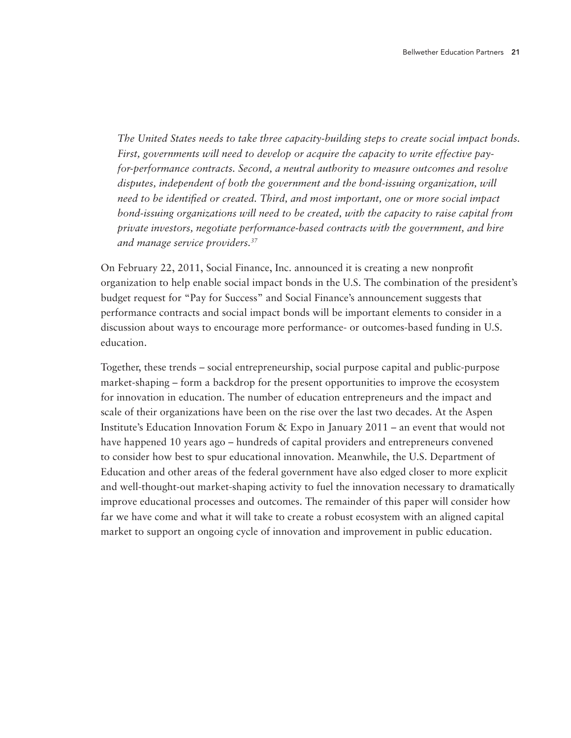*The United States needs to take three capacity-building steps to create social impact bonds. First, governments will need to develop or acquire the capacity to write effective pay-for-performance contracts. Second, a neutral authority to measure outcomes and resolve disputes, independent of both the government and the bond-issuing organization, will need to be identified or created. Third, and most important, one or more social impact bond-issuing organizations will need to be created, with the capacity to raise capital from private investors, negotiate performance-based contracts with the government, and hire and manage service providers.*[37]

On February 22, 2011, Social Finance, Inc. announced it is creating a new nonprofit organization to help enable social impact bonds in the U.S. The combination of the president's budget request for "Pay for Success" and Social Finance's announcement suggests that performance contracts and social impact bonds will be important elements to consider in a discussion about ways to encourage more performance- or outcomes-based funding in U.S. education.

Together, these trends – social entrepreneurship, social purpose capital and public-purpose market-shaping – form a backdrop for the present opportunities to improve the ecosystem for innovation in education. The number of education entrepreneurs and the impact and scale of their organizations have been on the rise over the last two decades. At the Aspen Institute's Education Innovation Forum & Expo in January 2011 – an event that would not have happened 10 years ago – hundreds of capital providers and entrepreneurs convened to consider how best to spur educational innovation. Meanwhile, the U.S. Department of Education and other areas of the federal government have also edged closer to more explicit and well-thought-out market-shaping activity to fuel the innovation necessary to dramatically improve educational processes and outcomes. The remainder of this paper will consider how far we have come and what it will take to create a robust ecosystem with an aligned capital market to support an ongoing cycle of innovation and improvement in public education.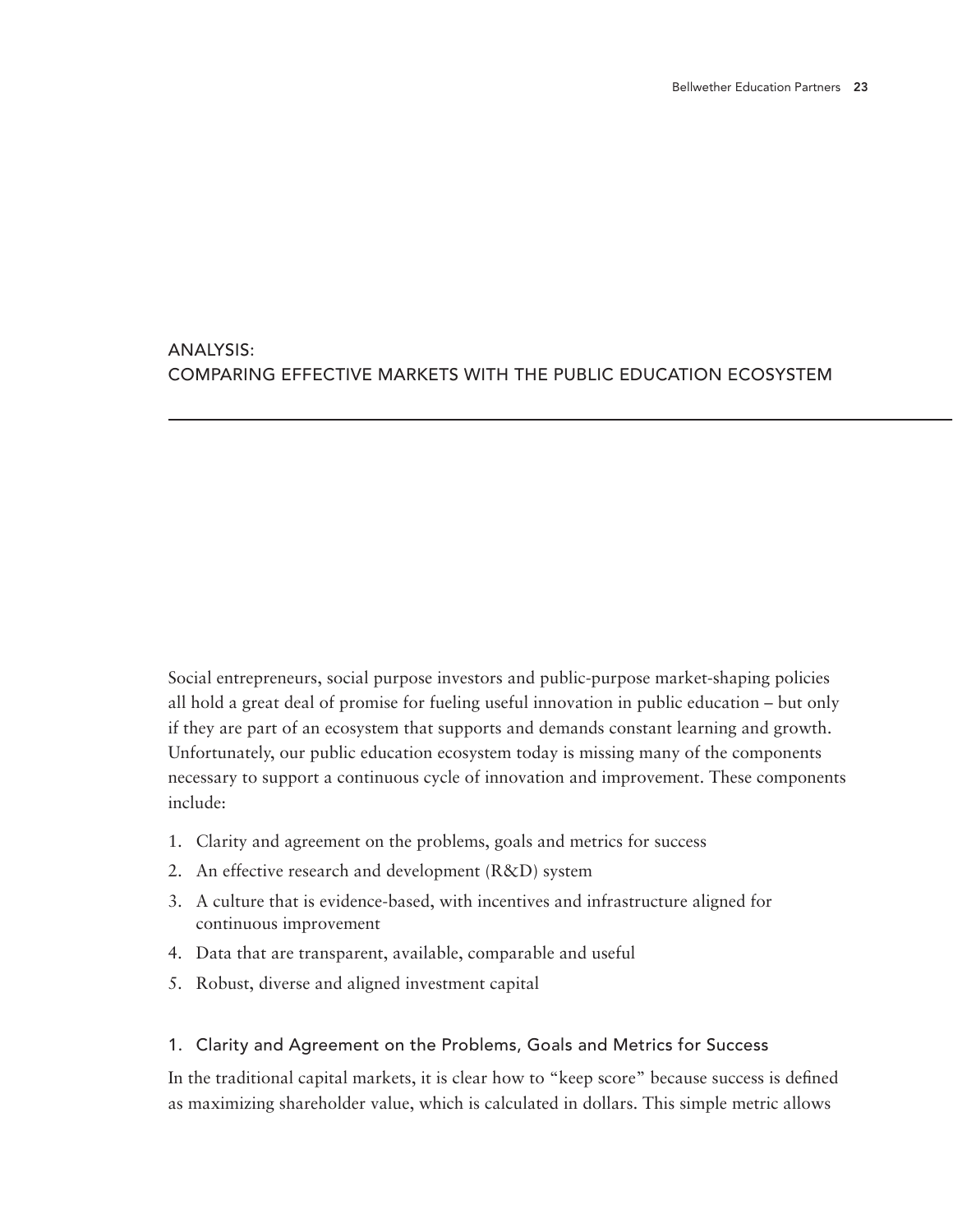# ANALYSIS:
# COMPARING EFFECTIVE MARKETS WITH THE PUBLIC EDUCATION ECOSYSTEM

Social entrepreneurs, social purpose investors and public-purpose market-shaping policies all hold a great deal of promise for fueling useful innovation in public education – but only if they are part of an ecosystem that supports and demands constant learning and growth. Unfortunately, our public education ecosystem today is missing many of the components necessary to support a continuous cycle of innovation and improvement. These components include:

1. Clarity and agreement on the problems, goals and metrics for success
2. An effective research and development (R&D) system
3. A culture that is evidence-based, with incentives and infrastructure aligned for continuous improvement
4. Data that are transparent, available, comparable and useful
5. Robust, diverse and aligned investment capital

## 1. Clarity and Agreement on the Problems, Goals and Metrics for Success

In the traditional capital markets, it is clear how to "keep score" because success is defined as maximizing shareholder value, which is calculated in dollars. This simple metric allows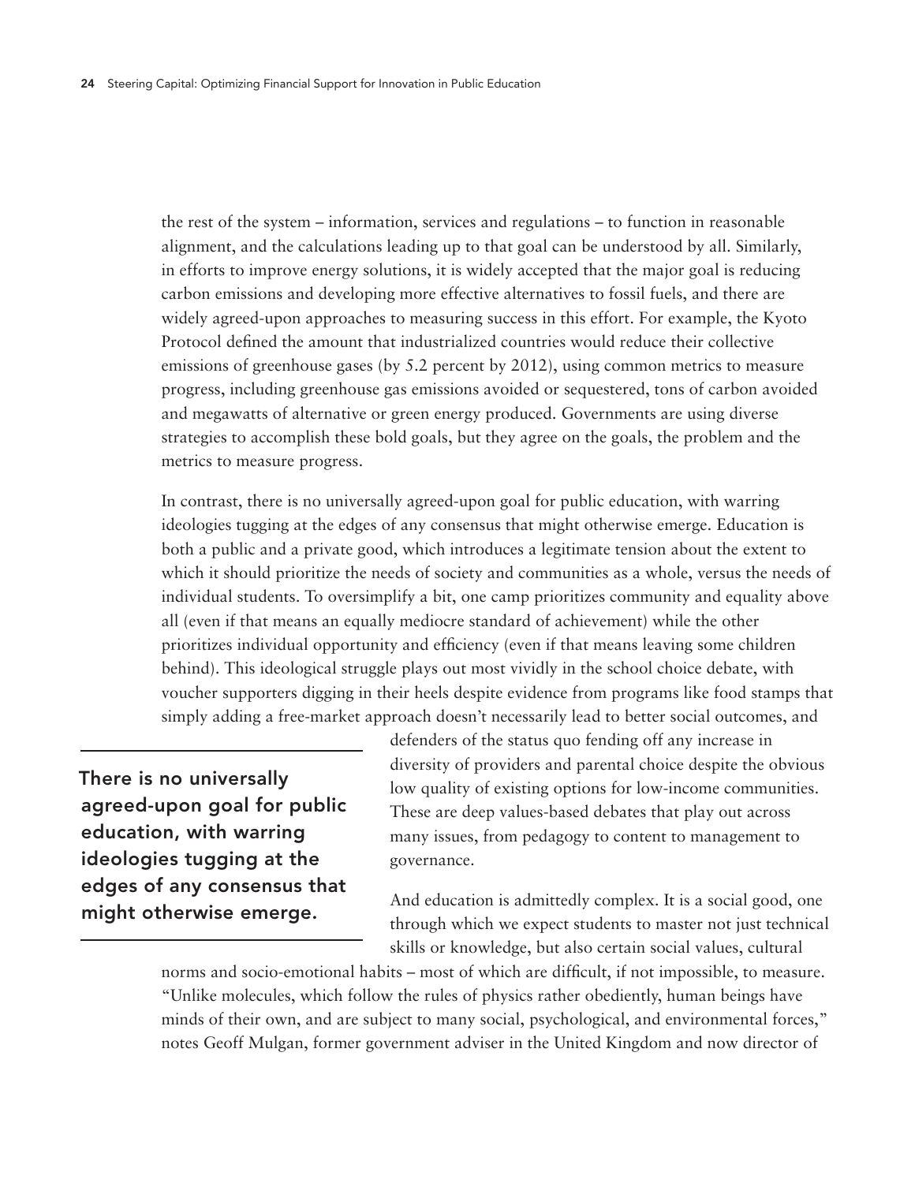the rest of the system – information, services and regulations – to function in reasonable alignment, and the calculations leading up to that goal can be understood by all. Similarly, in efforts to improve energy solutions, it is widely accepted that the major goal is reducing carbon emissions and developing more effective alternatives to fossil fuels, and there are widely agreed-upon approaches to measuring success in this effort. For example, the Kyoto Protocol defined the amount that industrialized countries would reduce their collective emissions of greenhouse gases (by 5.2 percent by 2012), using common metrics to measure progress, including greenhouse gas emissions avoided or sequestered, tons of carbon avoided and megawatts of alternative or green energy produced. Governments are using diverse strategies to accomplish these bold goals, but they agree on the goals, the problem and the metrics to measure progress.

In contrast, there is no universally agreed-upon goal for public education, with warring ideologies tugging at the edges of any consensus that might otherwise emerge. Education is both a public and a private good, which introduces a legitimate tension about the extent to which it should prioritize the needs of society and communities as a whole, versus the needs of individual students. To oversimplify a bit, one camp prioritizes community and equality above all (even if that means an equally mediocre standard of achievement) while the other prioritizes individual opportunity and efficiency (even if that means leaving some children behind). This ideological struggle plays out most vividly in the school choice debate, with voucher supporters digging in their heels despite evidence from programs like food stamps that simply adding a free-market approach doesn't necessarily lead to better social outcomes, and defenders of the status quo fending off any increase in diversity of providers and parental choice despite the obvious low quality of existing options for low-income communities. These are deep values-based debates that play out across many issues, from pedagogy to content to management to governance.

> **There is no universally agreed-upon goal for public education, with warring ideologies tugging at the edges of any consensus that might otherwise emerge.**

And education is admittedly complex. It is a social good, one through which we expect students to master not just technical skills or knowledge, but also certain social values, cultural norms and socio-emotional habits – most of which are difficult, if not impossible, to measure. "Unlike molecules, which follow the rules of physics rather obediently, human beings have minds of their own, and are subject to many social, psychological, and environmental forces," notes Geoff Mulgan, former government adviser in the United Kingdom and now director of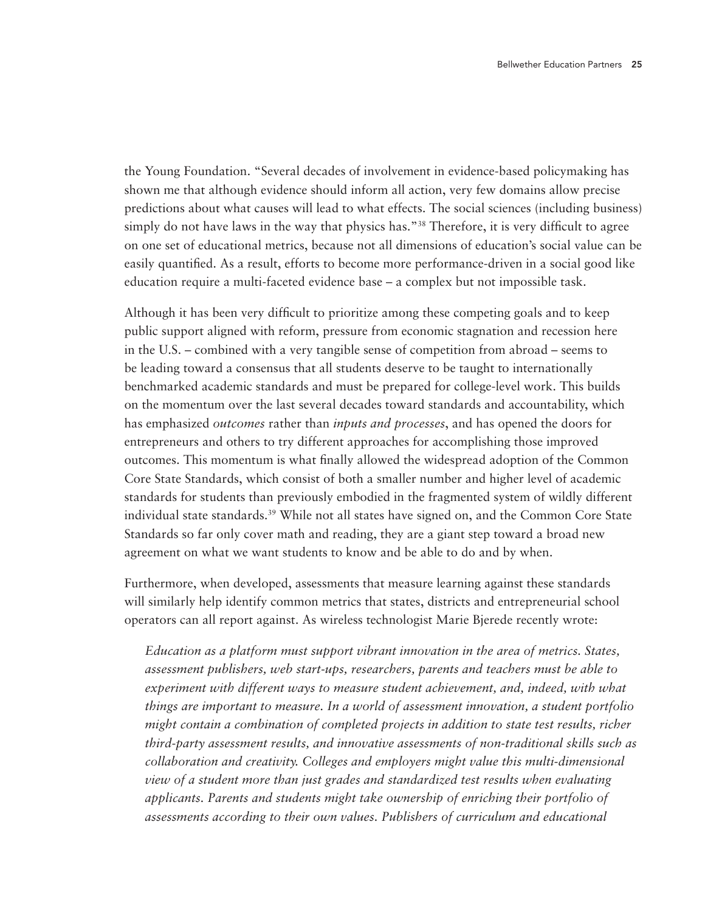the Young Foundation. "Several decades of involvement in evidence-based policymaking has shown me that although evidence should inform all action, very few domains allow precise predictions about what causes will lead to what effects. The social sciences (including business) simply do not have laws in the way that physics has."[38] Therefore, it is very difficult to agree on one set of educational metrics, because not all dimensions of education's social value can be easily quantified. As a result, efforts to become more performance-driven in a social good like education require a multi-faceted evidence base – a complex but not impossible task.

Although it has been very difficult to prioritize among these competing goals and to keep public support aligned with reform, pressure from economic stagnation and recession here in the U.S. – combined with a very tangible sense of competition from abroad – seems to be leading toward a consensus that all students deserve to be taught to internationally benchmarked academic standards and must be prepared for college-level work. This builds on the momentum over the last several decades toward standards and accountability, which has emphasized *outcomes* rather than *inputs and processes*, and has opened the doors for entrepreneurs and others to try different approaches for accomplishing those improved outcomes. This momentum is what finally allowed the widespread adoption of the Common Core State Standards, which consist of both a smaller number and higher level of academic standards for students than previously embodied in the fragmented system of wildly different individual state standards.[39] While not all states have signed on, and the Common Core State Standards so far only cover math and reading, they are a giant step toward a broad new agreement on what we want students to know and be able to do and by when.

Furthermore, when developed, assessments that measure learning against these standards will similarly help identify common metrics that states, districts and entrepreneurial school operators can all report against. As wireless technologist Marie Bjerede recently wrote:

> *Education as a platform must support vibrant innovation in the area of metrics. States, assessment publishers, web start-ups, researchers, parents and teachers must be able to experiment with different ways to measure student achievement, and, indeed, with what things are important to measure. In a world of assessment innovation, a student portfolio might contain a combination of completed projects in addition to state test results, richer third-party assessment results, and innovative assessments of non-traditional skills such as collaboration and creativity. Colleges and employers might value this multi-dimensional view of a student more than just grades and standardized test results when evaluating applicants. Parents and students might take ownership of enriching their portfolio of assessments according to their own values. Publishers of curriculum and educational*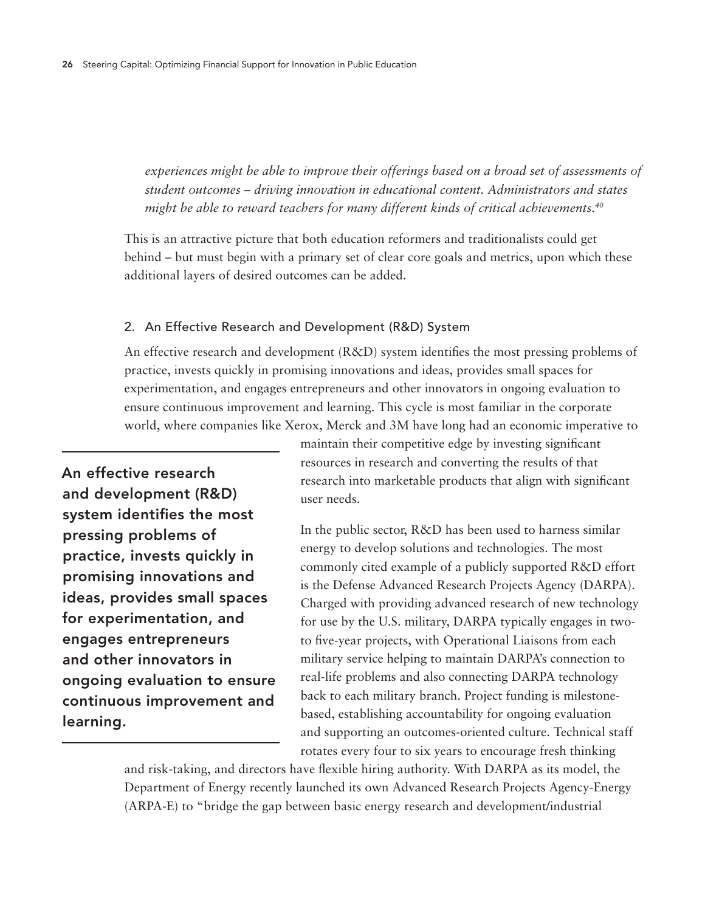*experiences might be able to improve their offerings based on a broad set of assessments of student outcomes – driving innovation in educational content. Administrators and states might be able to reward teachers for many different kinds of critical achievements.*[40]

This is an attractive picture that both education reformers and traditionalists could get behind – but must begin with a primary set of clear core goals and metrics, upon which these additional layers of desired outcomes can be added.

### 2. An Effective Research and Development (R&D) System

An effective research and development (R&D) system identifies the most pressing problems of practice, invests quickly in promising innovations and ideas, provides small spaces for experimentation, and engages entrepreneurs and other innovators in ongoing evaluation to ensure continuous improvement and learning. This cycle is most familiar in the corporate world, where companies like Xerox, Merck and 3M have long had an economic imperative to maintain their competitive edge by investing significant resources in research and converting the results of that research into marketable products that align with significant user needs.

**An effective research and development (R&D) system identifies the most pressing problems of practice, invests quickly in promising innovations and ideas, provides small spaces for experimentation, and engages entrepreneurs and other innovators in ongoing evaluation to ensure continuous improvement and learning.**

In the public sector, R&D has been used to harness similar energy to develop solutions and technologies. The most commonly cited example of a publicly supported R&D effort is the Defense Advanced Research Projects Agency (DARPA). Charged with providing advanced research of new technology for use by the U.S. military, DARPA typically engages in two- to five-year projects, with Operational Liaisons from each military service helping to maintain DARPA's connection to real-life problems and also connecting DARPA technology back to each military branch. Project funding is milestone-based, establishing accountability for ongoing evaluation and supporting an outcomes-oriented culture. Technical staff rotates every four to six years to encourage fresh thinking and risk-taking, and directors have flexible hiring authority. With DARPA as its model, the Department of Energy recently launched its own Advanced Research Projects Agency-Energy (ARPA-E) to "bridge the gap between basic energy research and development/industrial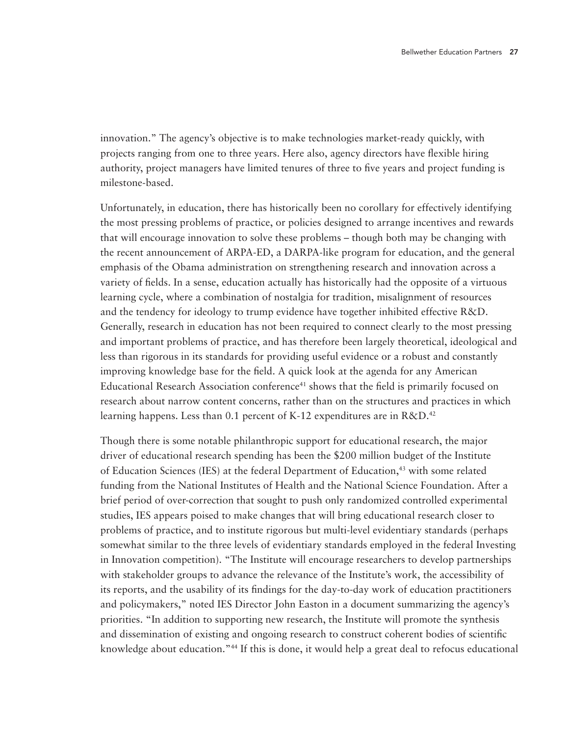innovation." The agency's objective is to make technologies market-ready quickly, with projects ranging from one to three years. Here also, agency directors have flexible hiring authority, project managers have limited tenures of three to five years and project funding is milestone-based.

Unfortunately, in education, there has historically been no corollary for effectively identifying the most pressing problems of practice, or policies designed to arrange incentives and rewards that will encourage innovation to solve these problems – though both may be changing with the recent announcement of ARPA-ED, a DARPA-like program for education, and the general emphasis of the Obama administration on strengthening research and innovation across a variety of fields. In a sense, education actually has historically had the opposite of a virtuous learning cycle, where a combination of nostalgia for tradition, misalignment of resources and the tendency for ideology to trump evidence have together inhibited effective R&D. Generally, research in education has not been required to connect clearly to the most pressing and important problems of practice, and has therefore been largely theoretical, ideological and less than rigorous in its standards for providing useful evidence or a robust and constantly improving knowledge base for the field. A quick look at the agenda for any American Educational Research Association conference[41] shows that the field is primarily focused on research about narrow content concerns, rather than on the structures and practices in which learning happens. Less than 0.1 percent of K-12 expenditures are in R&D.[42]

Though there is some notable philanthropic support for educational research, the major driver of educational research spending has been the $200 million budget of the Institute of Education Sciences (IES) at the federal Department of Education,[43] with some related funding from the National Institutes of Health and the National Science Foundation. After a brief period of over-correction that sought to push only randomized controlled experimental studies, IES appears poised to make changes that will bring educational research closer to problems of practice, and to institute rigorous but multi-level evidentiary standards (perhaps somewhat similar to the three levels of evidentiary standards employed in the federal Investing in Innovation competition). "The Institute will encourage researchers to develop partnerships with stakeholder groups to advance the relevance of the Institute's work, the accessibility of its reports, and the usability of its findings for the day-to-day work of education practitioners and policymakers," noted IES Director John Easton in a document summarizing the agency's priorities. "In addition to supporting new research, the Institute will promote the synthesis and dissemination of existing and ongoing research to construct coherent bodies of scientific knowledge about education."[44] If this is done, it would help a great deal to refocus educational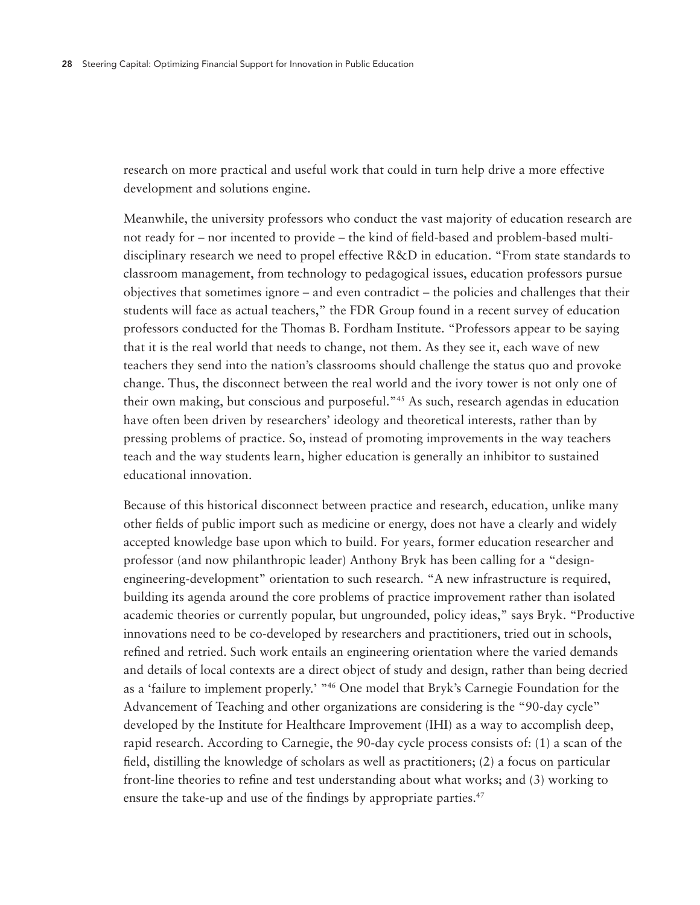research on more practical and useful work that could in turn help drive a more effective development and solutions engine.

Meanwhile, the university professors who conduct the vast majority of education research are not ready for – nor incented to provide – the kind of field-based and problem-based multi-disciplinary research we need to propel effective R&D in education. "From state standards to classroom management, from technology to pedagogical issues, education professors pursue objectives that sometimes ignore – and even contradict – the policies and challenges that their students will face as actual teachers," the FDR Group found in a recent survey of education professors conducted for the Thomas B. Fordham Institute. "Professors appear to be saying that it is the real world that needs to change, not them. As they see it, each wave of new teachers they send into the nation's classrooms should challenge the status quo and provoke change. Thus, the disconnect between the real world and the ivory tower is not only one of their own making, but conscious and purposeful."[45] As such, research agendas in education have often been driven by researchers' ideology and theoretical interests, rather than by pressing problems of practice. So, instead of promoting improvements in the way teachers teach and the way students learn, higher education is generally an inhibitor to sustained educational innovation.

Because of this historical disconnect between practice and research, education, unlike many other fields of public import such as medicine or energy, does not have a clearly and widely accepted knowledge base upon which to build. For years, former education researcher and professor (and now philanthropic leader) Anthony Bryk has been calling for a "design-engineering-development" orientation to such research. "A new infrastructure is required, building its agenda around the core problems of practice improvement rather than isolated academic theories or currently popular, but ungrounded, policy ideas," says Bryk. "Productive innovations need to be co-developed by researchers and practitioners, tried out in schools, refined and retried. Such work entails an engineering orientation where the varied demands and details of local contexts are a direct object of study and design, rather than being decried as a 'failure to implement properly.' "[46] One model that Bryk's Carnegie Foundation for the Advancement of Teaching and other organizations are considering is the "90-day cycle" developed by the Institute for Healthcare Improvement (IHI) as a way to accomplish deep, rapid research. According to Carnegie, the 90-day cycle process consists of: (1) a scan of the field, distilling the knowledge of scholars as well as practitioners; (2) a focus on particular front-line theories to refine and test understanding about what works; and (3) working to ensure the take-up and use of the findings by appropriate parties.[47]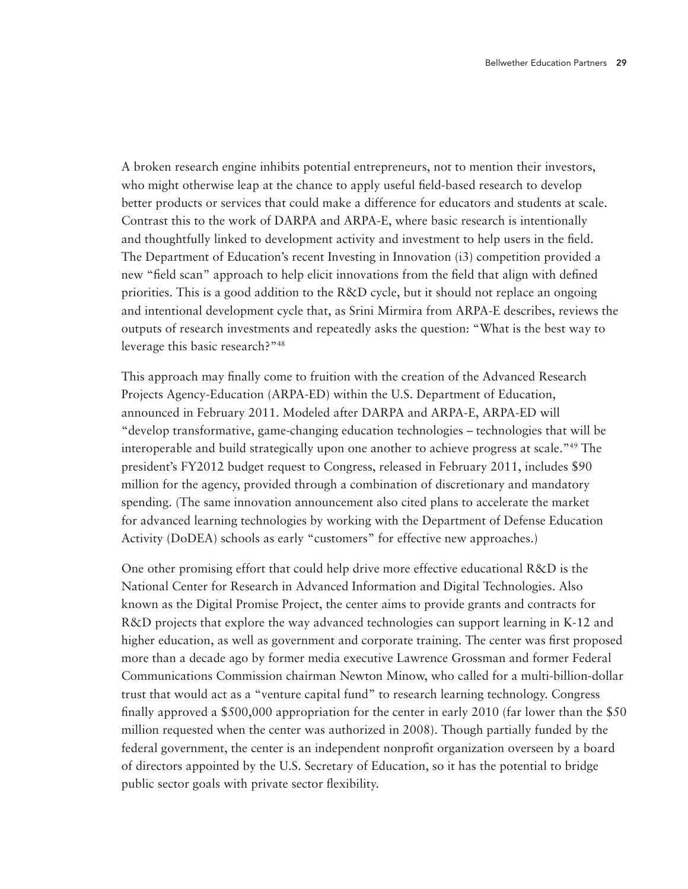A broken research engine inhibits potential entrepreneurs, not to mention their investors, who might otherwise leap at the chance to apply useful field-based research to develop better products or services that could make a difference for educators and students at scale. Contrast this to the work of DARPA and ARPA-E, where basic research is intentionally and thoughtfully linked to development activity and investment to help users in the field. The Department of Education's recent Investing in Innovation (i3) competition provided a new "field scan" approach to help elicit innovations from the field that align with defined priorities. This is a good addition to the R&D cycle, but it should not replace an ongoing and intentional development cycle that, as Srini Mirmira from ARPA-E describes, reviews the outputs of research investments and repeatedly asks the question: "What is the best way to leverage this basic research?"[48]

This approach may finally come to fruition with the creation of the Advanced Research Projects Agency-Education (ARPA-ED) within the U.S. Department of Education, announced in February 2011. Modeled after DARPA and ARPA-E, ARPA-ED will "develop transformative, game-changing education technologies – technologies that will be interoperable and build strategically upon one another to achieve progress at scale."[49] The president's FY2012 budget request to Congress, released in February 2011, includes $90 million for the agency, provided through a combination of discretionary and mandatory spending. (The same innovation announcement also cited plans to accelerate the market for advanced learning technologies by working with the Department of Defense Education Activity (DoDEA) schools as early "customers" for effective new approaches.)

One other promising effort that could help drive more effective educational R&D is the National Center for Research in Advanced Information and Digital Technologies. Also known as the Digital Promise Project, the center aims to provide grants and contracts for R&D projects that explore the way advanced technologies can support learning in K-12 and higher education, as well as government and corporate training. The center was first proposed more than a decade ago by former media executive Lawrence Grossman and former Federal Communications Commission chairman Newton Minow, who called for a multi-billion-dollar trust that would act as a "venture capital fund" to research learning technology. Congress finally approved a $500,000 appropriation for the center in early 2010 (far lower than the $50 million requested when the center was authorized in 2008). Though partially funded by the federal government, the center is an independent nonprofit organization overseen by a board of directors appointed by the U.S. Secretary of Education, so it has the potential to bridge public sector goals with private sector flexibility.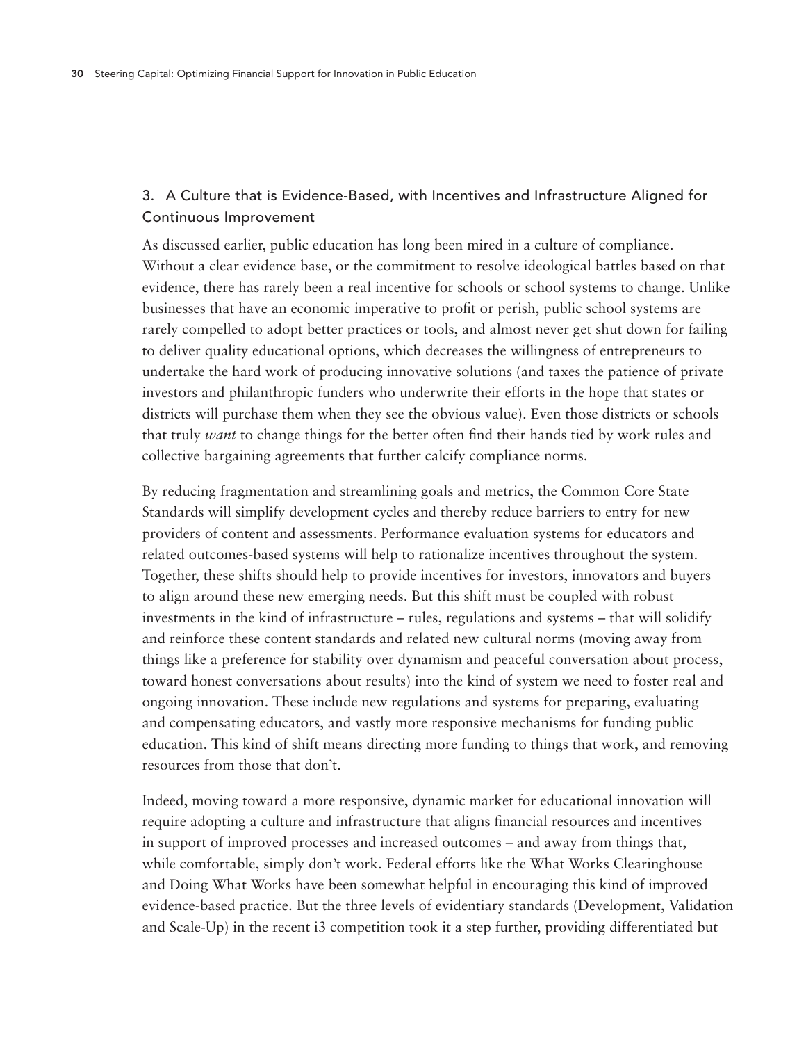### 3. A Culture that is Evidence-Based, with Incentives and Infrastructure Aligned for Continuous Improvement

As discussed earlier, public education has long been mired in a culture of compliance. Without a clear evidence base, or the commitment to resolve ideological battles based on that evidence, there has rarely been a real incentive for schools or school systems to change. Unlike businesses that have an economic imperative to profit or perish, public school systems are rarely compelled to adopt better practices or tools, and almost never get shut down for failing to deliver quality educational options, which decreases the willingness of entrepreneurs to undertake the hard work of producing innovative solutions (and taxes the patience of private investors and philanthropic funders who underwrite their efforts in the hope that states or districts will purchase them when they see the obvious value). Even those districts or schools that truly *want* to change things for the better often find their hands tied by work rules and collective bargaining agreements that further calcify compliance norms.

By reducing fragmentation and streamlining goals and metrics, the Common Core State Standards will simplify development cycles and thereby reduce barriers to entry for new providers of content and assessments. Performance evaluation systems for educators and related outcomes-based systems will help to rationalize incentives throughout the system. Together, these shifts should help to provide incentives for investors, innovators and buyers to align around these new emerging needs. But this shift must be coupled with robust investments in the kind of infrastructure – rules, regulations and systems – that will solidify and reinforce these content standards and related new cultural norms (moving away from things like a preference for stability over dynamism and peaceful conversation about process, toward honest conversations about results) into the kind of system we need to foster real and ongoing innovation. These include new regulations and systems for preparing, evaluating and compensating educators, and vastly more responsive mechanisms for funding public education. This kind of shift means directing more funding to things that work, and removing resources from those that don't.

Indeed, moving toward a more responsive, dynamic market for educational innovation will require adopting a culture and infrastructure that aligns financial resources and incentives in support of improved processes and increased outcomes – and away from things that, while comfortable, simply don't work. Federal efforts like the What Works Clearinghouse and Doing What Works have been somewhat helpful in encouraging this kind of improved evidence-based practice. But the three levels of evidentiary standards (Development, Validation and Scale-Up) in the recent i3 competition took it a step further, providing differentiated but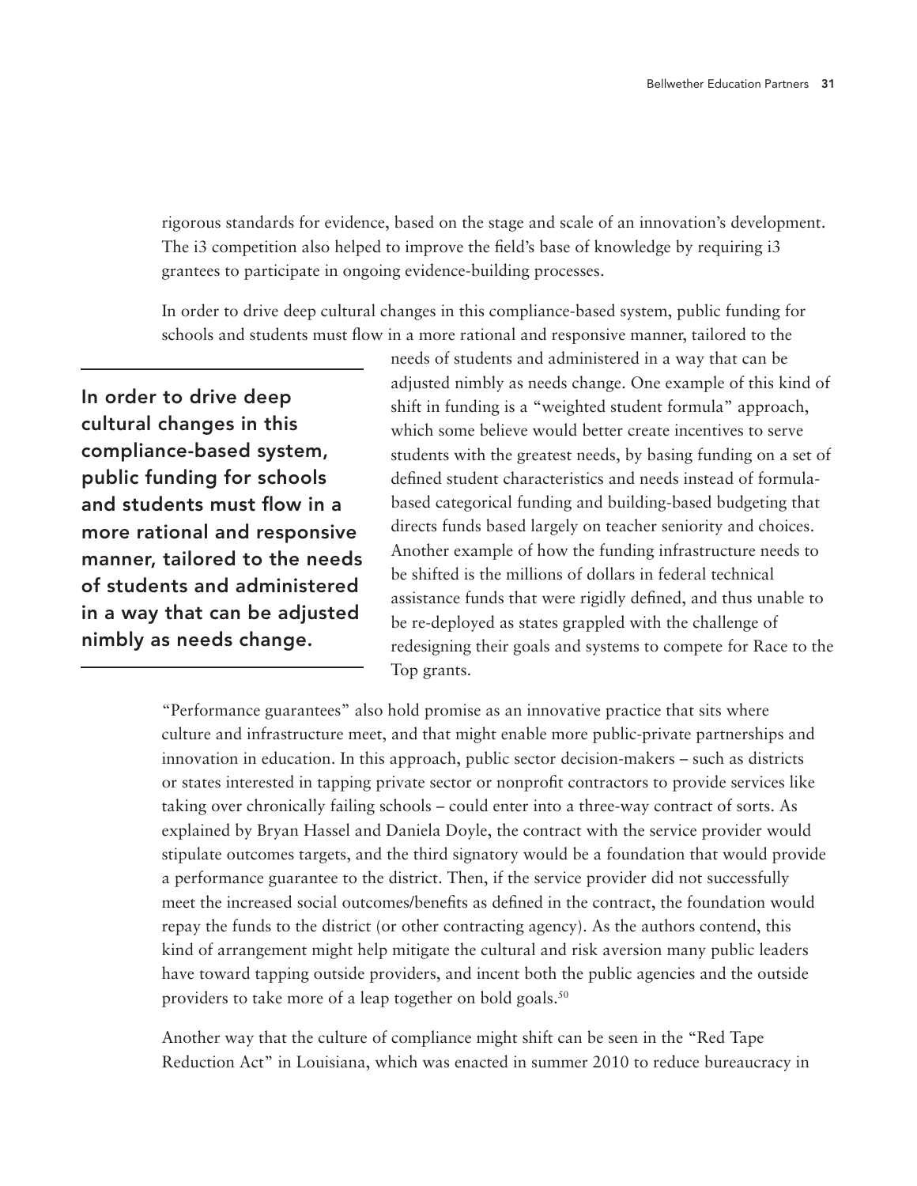rigorous standards for evidence, based on the stage and scale of an innovation's development. The i3 competition also helped to improve the field's base of knowledge by requiring i3 grantees to participate in ongoing evidence-building processes.

In order to drive deep cultural changes in this compliance-based system, public funding for schools and students must flow in a more rational and responsive manner, tailored to the needs of students and administered in a way that can be adjusted nimbly as needs change. One example of this kind of shift in funding is a "weighted student formula" approach, which some believe would better create incentives to serve students with the greatest needs, by basing funding on a set of defined student characteristics and needs instead of formula-based categorical funding and building-based budgeting that directs funds based largely on teacher seniority and choices. Another example of how the funding infrastructure needs to be shifted is the millions of dollars in federal technical assistance funds that were rigidly defined, and thus unable to be re-deployed as states grappled with the challenge of redesigning their goals and systems to compete for Race to the Top grants.

> **In order to drive deep cultural changes in this compliance-based system, public funding for schools and students must flow in a more rational and responsive manner, tailored to the needs of students and administered in a way that can be adjusted nimbly as needs change.**

"Performance guarantees" also hold promise as an innovative practice that sits where culture and infrastructure meet, and that might enable more public-private partnerships and innovation in education. In this approach, public sector decision-makers – such as districts or states interested in tapping private sector or nonprofit contractors to provide services like taking over chronically failing schools – could enter into a three-way contract of sorts. As explained by Bryan Hassel and Daniela Doyle, the contract with the service provider would stipulate outcomes targets, and the third signatory would be a foundation that would provide a performance guarantee to the district. Then, if the service provider did not successfully meet the increased social outcomes/benefits as defined in the contract, the foundation would repay the funds to the district (or other contracting agency). As the authors contend, this kind of arrangement might help mitigate the cultural and risk aversion many public leaders have toward tapping outside providers, and incent both the public agencies and the outside providers to take more of a leap together on bold goals.[50]

Another way that the culture of compliance might shift can be seen in the "Red Tape Reduction Act" in Louisiana, which was enacted in summer 2010 to reduce bureaucracy in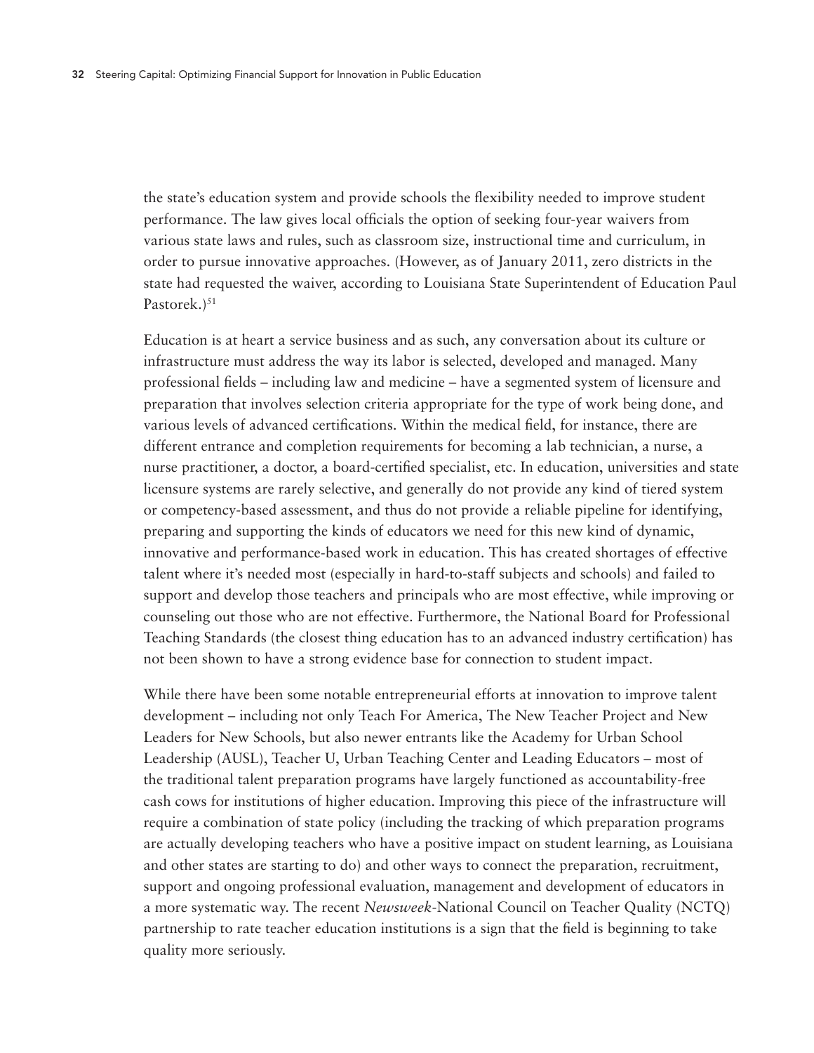the state's education system and provide schools the flexibility needed to improve student performance. The law gives local officials the option of seeking four-year waivers from various state laws and rules, such as classroom size, instructional time and curriculum, in order to pursue innovative approaches. (However, as of January 2011, zero districts in the state had requested the waiver, according to Louisiana State Superintendent of Education Paul Pastorek.)[51]

Education is at heart a service business and as such, any conversation about its culture or infrastructure must address the way its labor is selected, developed and managed. Many professional fields – including law and medicine – have a segmented system of licensure and preparation that involves selection criteria appropriate for the type of work being done, and various levels of advanced certifications. Within the medical field, for instance, there are different entrance and completion requirements for becoming a lab technician, a nurse, a nurse practitioner, a doctor, a board-certified specialist, etc. In education, universities and state licensure systems are rarely selective, and generally do not provide any kind of tiered system or competency-based assessment, and thus do not provide a reliable pipeline for identifying, preparing and supporting the kinds of educators we need for this new kind of dynamic, innovative and performance-based work in education. This has created shortages of effective talent where it's needed most (especially in hard-to-staff subjects and schools) and failed to support and develop those teachers and principals who are most effective, while improving or counseling out those who are not effective. Furthermore, the National Board for Professional Teaching Standards (the closest thing education has to an advanced industry certification) has not been shown to have a strong evidence base for connection to student impact.

While there have been some notable entrepreneurial efforts at innovation to improve talent development – including not only Teach For America, The New Teacher Project and New Leaders for New Schools, but also newer entrants like the Academy for Urban School Leadership (AUSL), Teacher U, Urban Teaching Center and Leading Educators – most of the traditional talent preparation programs have largely functioned as accountability-free cash cows for institutions of higher education. Improving this piece of the infrastructure will require a combination of state policy (including the tracking of which preparation programs are actually developing teachers who have a positive impact on student learning, as Louisiana and other states are starting to do) and other ways to connect the preparation, recruitment, support and ongoing professional evaluation, management and development of educators in a more systematic way. The recent *Newsweek*-National Council on Teacher Quality (NCTQ) partnership to rate teacher education institutions is a sign that the field is beginning to take quality more seriously.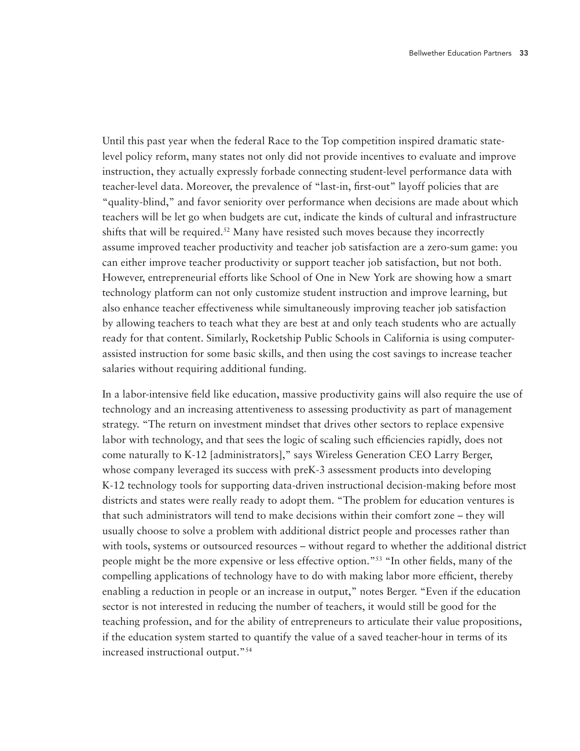Until this past year when the federal Race to the Top competition inspired dramatic state-level policy reform, many states not only did not provide incentives to evaluate and improve instruction, they actually expressly forbade connecting student-level performance data with teacher-level data. Moreover, the prevalence of "last-in, first-out" layoff policies that are "quality-blind," and favor seniority over performance when decisions are made about which teachers will be let go when budgets are cut, indicate the kinds of cultural and infrastructure shifts that will be required.[52] Many have resisted such moves because they incorrectly assume improved teacher productivity and teacher job satisfaction are a zero-sum game: you can either improve teacher productivity or support teacher job satisfaction, but not both. However, entrepreneurial efforts like School of One in New York are showing how a smart technology platform can not only customize student instruction and improve learning, but also enhance teacher effectiveness while simultaneously improving teacher job satisfaction by allowing teachers to teach what they are best at and only teach students who are actually ready for that content. Similarly, Rocketship Public Schools in California is using computer-assisted instruction for some basic skills, and then using the cost savings to increase teacher salaries without requiring additional funding.

In a labor-intensive field like education, massive productivity gains will also require the use of technology and an increasing attentiveness to assessing productivity as part of management strategy. "The return on investment mindset that drives other sectors to replace expensive labor with technology, and that sees the logic of scaling such efficiencies rapidly, does not come naturally to K-12 [administrators]," says Wireless Generation CEO Larry Berger, whose company leveraged its success with preK-3 assessment products into developing K-12 technology tools for supporting data-driven instructional decision-making before most districts and states were really ready to adopt them. "The problem for education ventures is that such administrators will tend to make decisions within their comfort zone – they will usually choose to solve a problem with additional district people and processes rather than with tools, systems or outsourced resources – without regard to whether the additional district people might be the more expensive or less effective option."[53] "In other fields, many of the compelling applications of technology have to do with making labor more efficient, thereby enabling a reduction in people or an increase in output," notes Berger. "Even if the education sector is not interested in reducing the number of teachers, it would still be good for the teaching profession, and for the ability of entrepreneurs to articulate their value propositions, if the education system started to quantify the value of a saved teacher-hour in terms of its increased instructional output."[54]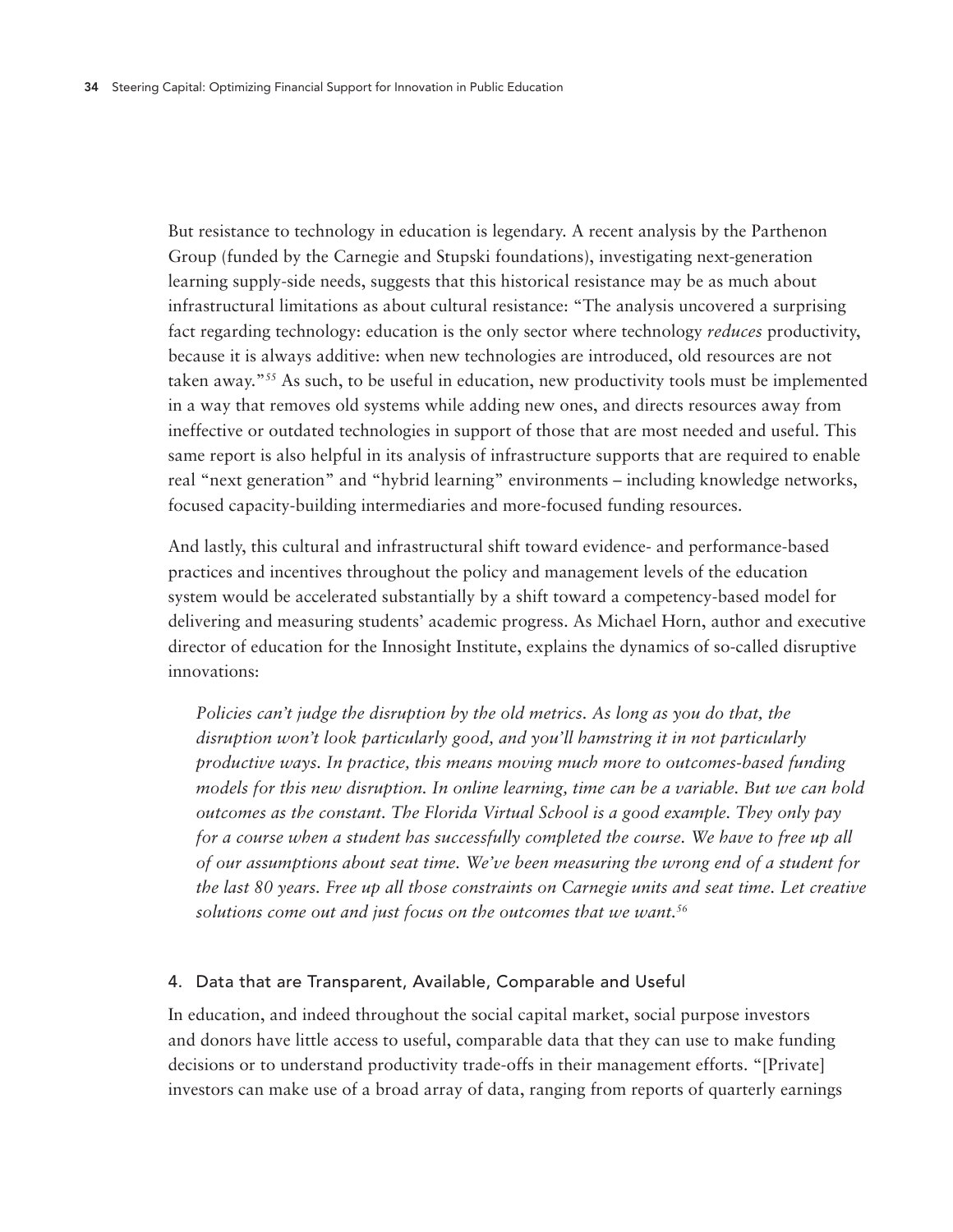But resistance to technology in education is legendary. A recent analysis by the Parthenon Group (funded by the Carnegie and Stupski foundations), investigating next-generation learning supply-side needs, suggests that this historical resistance may be as much about infrastructural limitations as about cultural resistance: "The analysis uncovered a surprising fact regarding technology: education is the only sector where technology *reduces* productivity, because it is always additive: when new technologies are introduced, old resources are not taken away."[55] As such, to be useful in education, new productivity tools must be implemented in a way that removes old systems while adding new ones, and directs resources away from ineffective or outdated technologies in support of those that are most needed and useful. This same report is also helpful in its analysis of infrastructure supports that are required to enable real "next generation" and "hybrid learning" environments – including knowledge networks, focused capacity-building intermediaries and more-focused funding resources.

And lastly, this cultural and infrastructural shift toward evidence- and performance-based practices and incentives throughout the policy and management levels of the education system would be accelerated substantially by a shift toward a competency-based model for delivering and measuring students' academic progress. As Michael Horn, author and executive director of education for the Innosight Institute, explains the dynamics of so-called disruptive innovations:

> *Policies can't judge the disruption by the old metrics. As long as you do that, the disruption won't look particularly good, and you'll hamstring it in not particularly productive ways. In practice, this means moving much more to outcomes-based funding models for this new disruption. In online learning, time can be a variable. But we can hold outcomes as the constant. The Florida Virtual School is a good example. They only pay for a course when a student has successfully completed the course. We have to free up all of our assumptions about seat time. We've been measuring the wrong end of a student for the last 80 years. Free up all those constraints on Carnegie units and seat time. Let creative solutions come out and just focus on the outcomes that we want.*[56]

### 4. Data that are Transparent, Available, Comparable and Useful

In education, and indeed throughout the social capital market, social purpose investors and donors have little access to useful, comparable data that they can use to make funding decisions or to understand productivity trade-offs in their management efforts. "[Private] investors can make use of a broad array of data, ranging from reports of quarterly earnings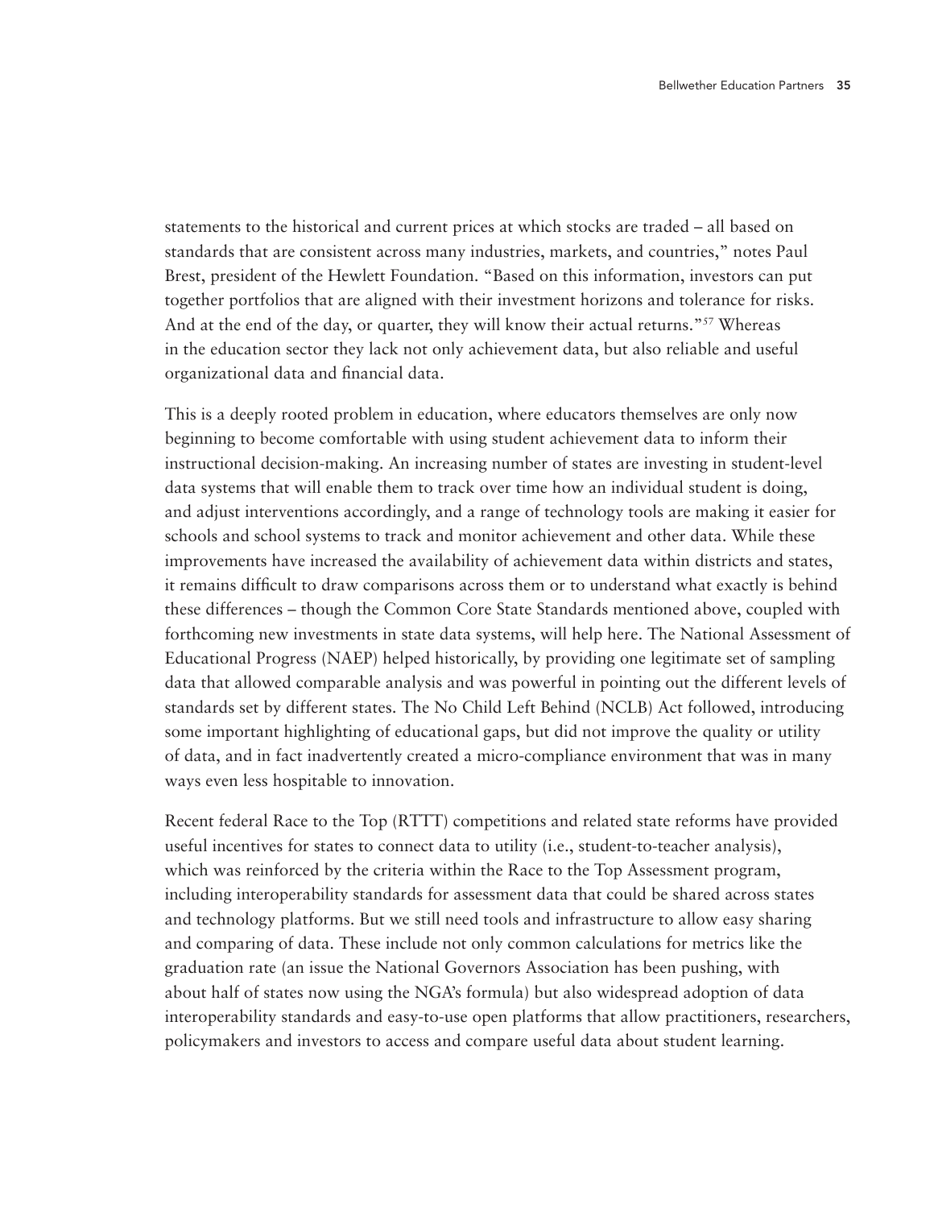statements to the historical and current prices at which stocks are traded – all based on standards that are consistent across many industries, markets, and countries," notes Paul Brest, president of the Hewlett Foundation. "Based on this information, investors can put together portfolios that are aligned with their investment horizons and tolerance for risks. And at the end of the day, or quarter, they will know their actual returns."[57] Whereas in the education sector they lack not only achievement data, but also reliable and useful organizational data and financial data.

This is a deeply rooted problem in education, where educators themselves are only now beginning to become comfortable with using student achievement data to inform their instructional decision-making. An increasing number of states are investing in student-level data systems that will enable them to track over time how an individual student is doing, and adjust interventions accordingly, and a range of technology tools are making it easier for schools and school systems to track and monitor achievement and other data. While these improvements have increased the availability of achievement data within districts and states, it remains difficult to draw comparisons across them or to understand what exactly is behind these differences – though the Common Core State Standards mentioned above, coupled with forthcoming new investments in state data systems, will help here. The National Assessment of Educational Progress (NAEP) helped historically, by providing one legitimate set of sampling data that allowed comparable analysis and was powerful in pointing out the different levels of standards set by different states. The No Child Left Behind (NCLB) Act followed, introducing some important highlighting of educational gaps, but did not improve the quality or utility of data, and in fact inadvertently created a micro-compliance environment that was in many ways even less hospitable to innovation.

Recent federal Race to the Top (RTTT) competitions and related state reforms have provided useful incentives for states to connect data to utility (i.e., student-to-teacher analysis), which was reinforced by the criteria within the Race to the Top Assessment program, including interoperability standards for assessment data that could be shared across states and technology platforms. But we still need tools and infrastructure to allow easy sharing and comparing of data. These include not only common calculations for metrics like the graduation rate (an issue the National Governors Association has been pushing, with about half of states now using the NGA's formula) but also widespread adoption of data interoperability standards and easy-to-use open platforms that allow practitioners, researchers, policymakers and investors to access and compare useful data about student learning.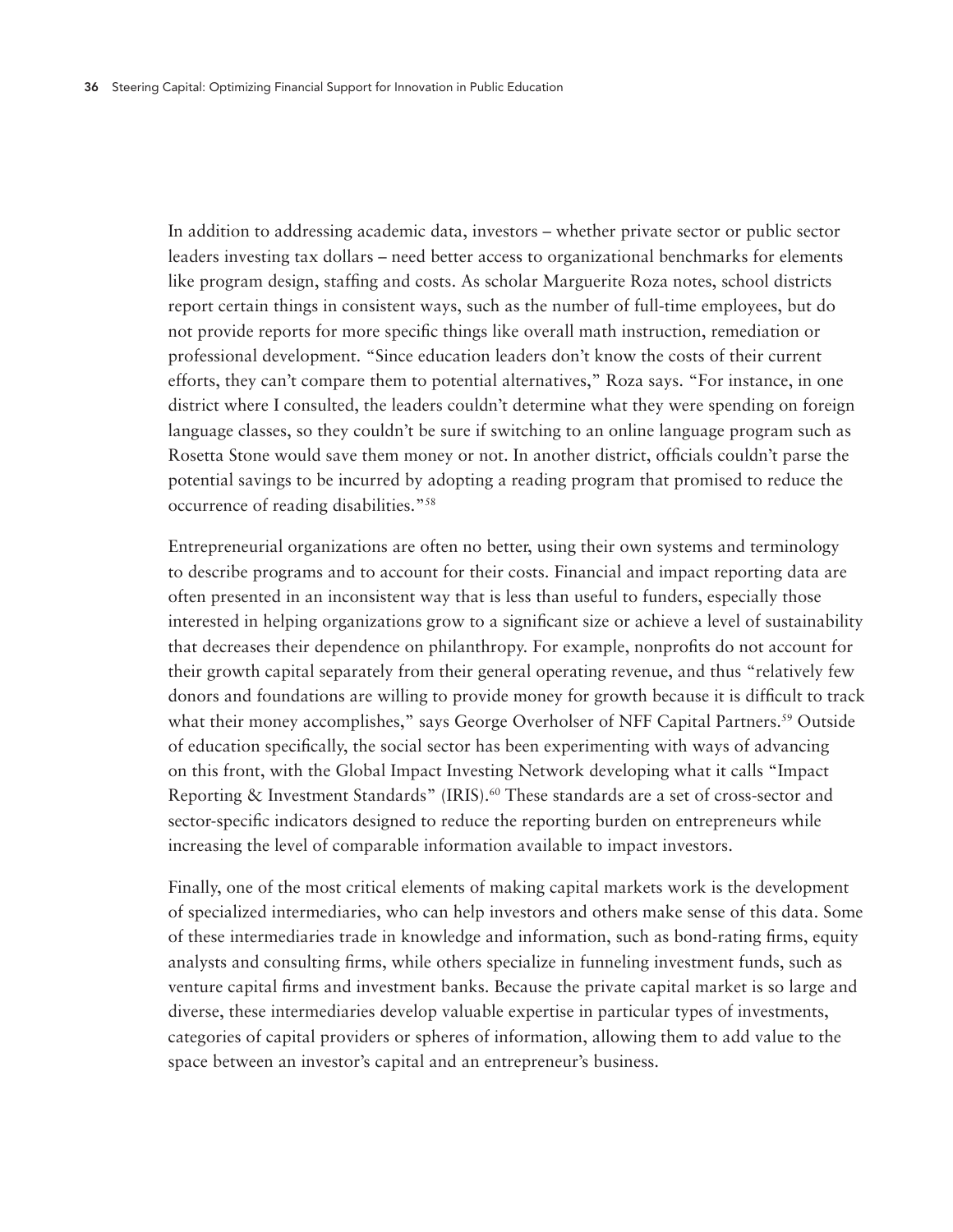In addition to addressing academic data, investors – whether private sector or public sector leaders investing tax dollars – need better access to organizational benchmarks for elements like program design, staffing and costs. As scholar Marguerite Roza notes, school districts report certain things in consistent ways, such as the number of full-time employees, but do not provide reports for more specific things like overall math instruction, remediation or professional development. "Since education leaders don't know the costs of their current efforts, they can't compare them to potential alternatives," Roza says. "For instance, in one district where I consulted, the leaders couldn't determine what they were spending on foreign language classes, so they couldn't be sure if switching to an online language program such as Rosetta Stone would save them money or not. In another district, officials couldn't parse the potential savings to be incurred by adopting a reading program that promised to reduce the occurrence of reading disabilities."[58]

Entrepreneurial organizations are often no better, using their own systems and terminology to describe programs and to account for their costs. Financial and impact reporting data are often presented in an inconsistent way that is less than useful to funders, especially those interested in helping organizations grow to a significant size or achieve a level of sustainability that decreases their dependence on philanthropy. For example, nonprofits do not account for their growth capital separately from their general operating revenue, and thus "relatively few donors and foundations are willing to provide money for growth because it is difficult to track what their money accomplishes," says George Overholser of NFF Capital Partners.[59] Outside of education specifically, the social sector has been experimenting with ways of advancing on this front, with the Global Impact Investing Network developing what it calls "Impact Reporting & Investment Standards" (IRIS).[60] These standards are a set of cross-sector and sector-specific indicators designed to reduce the reporting burden on entrepreneurs while increasing the level of comparable information available to impact investors.

Finally, one of the most critical elements of making capital markets work is the development of specialized intermediaries, who can help investors and others make sense of this data. Some of these intermediaries trade in knowledge and information, such as bond-rating firms, equity analysts and consulting firms, while others specialize in funneling investment funds, such as venture capital firms and investment banks. Because the private capital market is so large and diverse, these intermediaries develop valuable expertise in particular types of investments, categories of capital providers or spheres of information, allowing them to add value to the space between an investor's capital and an entrepreneur's business.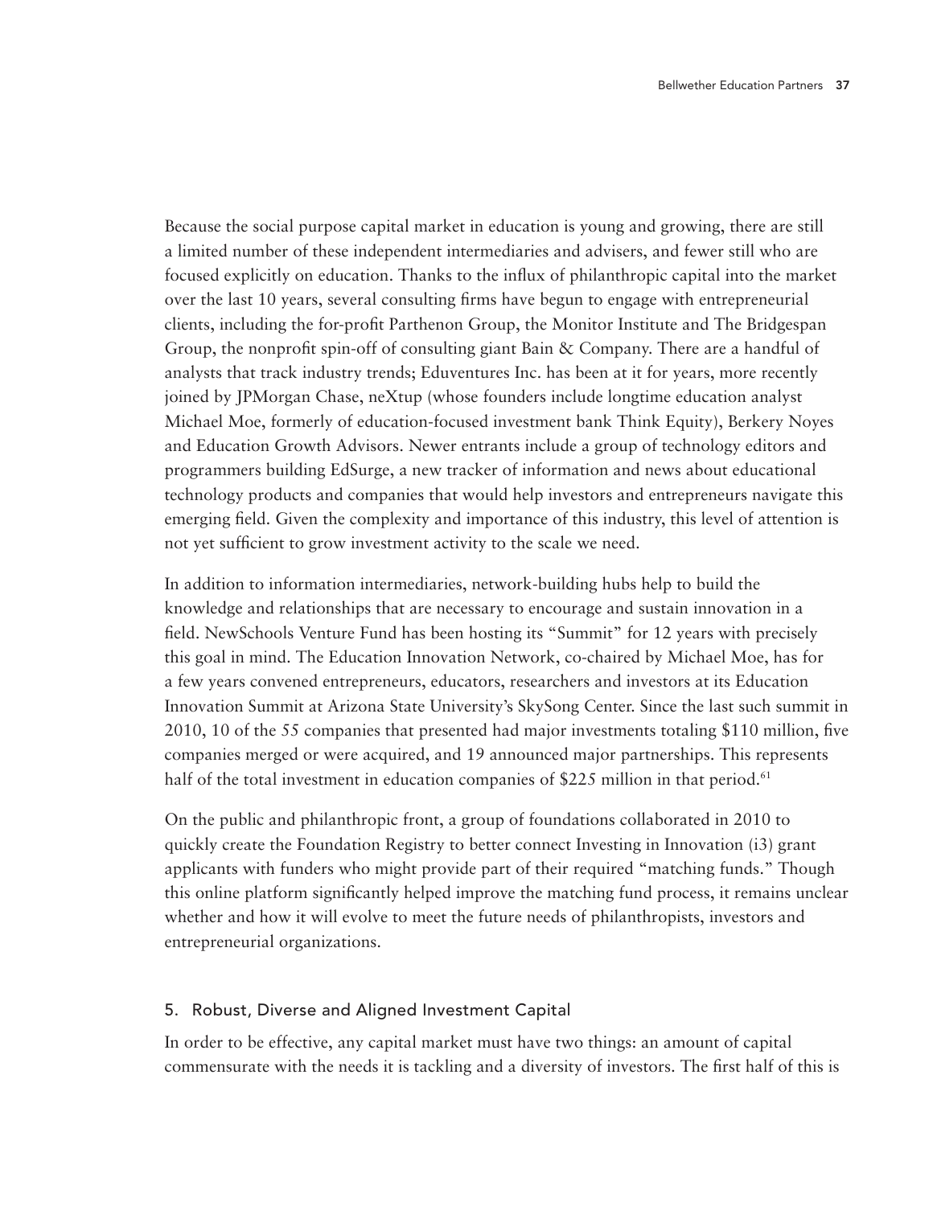Because the social purpose capital market in education is young and growing, there are still a limited number of these independent intermediaries and advisers, and fewer still who are focused explicitly on education. Thanks to the influx of philanthropic capital into the market over the last 10 years, several consulting firms have begun to engage with entrepreneurial clients, including the for-profit Parthenon Group, the Monitor Institute and The Bridgespan Group, the nonprofit spin-off of consulting giant Bain & Company. There are a handful of analysts that track industry trends; Eduventures Inc. has been at it for years, more recently joined by JPMorgan Chase, neXtup (whose founders include longtime education analyst Michael Moe, formerly of education-focused investment bank Think Equity), Berkery Noyes and Education Growth Advisors. Newer entrants include a group of technology editors and programmers building EdSurge, a new tracker of information and news about educational technology products and companies that would help investors and entrepreneurs navigate this emerging field. Given the complexity and importance of this industry, this level of attention is not yet sufficient to grow investment activity to the scale we need.

In addition to information intermediaries, network-building hubs help to build the knowledge and relationships that are necessary to encourage and sustain innovation in a field. NewSchools Venture Fund has been hosting its "Summit" for 12 years with precisely this goal in mind. The Education Innovation Network, co-chaired by Michael Moe, has for a few years convened entrepreneurs, educators, researchers and investors at its Education Innovation Summit at Arizona State University's SkySong Center. Since the last such summit in 2010, 10 of the 55 companies that presented had major investments totaling $110 million, five companies merged or were acquired, and 19 announced major partnerships. This represents half of the total investment in education companies of $225 million in that period.[61]

On the public and philanthropic front, a group of foundations collaborated in 2010 to quickly create the Foundation Registry to better connect Investing in Innovation (i3) grant applicants with funders who might provide part of their required "matching funds." Though this online platform significantly helped improve the matching fund process, it remains unclear whether and how it will evolve to meet the future needs of philanthropists, investors and entrepreneurial organizations.

### 5. Robust, Diverse and Aligned Investment Capital

In order to be effective, any capital market must have two things: an amount of capital commensurate with the needs it is tackling and a diversity of investors. The first half of this is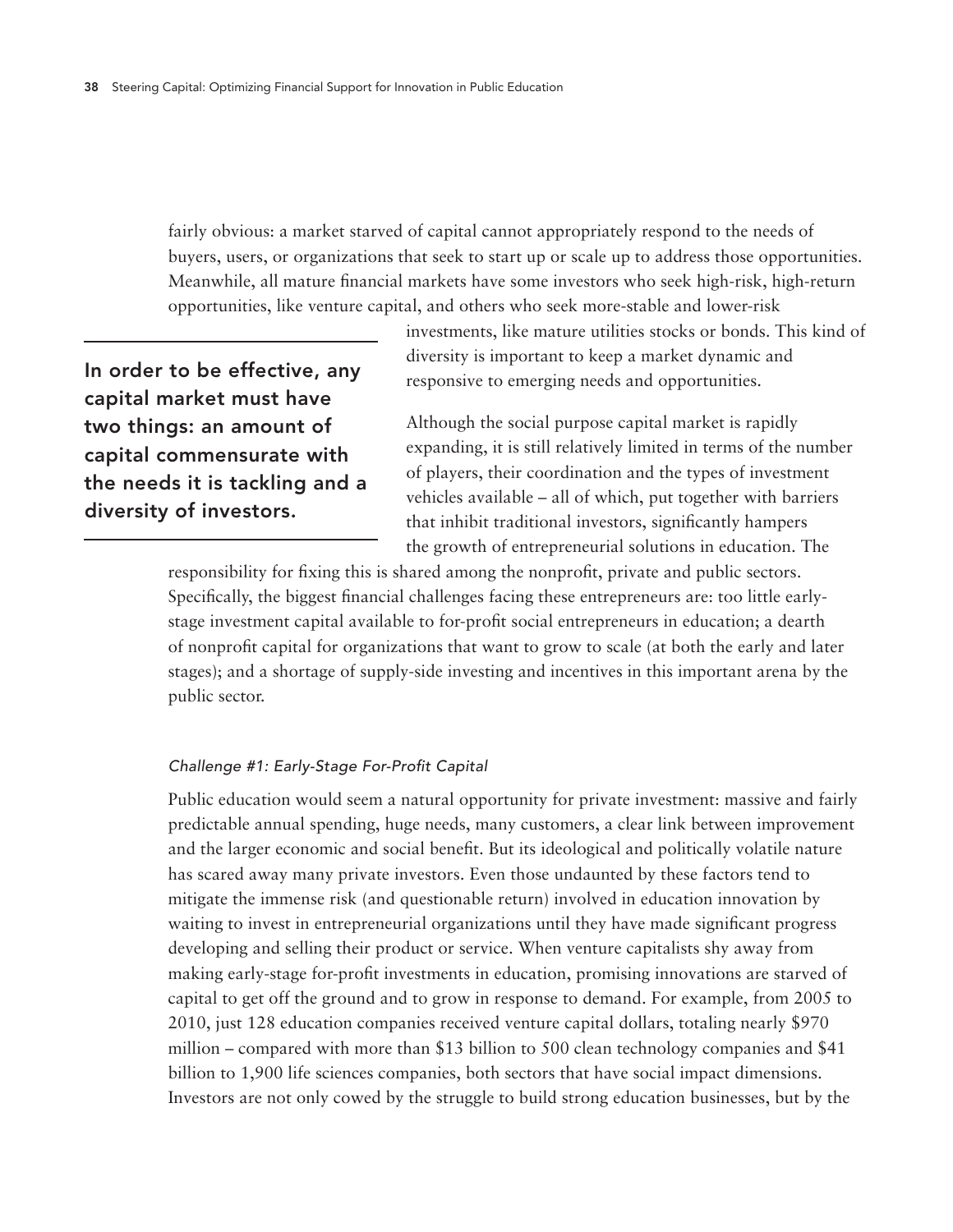fairly obvious: a market starved of capital cannot appropriately respond to the needs of buyers, users, or organizations that seek to start up or scale up to address those opportunities. Meanwhile, all mature financial markets have some investors who seek high-risk, high-return opportunities, like venture capital, and others who seek more-stable and lower-risk investments, like mature utilities stocks or bonds. This kind of diversity is important to keep a market dynamic and responsive to emerging needs and opportunities.

**In order to be effective, any capital market must have two things: an amount of capital commensurate with the needs it is tackling and a diversity of investors.**

Although the social purpose capital market is rapidly expanding, it is still relatively limited in terms of the number of players, their coordination and the types of investment vehicles available – all of which, put together with barriers that inhibit traditional investors, significantly hampers the growth of entrepreneurial solutions in education. The responsibility for fixing this is shared among the nonprofit, private and public sectors. Specifically, the biggest financial challenges facing these entrepreneurs are: too little early-stage investment capital available to for-profit social entrepreneurs in education; a dearth of nonprofit capital for organizations that want to grow to scale (at both the early and later stages); and a shortage of supply-side investing and incentives in this important arena by the public sector.

*Challenge #1: Early-Stage For-Profit Capital*

Public education would seem a natural opportunity for private investment: massive and fairly predictable annual spending, huge needs, many customers, a clear link between improvement and the larger economic and social benefit. But its ideological and politically volatile nature has scared away many private investors. Even those undaunted by these factors tend to mitigate the immense risk (and questionable return) involved in education innovation by waiting to invest in entrepreneurial organizations until they have made significant progress developing and selling their product or service. When venture capitalists shy away from making early-stage for-profit investments in education, promising innovations are starved of capital to get off the ground and to grow in response to demand. For example, from 2005 to 2010, just 128 education companies received venture capital dollars, totaling nearly $970 million – compared with more than $13 billion to 500 clean technology companies and $41 billion to 1,900 life sciences companies, both sectors that have social impact dimensions. Investors are not only cowed by the struggle to build strong education businesses, but by the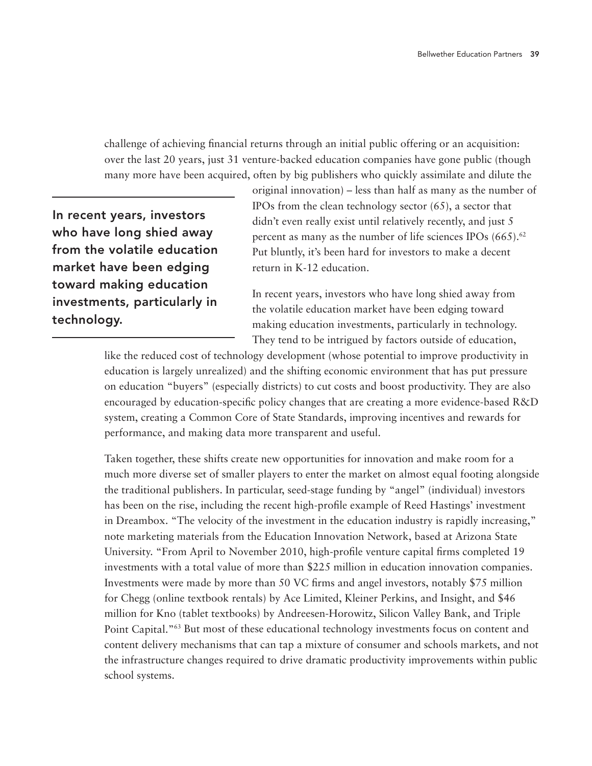challenge of achieving financial returns through an initial public offering or an acquisition: over the last 20 years, just 31 venture-backed education companies have gone public (though many more have been acquired, often by big publishers who quickly assimilate and dilute the original innovation) – less than half as many as the number of IPOs from the clean technology sector (65), a sector that didn't even really exist until relatively recently, and just 5 percent as many as the number of life sciences IPOs (665).[62] Put bluntly, it's been hard for investors to make a decent return in K-12 education.

> **In recent years, investors who have long shied away from the volatile education market have been edging toward making education investments, particularly in technology.**

In recent years, investors who have long shied away from the volatile education market have been edging toward making education investments, particularly in technology. They tend to be intrigued by factors outside of education, like the reduced cost of technology development (whose potential to improve productivity in education is largely unrealized) and the shifting economic environment that has put pressure on education "buyers" (especially districts) to cut costs and boost productivity. They are also encouraged by education-specific policy changes that are creating a more evidence-based R&D system, creating a Common Core of State Standards, improving incentives and rewards for performance, and making data more transparent and useful.

Taken together, these shifts create new opportunities for innovation and make room for a much more diverse set of smaller players to enter the market on almost equal footing alongside the traditional publishers. In particular, seed-stage funding by "angel" (individual) investors has been on the rise, including the recent high-profile example of Reed Hastings' investment in Dreambox. "The velocity of the investment in the education industry is rapidly increasing," note marketing materials from the Education Innovation Network, based at Arizona State University. "From April to November 2010, high-profile venture capital firms completed 19 investments with a total value of more than $225 million in education innovation companies. Investments were made by more than 50 VC firms and angel investors, notably $75 million for Chegg (online textbook rentals) by Ace Limited, Kleiner Perkins, and Insight, and $46 million for Kno (tablet textbooks) by Andreesen-Horowitz, Silicon Valley Bank, and Triple Point Capital."[63] But most of these educational technology investments focus on content and content delivery mechanisms that can tap a mixture of consumer and schools markets, and not the infrastructure changes required to drive dramatic productivity improvements within public school systems.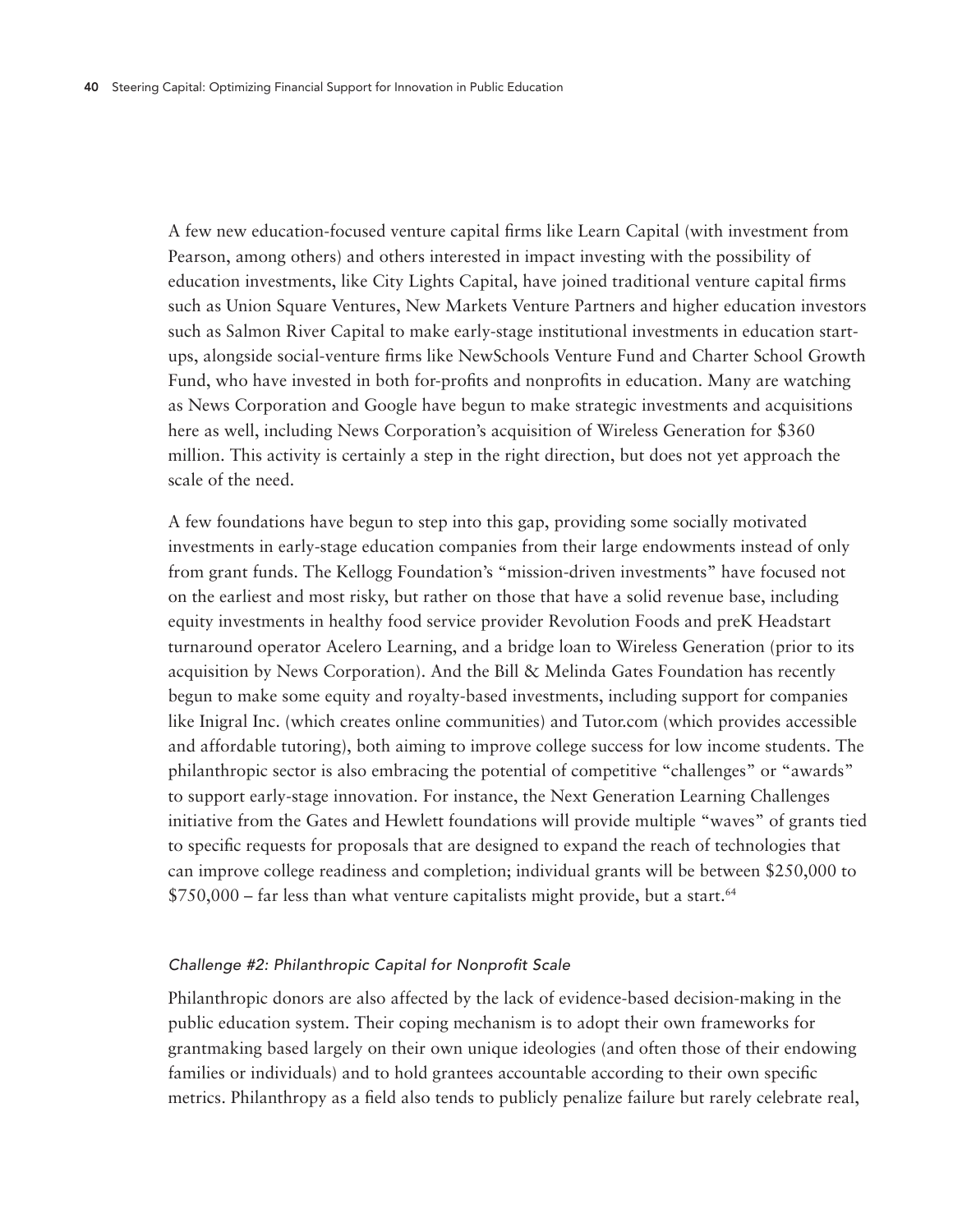A few new education-focused venture capital firms like Learn Capital (with investment from Pearson, among others) and others interested in impact investing with the possibility of education investments, like City Lights Capital, have joined traditional venture capital firms such as Union Square Ventures, New Markets Venture Partners and higher education investors such as Salmon River Capital to make early-stage institutional investments in education start-ups, alongside social-venture firms like NewSchools Venture Fund and Charter School Growth Fund, who have invested in both for-profits and nonprofits in education. Many are watching as News Corporation and Google have begun to make strategic investments and acquisitions here as well, including News Corporation's acquisition of Wireless Generation for $360 million. This activity is certainly a step in the right direction, but does not yet approach the scale of the need.

A few foundations have begun to step into this gap, providing some socially motivated investments in early-stage education companies from their large endowments instead of only from grant funds. The Kellogg Foundation's "mission-driven investments" have focused not on the earliest and most risky, but rather on those that have a solid revenue base, including equity investments in healthy food service provider Revolution Foods and preK Headstart turnaround operator Acelero Learning, and a bridge loan to Wireless Generation (prior to its acquisition by News Corporation). And the Bill & Melinda Gates Foundation has recently begun to make some equity and royalty-based investments, including support for companies like Inigral Inc. (which creates online communities) and Tutor.com (which provides accessible and affordable tutoring), both aiming to improve college success for low income students. The philanthropic sector is also embracing the potential of competitive "challenges" or "awards" to support early-stage innovation. For instance, the Next Generation Learning Challenges initiative from the Gates and Hewlett foundations will provide multiple "waves" of grants tied to specific requests for proposals that are designed to expand the reach of technologies that can improve college readiness and completion; individual grants will be between $250,000 to $750,000 – far less than what venture capitalists might provide, but a start.[64]

### *Challenge #2: Philanthropic Capital for Nonprofit Scale*

Philanthropic donors are also affected by the lack of evidence-based decision-making in the public education system. Their coping mechanism is to adopt their own frameworks for grantmaking based largely on their own unique ideologies (and often those of their endowing families or individuals) and to hold grantees accountable according to their own specific metrics. Philanthropy as a field also tends to publicly penalize failure but rarely celebrate real,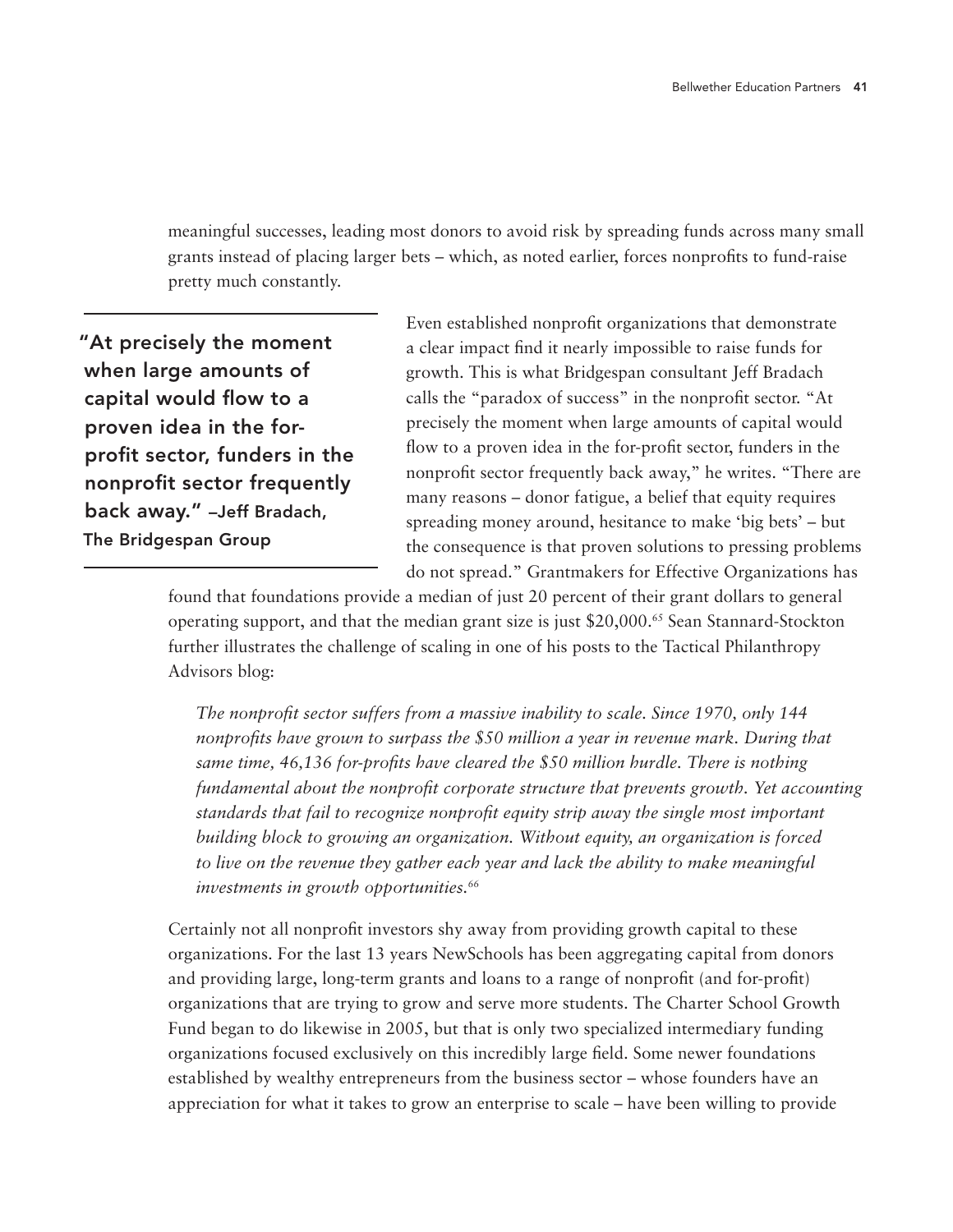meaningful successes, leading most donors to avoid risk by spreading funds across many small grants instead of placing larger bets – which, as noted earlier, forces nonprofits to fund-raise pretty much constantly.

> **"At precisely the moment when large amounts of capital would flow to a proven idea in the for-profit sector, funders in the nonprofit sector frequently back away." –Jeff Bradach, The Bridgespan Group**

Even established nonprofit organizations that demonstrate a clear impact find it nearly impossible to raise funds for growth. This is what Bridgespan consultant Jeff Bradach calls the "paradox of success" in the nonprofit sector. "At precisely the moment when large amounts of capital would flow to a proven idea in the for-profit sector, funders in the nonprofit sector frequently back away," he writes. "There are many reasons – donor fatigue, a belief that equity requires spreading money around, hesitance to make 'big bets' – but the consequence is that proven solutions to pressing problems do not spread." Grantmakers for Effective Organizations has found that foundations provide a median of just 20 percent of their grant dollars to general operating support, and that the median grant size is just $20,000.[65] Sean Stannard-Stockton further illustrates the challenge of scaling in one of his posts to the Tactical Philanthropy Advisors blog:

> *The nonprofit sector suffers from a massive inability to scale. Since 1970, only 144 nonprofits have grown to surpass the $50 million a year in revenue mark. During that same time, 46,136 for-profits have cleared the $50 million hurdle. There is nothing fundamental about the nonprofit corporate structure that prevents growth. Yet accounting standards that fail to recognize nonprofit equity strip away the single most important building block to growing an organization. Without equity, an organization is forced to live on the revenue they gather each year and lack the ability to make meaningful investments in growth opportunities.*[66]

Certainly not all nonprofit investors shy away from providing growth capital to these organizations. For the last 13 years NewSchools has been aggregating capital from donors and providing large, long-term grants and loans to a range of nonprofit (and for-profit) organizations that are trying to grow and serve more students. The Charter School Growth Fund began to do likewise in 2005, but that is only two specialized intermediary funding organizations focused exclusively on this incredibly large field. Some newer foundations established by wealthy entrepreneurs from the business sector – whose founders have an appreciation for what it takes to grow an enterprise to scale – have been willing to provide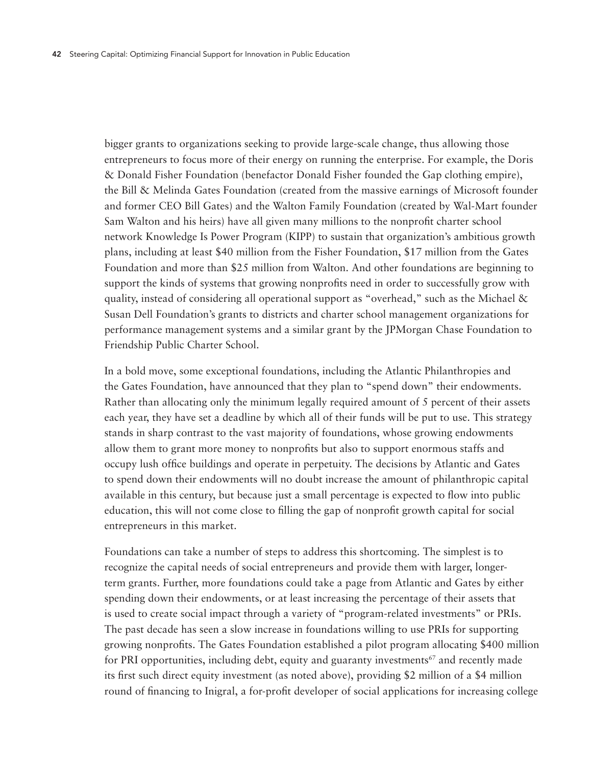bigger grants to organizations seeking to provide large-scale change, thus allowing those entrepreneurs to focus more of their energy on running the enterprise. For example, the Doris & Donald Fisher Foundation (benefactor Donald Fisher founded the Gap clothing empire), the Bill & Melinda Gates Foundation (created from the massive earnings of Microsoft founder and former CEO Bill Gates) and the Walton Family Foundation (created by Wal-Mart founder Sam Walton and his heirs) have all given many millions to the nonprofit charter school network Knowledge Is Power Program (KIPP) to sustain that organization's ambitious growth plans, including at least $40 million from the Fisher Foundation, $17 million from the Gates Foundation and more than $25 million from Walton. And other foundations are beginning to support the kinds of systems that growing nonprofits need in order to successfully grow with quality, instead of considering all operational support as "overhead," such as the Michael & Susan Dell Foundation's grants to districts and charter school management organizations for performance management systems and a similar grant by the JPMorgan Chase Foundation to Friendship Public Charter School.

In a bold move, some exceptional foundations, including the Atlantic Philanthropies and the Gates Foundation, have announced that they plan to "spend down" their endowments. Rather than allocating only the minimum legally required amount of 5 percent of their assets each year, they have set a deadline by which all of their funds will be put to use. This strategy stands in sharp contrast to the vast majority of foundations, whose growing endowments allow them to grant more money to nonprofits but also to support enormous staffs and occupy lush office buildings and operate in perpetuity. The decisions by Atlantic and Gates to spend down their endowments will no doubt increase the amount of philanthropic capital available in this century, but because just a small percentage is expected to flow into public education, this will not come close to filling the gap of nonprofit growth capital for social entrepreneurs in this market.

Foundations can take a number of steps to address this shortcoming. The simplest is to recognize the capital needs of social entrepreneurs and provide them with larger, longer-term grants. Further, more foundations could take a page from Atlantic and Gates by either spending down their endowments, or at least increasing the percentage of their assets that is used to create social impact through a variety of "program-related investments" or PRIs. The past decade has seen a slow increase in foundations willing to use PRIs for supporting growing nonprofits. The Gates Foundation established a pilot program allocating $400 million for PRI opportunities, including debt, equity and guaranty investments[67] and recently made its first such direct equity investment (as noted above), providing $2 million of a $4 million round of financing to Inigral, a for-profit developer of social applications for increasing college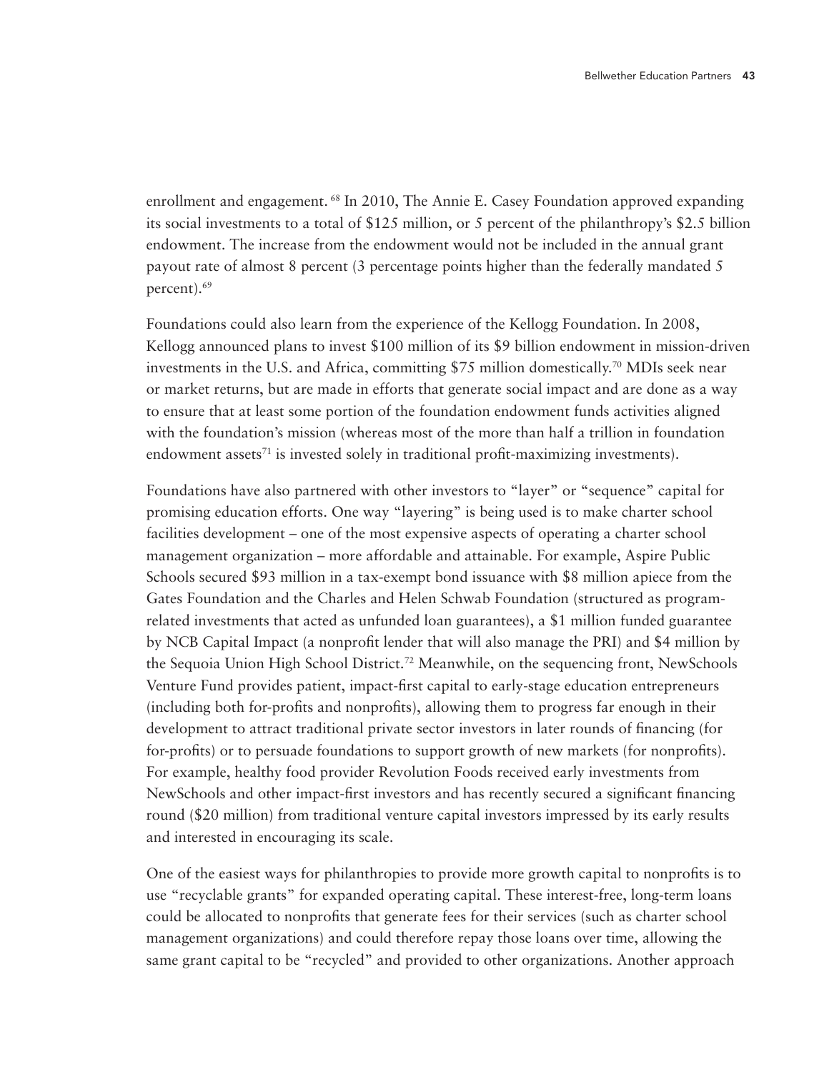enrollment and engagement.[68] In 2010, The Annie E. Casey Foundation approved expanding its social investments to a total of $125 million, or 5 percent of the philanthropy's $2.5 billion endowment. The increase from the endowment would not be included in the annual grant payout rate of almost 8 percent (3 percentage points higher than the federally mandated 5 percent).[69]

Foundations could also learn from the experience of the Kellogg Foundation. In 2008, Kellogg announced plans to invest $100 million of its $9 billion endowment in mission-driven investments in the U.S. and Africa, committing $75 million domestically.[70] MDIs seek near or market returns, but are made in efforts that generate social impact and are done as a way to ensure that at least some portion of the foundation endowment funds activities aligned with the foundation's mission (whereas most of the more than half a trillion in foundation endowment assets[71] is invested solely in traditional profit-maximizing investments).

Foundations have also partnered with other investors to "layer" or "sequence" capital for promising education efforts. One way "layering" is being used is to make charter school facilities development – one of the most expensive aspects of operating a charter school management organization – more affordable and attainable. For example, Aspire Public Schools secured $93 million in a tax-exempt bond issuance with $8 million apiece from the Gates Foundation and the Charles and Helen Schwab Foundation (structured as program-related investments that acted as unfunded loan guarantees), a $1 million funded guarantee by NCB Capital Impact (a nonprofit lender that will also manage the PRI) and $4 million by the Sequoia Union High School District.[72] Meanwhile, on the sequencing front, NewSchools Venture Fund provides patient, impact-first capital to early-stage education entrepreneurs (including both for-profits and nonprofits), allowing them to progress far enough in their development to attract traditional private sector investors in later rounds of financing (for for-profits) or to persuade foundations to support growth of new markets (for nonprofits). For example, healthy food provider Revolution Foods received early investments from NewSchools and other impact-first investors and has recently secured a significant financing round ($20 million) from traditional venture capital investors impressed by its early results and interested in encouraging its scale.

One of the easiest ways for philanthropies to provide more growth capital to nonprofits is to use "recyclable grants" for expanded operating capital. These interest-free, long-term loans could be allocated to nonprofits that generate fees for their services (such as charter school management organizations) and could therefore repay those loans over time, allowing the same grant capital to be "recycled" and provided to other organizations. Another approach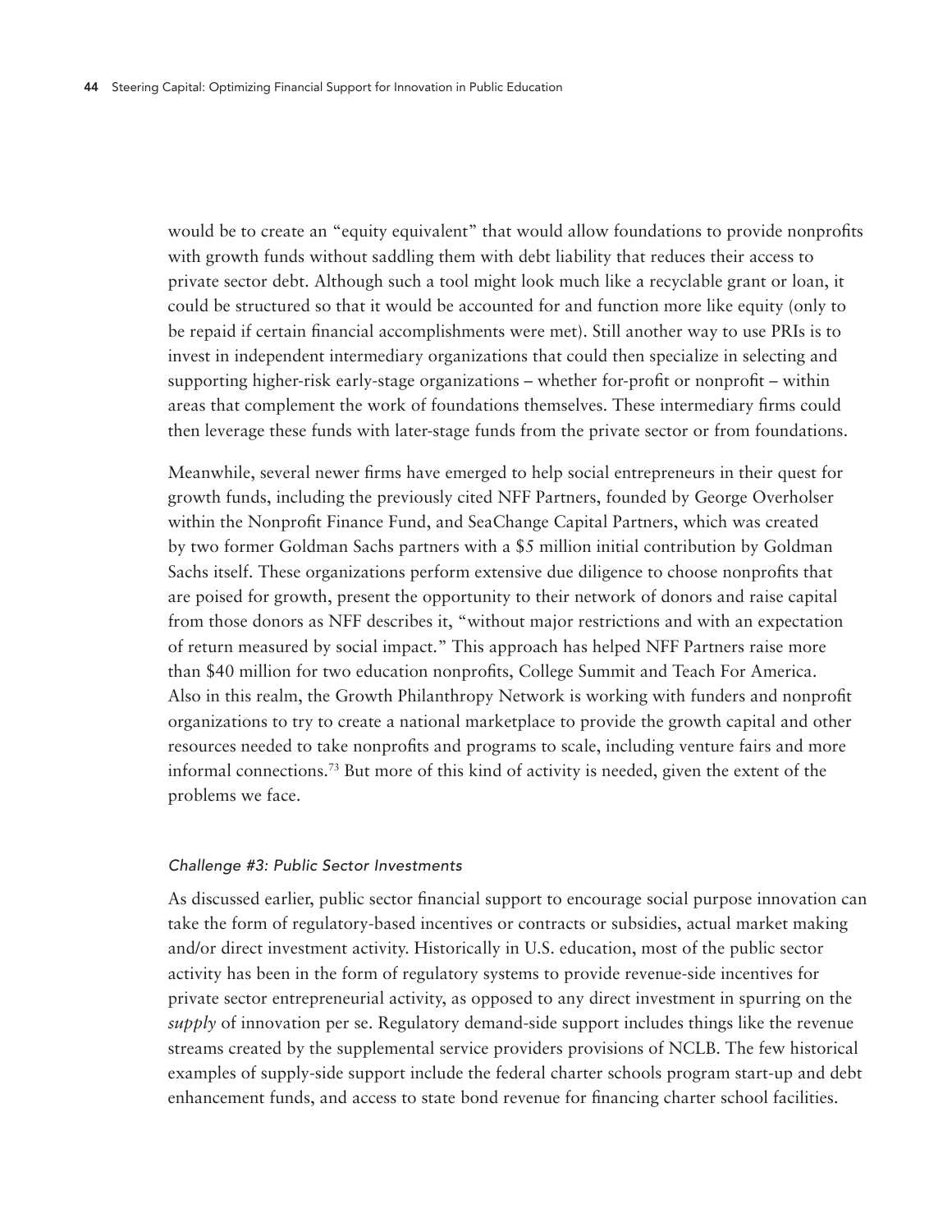would be to create an "equity equivalent" that would allow foundations to provide nonprofits with growth funds without saddling them with debt liability that reduces their access to private sector debt. Although such a tool might look much like a recyclable grant or loan, it could be structured so that it would be accounted for and function more like equity (only to be repaid if certain financial accomplishments were met). Still another way to use PRIs is to invest in independent intermediary organizations that could then specialize in selecting and supporting higher-risk early-stage organizations – whether for-profit or nonprofit – within areas that complement the work of foundations themselves. These intermediary firms could then leverage these funds with later-stage funds from the private sector or from foundations.

Meanwhile, several newer firms have emerged to help social entrepreneurs in their quest for growth funds, including the previously cited NFF Partners, founded by George Overholser within the Nonprofit Finance Fund, and SeaChange Capital Partners, which was created by two former Goldman Sachs partners with a $5 million initial contribution by Goldman Sachs itself. These organizations perform extensive due diligence to choose nonprofits that are poised for growth, present the opportunity to their network of donors and raise capital from those donors as NFF describes it, "without major restrictions and with an expectation of return measured by social impact." This approach has helped NFF Partners raise more than $40 million for two education nonprofits, College Summit and Teach For America. Also in this realm, the Growth Philanthropy Network is working with funders and nonprofit organizations to try to create a national marketplace to provide the growth capital and other resources needed to take nonprofits and programs to scale, including venture fairs and more informal connections.[73] But more of this kind of activity is needed, given the extent of the problems we face.

#### *Challenge #3: Public Sector Investments*

As discussed earlier, public sector financial support to encourage social purpose innovation can take the form of regulatory-based incentives or contracts or subsidies, actual market making and/or direct investment activity. Historically in U.S. education, most of the public sector activity has been in the form of regulatory systems to provide revenue-side incentives for private sector entrepreneurial activity, as opposed to any direct investment in spurring on the *supply* of innovation per se. Regulatory demand-side support includes things like the revenue streams created by the supplemental service providers provisions of NCLB. The few historical examples of supply-side support include the federal charter schools program start-up and debt enhancement funds, and access to state bond revenue for financing charter school facilities.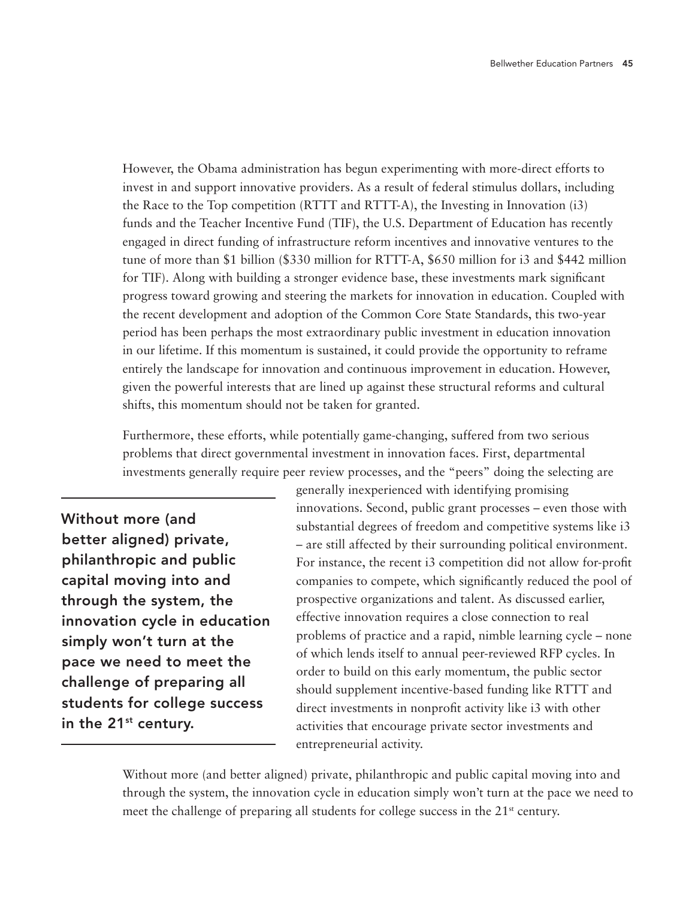However, the Obama administration has begun experimenting with more-direct efforts to invest in and support innovative providers. As a result of federal stimulus dollars, including the Race to the Top competition (RTTT and RTTT-A), the Investing in Innovation (i3) funds and the Teacher Incentive Fund (TIF), the U.S. Department of Education has recently engaged in direct funding of infrastructure reform incentives and innovative ventures to the tune of more than $1 billion ($330 million for RTTT-A, $650 million for i3 and $442 million for TIF). Along with building a stronger evidence base, these investments mark significant progress toward growing and steering the markets for innovation in education. Coupled with the recent development and adoption of the Common Core State Standards, this two-year period has been perhaps the most extraordinary public investment in education innovation in our lifetime. If this momentum is sustained, it could provide the opportunity to reframe entirely the landscape for innovation and continuous improvement in education. However, given the powerful interests that are lined up against these structural reforms and cultural shifts, this momentum should not be taken for granted.

Furthermore, these efforts, while potentially game-changing, suffered from two serious problems that direct governmental investment in innovation faces. First, departmental investments generally require peer review processes, and the "peers" doing the selecting are generally inexperienced with identifying promising innovations. Second, public grant processes – even those with substantial degrees of freedom and competitive systems like i3 – are still affected by their surrounding political environment. For instance, the recent i3 competition did not allow for-profit companies to compete, which significantly reduced the pool of prospective organizations and talent. As discussed earlier, effective innovation requires a close connection to real problems of practice and a rapid, nimble learning cycle – none of which lends itself to annual peer-reviewed RFP cycles. In order to build on this early momentum, the public sector should supplement incentive-based funding like RTTT and direct investments in nonprofit activity like i3 with other activities that encourage private sector investments and entrepreneurial activity.

**Without more (and better aligned) private, philanthropic and public capital moving into and through the system, the innovation cycle in education simply won't turn at the pace we need to meet the challenge of preparing all students for college success in the 21st century.**

Without more (and better aligned) private, philanthropic and public capital moving into and through the system, the innovation cycle in education simply won't turn at the pace we need to meet the challenge of preparing all students for college success in the 21st century.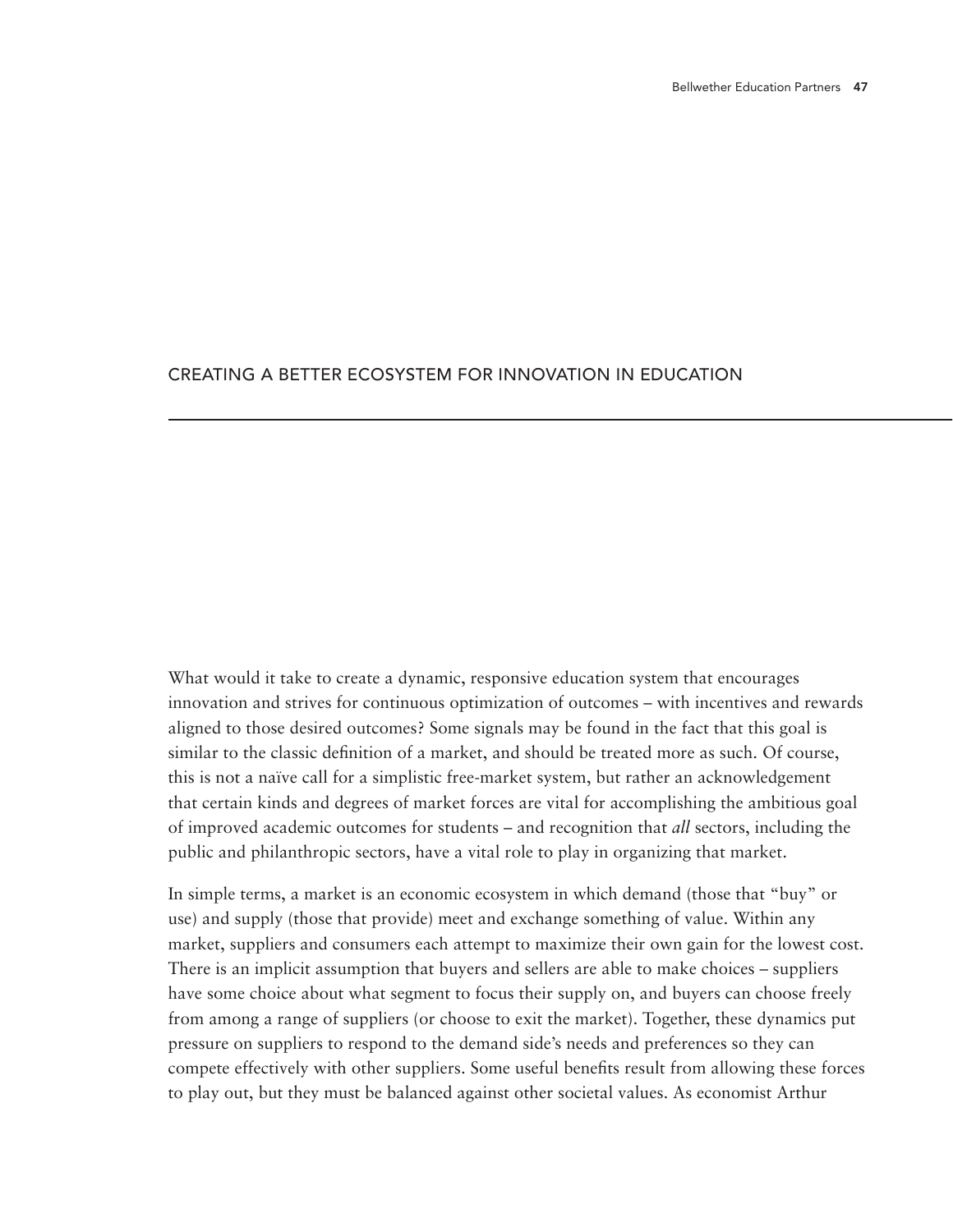## CREATING A BETTER ECOSYSTEM FOR INNOVATION IN EDUCATION

What would it take to create a dynamic, responsive education system that encourages innovation and strives for continuous optimization of outcomes – with incentives and rewards aligned to those desired outcomes? Some signals may be found in the fact that this goal is similar to the classic definition of a market, and should be treated more as such. Of course, this is not a naïve call for a simplistic free-market system, but rather an acknowledgement that certain kinds and degrees of market forces are vital for accomplishing the ambitious goal of improved academic outcomes for students – and recognition that *all* sectors, including the public and philanthropic sectors, have a vital role to play in organizing that market.

In simple terms, a market is an economic ecosystem in which demand (those that "buy" or use) and supply (those that provide) meet and exchange something of value. Within any market, suppliers and consumers each attempt to maximize their own gain for the lowest cost. There is an implicit assumption that buyers and sellers are able to make choices – suppliers have some choice about what segment to focus their supply on, and buyers can choose freely from among a range of suppliers (or choose to exit the market). Together, these dynamics put pressure on suppliers to respond to the demand side's needs and preferences so they can compete effectively with other suppliers. Some useful benefits result from allowing these forces to play out, but they must be balanced against other societal values. As economist Arthur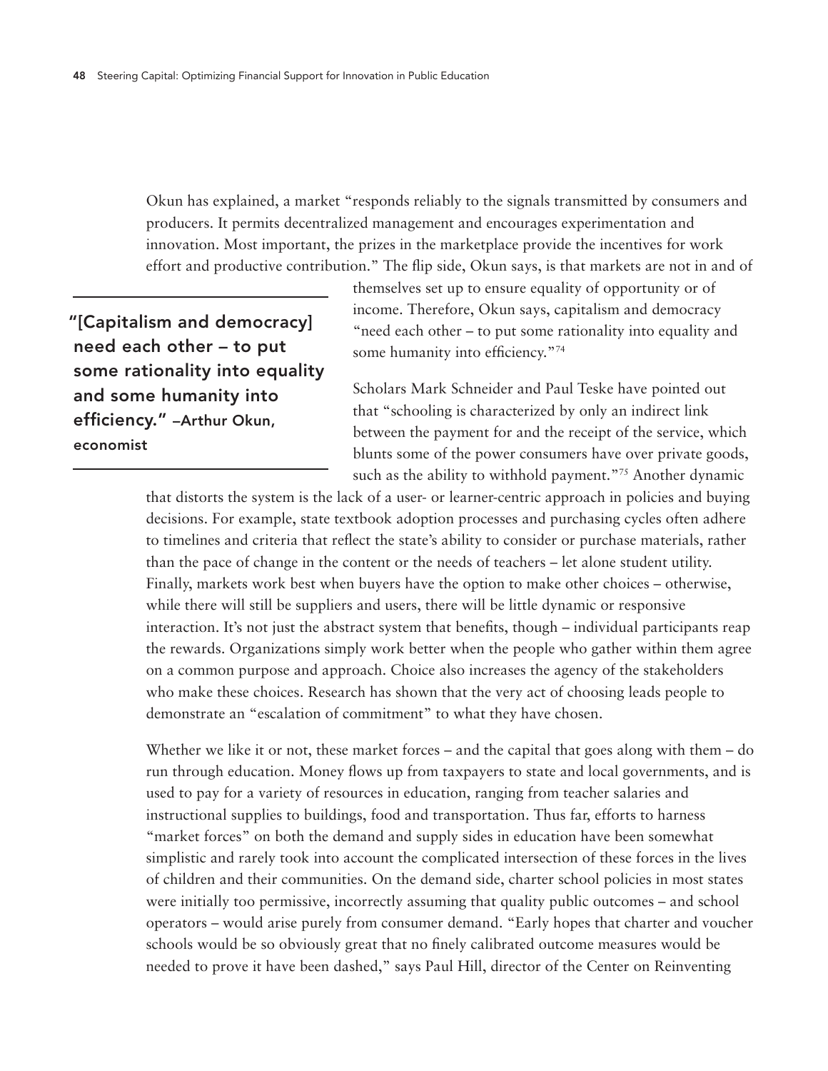Okun has explained, a market "responds reliably to the signals transmitted by consumers and producers. It permits decentralized management and encourages experimentation and innovation. Most important, the prizes in the marketplace provide the incentives for work effort and productive contribution." The flip side, Okun says, is that markets are not in and of themselves set up to ensure equality of opportunity or of income. Therefore, Okun says, capitalism and democracy "need each other – to put some rationality into equality and some humanity into efficiency."[74]

> **"[Capitalism and democracy] need each other – to put some rationality into equality and some humanity into efficiency."** **–Arthur Okun, economist**

Scholars Mark Schneider and Paul Teske have pointed out that "schooling is characterized by only an indirect link between the payment for and the receipt of the service, which blunts some of the power consumers have over private goods, such as the ability to withhold payment."[75] Another dynamic that distorts the system is the lack of a user- or learner-centric approach in policies and buying decisions. For example, state textbook adoption processes and purchasing cycles often adhere to timelines and criteria that reflect the state's ability to consider or purchase materials, rather than the pace of change in the content or the needs of teachers – let alone student utility. Finally, markets work best when buyers have the option to make other choices – otherwise, while there will still be suppliers and users, there will be little dynamic or responsive interaction. It's not just the abstract system that benefits, though – individual participants reap the rewards. Organizations simply work better when the people who gather within them agree on a common purpose and approach. Choice also increases the agency of the stakeholders who make these choices. Research has shown that the very act of choosing leads people to demonstrate an "escalation of commitment" to what they have chosen.

Whether we like it or not, these market forces – and the capital that goes along with them – do run through education. Money flows up from taxpayers to state and local governments, and is used to pay for a variety of resources in education, ranging from teacher salaries and instructional supplies to buildings, food and transportation. Thus far, efforts to harness "market forces" on both the demand and supply sides in education have been somewhat simplistic and rarely took into account the complicated intersection of these forces in the lives of children and their communities. On the demand side, charter school policies in most states were initially too permissive, incorrectly assuming that quality public outcomes – and school operators – would arise purely from consumer demand. "Early hopes that charter and voucher schools would be so obviously great that no finely calibrated outcome measures would be needed to prove it have been dashed," says Paul Hill, director of the Center on Reinventing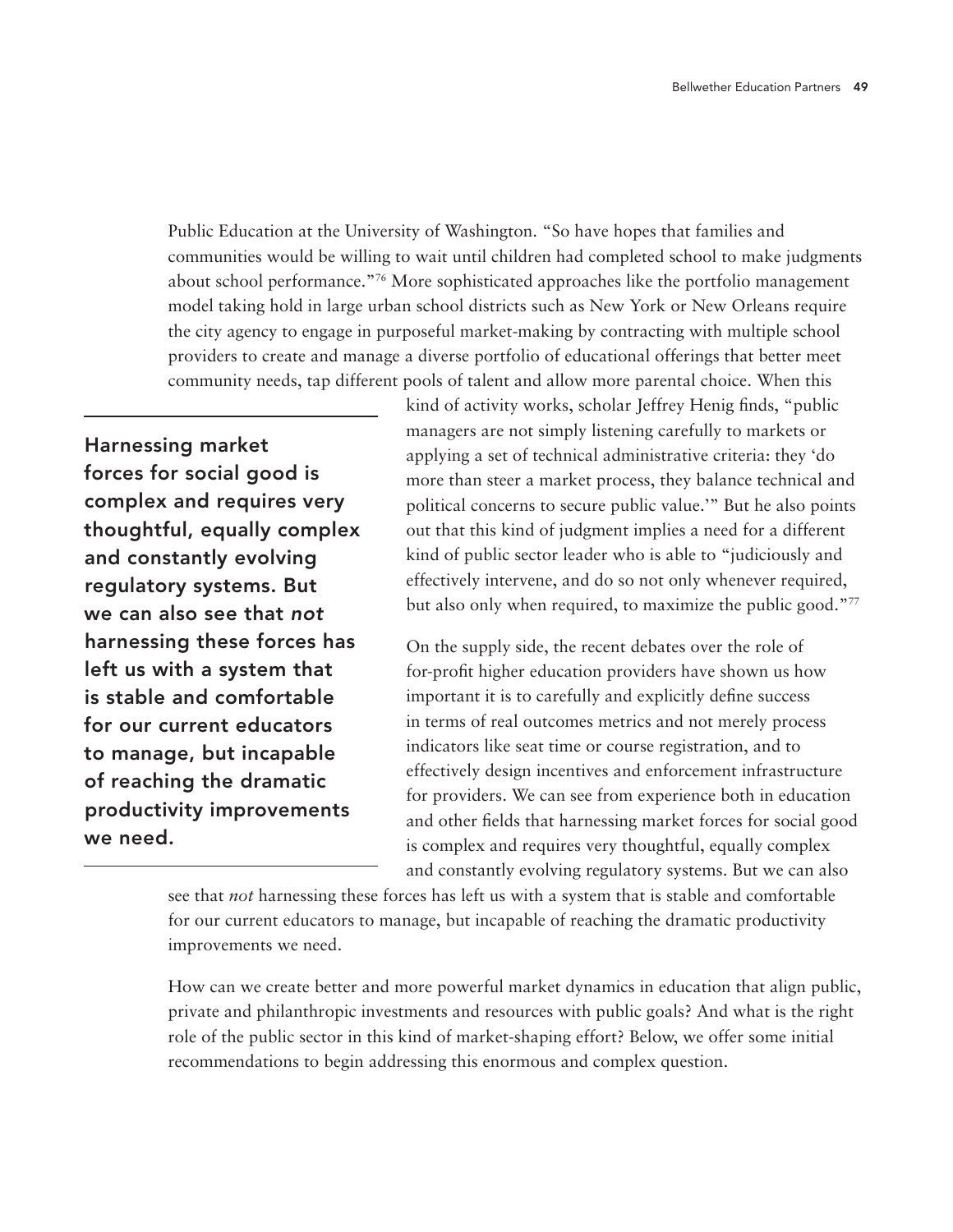Public Education at the University of Washington. "So have hopes that families and communities would be willing to wait until children had completed school to make judgments about school performance."[76] More sophisticated approaches like the portfolio management model taking hold in large urban school districts such as New York or New Orleans require the city agency to engage in purposeful market-making by contracting with multiple school providers to create and manage a diverse portfolio of educational offerings that better meet community needs, tap different pools of talent and allow more parental choice. When this kind of activity works, scholar Jeffrey Henig finds, "public managers are not simply listening carefully to markets or applying a set of technical administrative criteria: they 'do more than steer a market process, they balance technical and political concerns to secure public value.'" But he also points out that this kind of judgment implies a need for a different kind of public sector leader who is able to "judiciously and effectively intervene, and do so not only whenever required, but also only when required, to maximize the public good."[77]

**Harnessing market forces for social good is complex and requires very thoughtful, equally complex and constantly evolving regulatory systems. But we can also see that *not* harnessing these forces has left us with a system that is stable and comfortable for our current educators to manage, but incapable of reaching the dramatic productivity improvements we need.**

On the supply side, the recent debates over the role of for-profit higher education providers have shown us how important it is to carefully and explicitly define success in terms of real outcomes metrics and not merely process indicators like seat time or course registration, and to effectively design incentives and enforcement infrastructure for providers. We can see from experience both in education and other fields that harnessing market forces for social good is complex and requires very thoughtful, equally complex and constantly evolving regulatory systems. But we can also see that *not* harnessing these forces has left us with a system that is stable and comfortable for our current educators to manage, but incapable of reaching the dramatic productivity improvements we need.

How can we create better and more powerful market dynamics in education that align public, private and philanthropic investments and resources with public goals? And what is the right role of the public sector in this kind of market-shaping effort? Below, we offer some initial recommendations to begin addressing this enormous and complex question.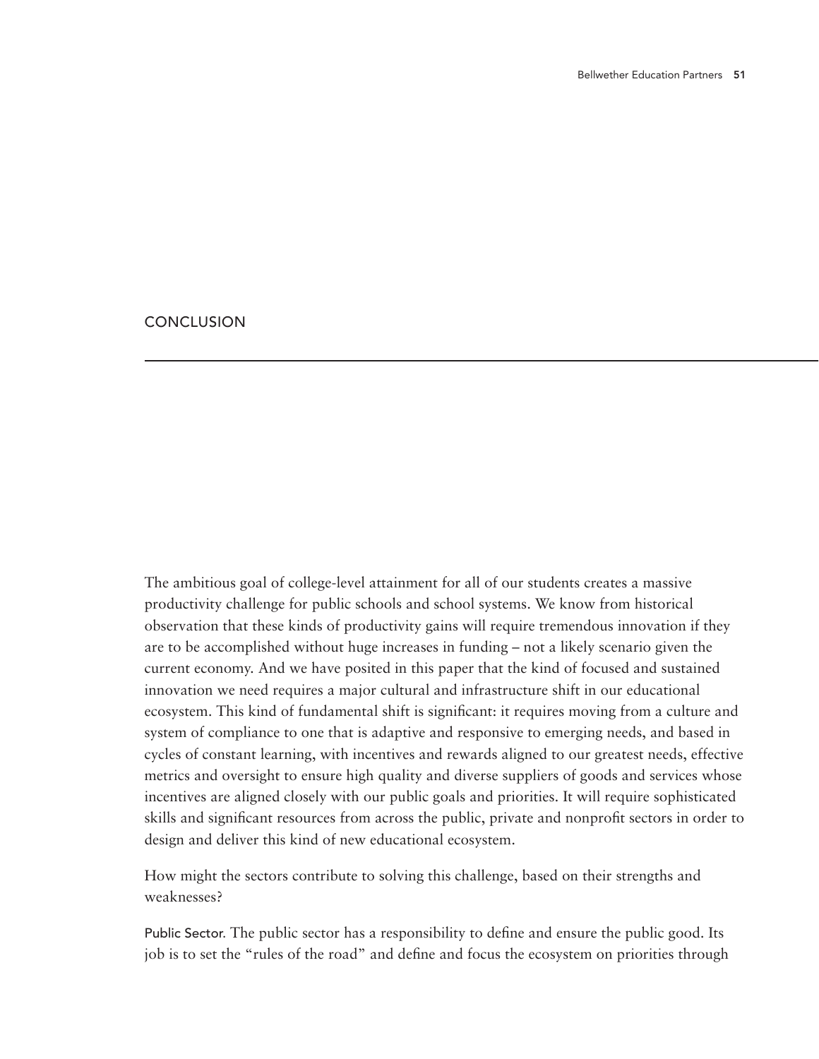# CONCLUSION

The ambitious goal of college-level attainment for all of our students creates a massive productivity challenge for public schools and school systems. We know from historical observation that these kinds of productivity gains will require tremendous innovation if they are to be accomplished without huge increases in funding – not a likely scenario given the current economy. And we have posited in this paper that the kind of focused and sustained innovation we need requires a major cultural and infrastructure shift in our educational ecosystem. This kind of fundamental shift is significant: it requires moving from a culture and system of compliance to one that is adaptive and responsive to emerging needs, and based in cycles of constant learning, with incentives and rewards aligned to our greatest needs, effective metrics and oversight to ensure high quality and diverse suppliers of goods and services whose incentives are aligned closely with our public goals and priorities. It will require sophisticated skills and significant resources from across the public, private and nonprofit sectors in order to design and deliver this kind of new educational ecosystem.

How might the sectors contribute to solving this challenge, based on their strengths and weaknesses?

Public Sector. The public sector has a responsibility to define and ensure the public good. Its job is to set the "rules of the road" and define and focus the ecosystem on priorities through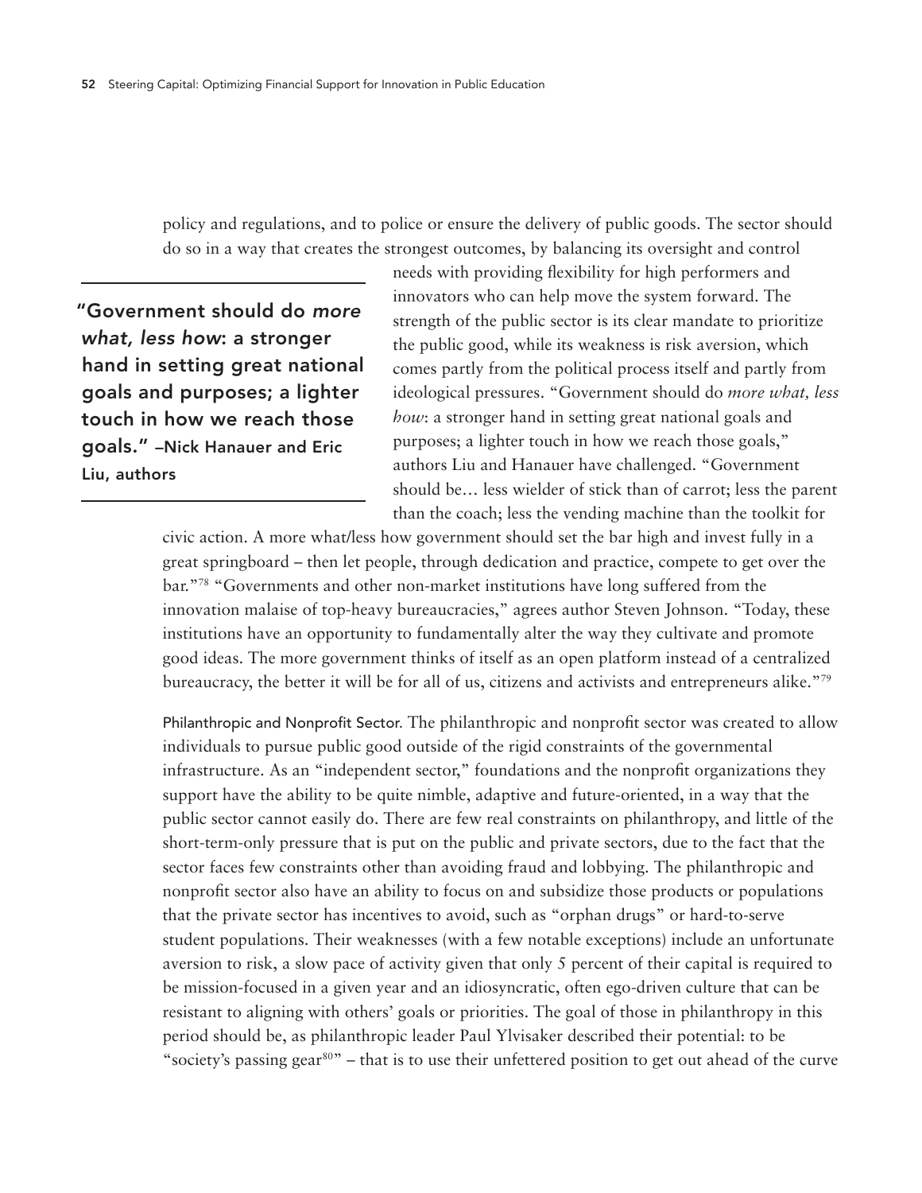policy and regulations, and to police or ensure the delivery of public goods. The sector should do so in a way that creates the strongest outcomes, by balancing its oversight and control needs with providing flexibility for high performers and innovators who can help move the system forward. The strength of the public sector is its clear mandate to prioritize the public good, while its weakness is risk aversion, which comes partly from the political process itself and partly from ideological pressures. "Government should do *more what, less how*: a stronger hand in setting great national goals and purposes; a lighter touch in how we reach those goals," authors Liu and Hanauer have challenged. "Government should be… less wielder of stick than of carrot; less the parent than the coach; less the vending machine than the toolkit for civic action. A more what/less how government should set the bar high and invest fully in a great springboard – then let people, through dedication and practice, compete to get over the bar."[78] "Governments and other non-market institutions have long suffered from the innovation malaise of top-heavy bureaucracies," agrees author Steven Johnson. "Today, these institutions have an opportunity to fundamentally alter the way they cultivate and promote good ideas. The more government thinks of itself as an open platform instead of a centralized bureaucracy, the better it will be for all of us, citizens and activists and entrepreneurs alike."[79]

> **"Government should do *more what, less how*: a stronger hand in setting great national goals and purposes; a lighter touch in how we reach those goals." –Nick Hanauer and Eric Liu, authors**

Philanthropic and Nonprofit Sector. The philanthropic and nonprofit sector was created to allow individuals to pursue public good outside of the rigid constraints of the governmental infrastructure. As an "independent sector," foundations and the nonprofit organizations they support have the ability to be quite nimble, adaptive and future-oriented, in a way that the public sector cannot easily do. There are few real constraints on philanthropy, and little of the short-term-only pressure that is put on the public and private sectors, due to the fact that the sector faces few constraints other than avoiding fraud and lobbying. The philanthropic and nonprofit sector also have an ability to focus on and subsidize those products or populations that the private sector has incentives to avoid, such as "orphan drugs" or hard-to-serve student populations. Their weaknesses (with a few notable exceptions) include an unfortunate aversion to risk, a slow pace of activity given that only 5 percent of their capital is required to be mission-focused in a given year and an idiosyncratic, often ego-driven culture that can be resistant to aligning with others' goals or priorities. The goal of those in philanthropy in this period should be, as philanthropic leader Paul Ylvisaker described their potential: to be "society's passing gear[80]" – that is to use their unfettered position to get out ahead of the curve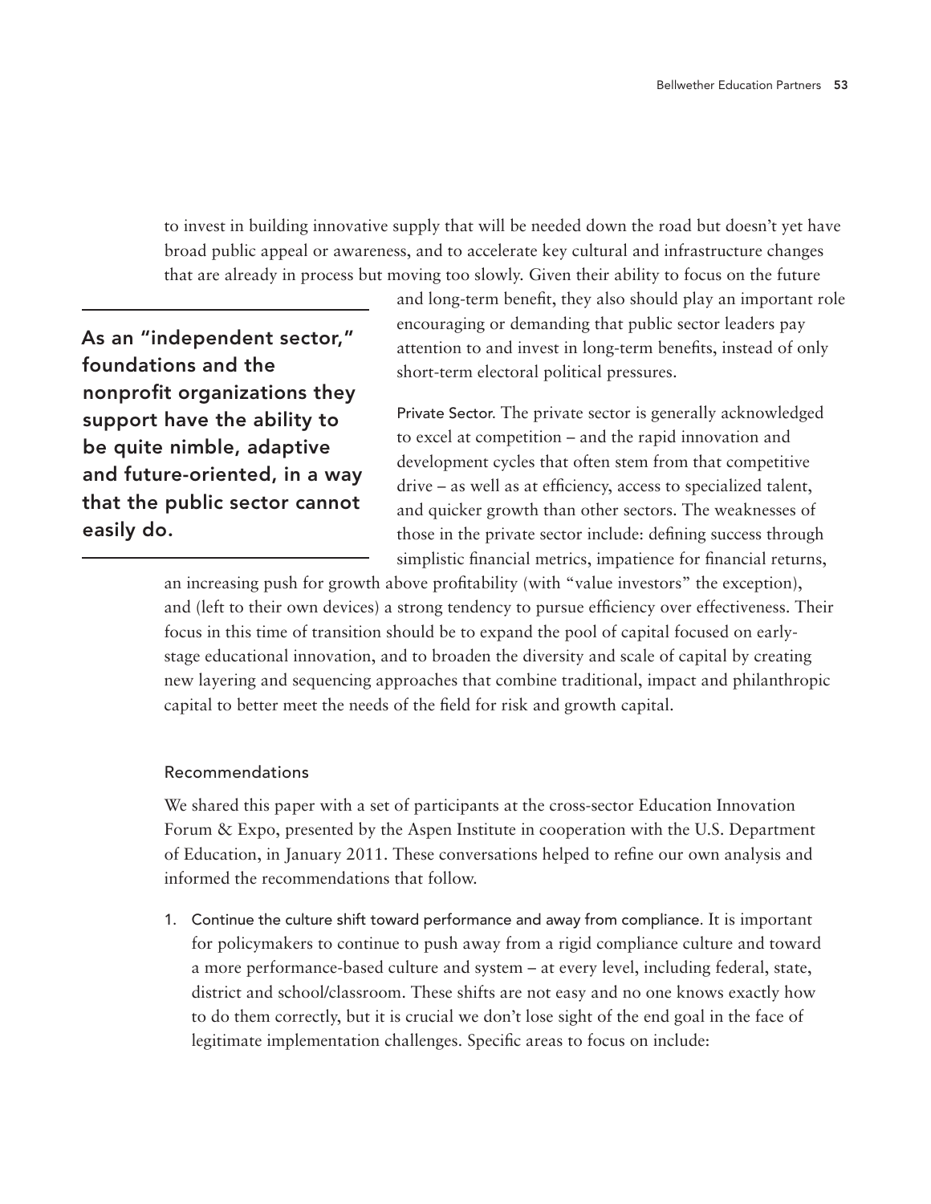to invest in building innovative supply that will be needed down the road but doesn't yet have broad public appeal or awareness, and to accelerate key cultural and infrastructure changes that are already in process but moving too slowly. Given their ability to focus on the future and long-term benefit, they also should play an important role encouraging or demanding that public sector leaders pay attention to and invest in long-term benefits, instead of only short-term electoral political pressures.

> **As an "independent sector," foundations and the nonprofit organizations they support have the ability to be quite nimble, adaptive and future-oriented, in a way that the public sector cannot easily do.**

Private Sector. The private sector is generally acknowledged to excel at competition – and the rapid innovation and development cycles that often stem from that competitive drive – as well as at efficiency, access to specialized talent, and quicker growth than other sectors. The weaknesses of those in the private sector include: defining success through simplistic financial metrics, impatience for financial returns, an increasing push for growth above profitability (with "value investors" the exception), and (left to their own devices) a strong tendency to pursue efficiency over effectiveness. Their focus in this time of transition should be to expand the pool of capital focused on early-stage educational innovation, and to broaden the diversity and scale of capital by creating new layering and sequencing approaches that combine traditional, impact and philanthropic capital to better meet the needs of the field for risk and growth capital.

### Recommendations

We shared this paper with a set of participants at the cross-sector Education Innovation Forum & Expo, presented by the Aspen Institute in cooperation with the U.S. Department of Education, in January 2011. These conversations helped to refine our own analysis and informed the recommendations that follow.

1. Continue the culture shift toward performance and away from compliance. It is important for policymakers to continue to push away from a rigid compliance culture and toward a more performance-based culture and system – at every level, including federal, state, district and school/classroom. These shifts are not easy and no one knows exactly how to do them correctly, but it is crucial we don't lose sight of the end goal in the face of legitimate implementation challenges. Specific areas to focus on include: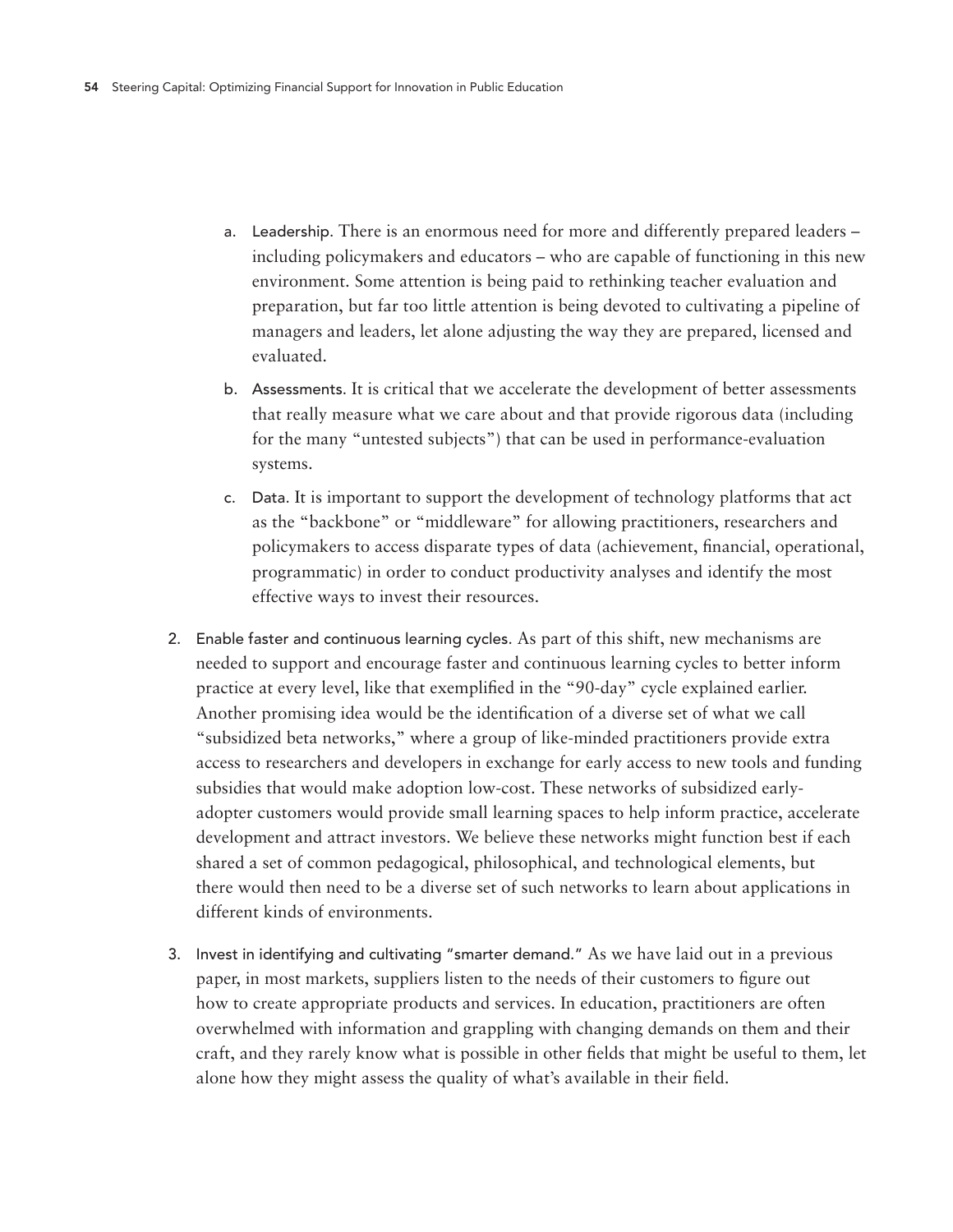a. Leadership. There is an enormous need for more and differently prepared leaders – including policymakers and educators – who are capable of functioning in this new environment. Some attention is being paid to rethinking teacher evaluation and preparation, but far too little attention is being devoted to cultivating a pipeline of managers and leaders, let alone adjusting the way they are prepared, licensed and evaluated.

   b. Assessments. It is critical that we accelerate the development of better assessments that really measure what we care about and that provide rigorous data (including for the many "untested subjects") that can be used in performance-evaluation systems.

   c. Data. It is important to support the development of technology platforms that act as the "backbone" or "middleware" for allowing practitioners, researchers and policymakers to access disparate types of data (achievement, financial, operational, programmatic) in order to conduct productivity analyses and identify the most effective ways to invest their resources.

2. Enable faster and continuous learning cycles. As part of this shift, new mechanisms are needed to support and encourage faster and continuous learning cycles to better inform practice at every level, like that exemplified in the "90-day" cycle explained earlier. Another promising idea would be the identification of a diverse set of what we call "subsidized beta networks," where a group of like-minded practitioners provide extra access to researchers and developers in exchange for early access to new tools and funding subsidies that would make adoption low-cost. These networks of subsidized early-adopter customers would provide small learning spaces to help inform practice, accelerate development and attract investors. We believe these networks might function best if each shared a set of common pedagogical, philosophical, and technological elements, but there would then need to be a diverse set of such networks to learn about applications in different kinds of environments.

3. Invest in identifying and cultivating "smarter demand." As we have laid out in a previous paper, in most markets, suppliers listen to the needs of their customers to figure out how to create appropriate products and services. In education, practitioners are often overwhelmed with information and grappling with changing demands on them and their craft, and they rarely know what is possible in other fields that might be useful to them, let alone how they might assess the quality of what's available in their field.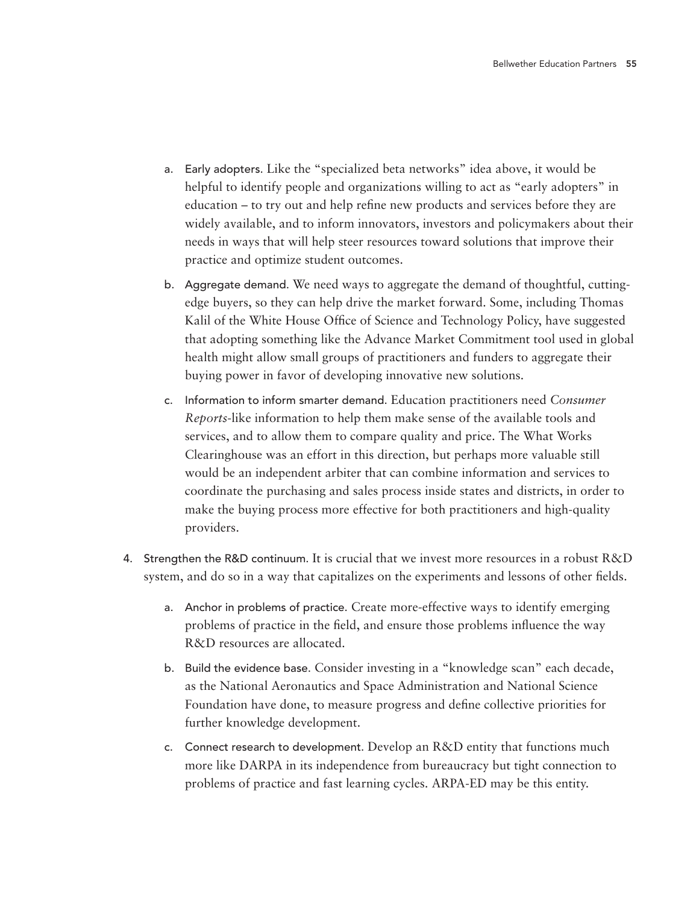a. Early adopters. Like the "specialized beta networks" idea above, it would be helpful to identify people and organizations willing to act as "early adopters" in education – to try out and help refine new products and services before they are widely available, and to inform innovators, investors and policymakers about their needs in ways that will help steer resources toward solutions that improve their practice and optimize student outcomes.

b. Aggregate demand. We need ways to aggregate the demand of thoughtful, cutting-edge buyers, so they can help drive the market forward. Some, including Thomas Kalil of the White House Office of Science and Technology Policy, have suggested that adopting something like the Advance Market Commitment tool used in global health might allow small groups of practitioners and funders to aggregate their buying power in favor of developing innovative new solutions.

c. Information to inform smarter demand. Education practitioners need *Consumer Reports*-like information to help them make sense of the available tools and services, and to allow them to compare quality and price. The What Works Clearinghouse was an effort in this direction, but perhaps more valuable still would be an independent arbiter that can combine information and services to coordinate the purchasing and sales process inside states and districts, in order to make the buying process more effective for both practitioners and high-quality providers.

4. Strengthen the R&D continuum. It is crucial that we invest more resources in a robust R&D system, and do so in a way that capitalizes on the experiments and lessons of other fields.

    a. Anchor in problems of practice. Create more-effective ways to identify emerging problems of practice in the field, and ensure those problems influence the way R&D resources are allocated.

    b. Build the evidence base. Consider investing in a "knowledge scan" each decade, as the National Aeronautics and Space Administration and National Science Foundation have done, to measure progress and define collective priorities for further knowledge development.

    c. Connect research to development. Develop an R&D entity that functions much more like DARPA in its independence from bureaucracy but tight connection to problems of practice and fast learning cycles. ARPA-ED may be this entity.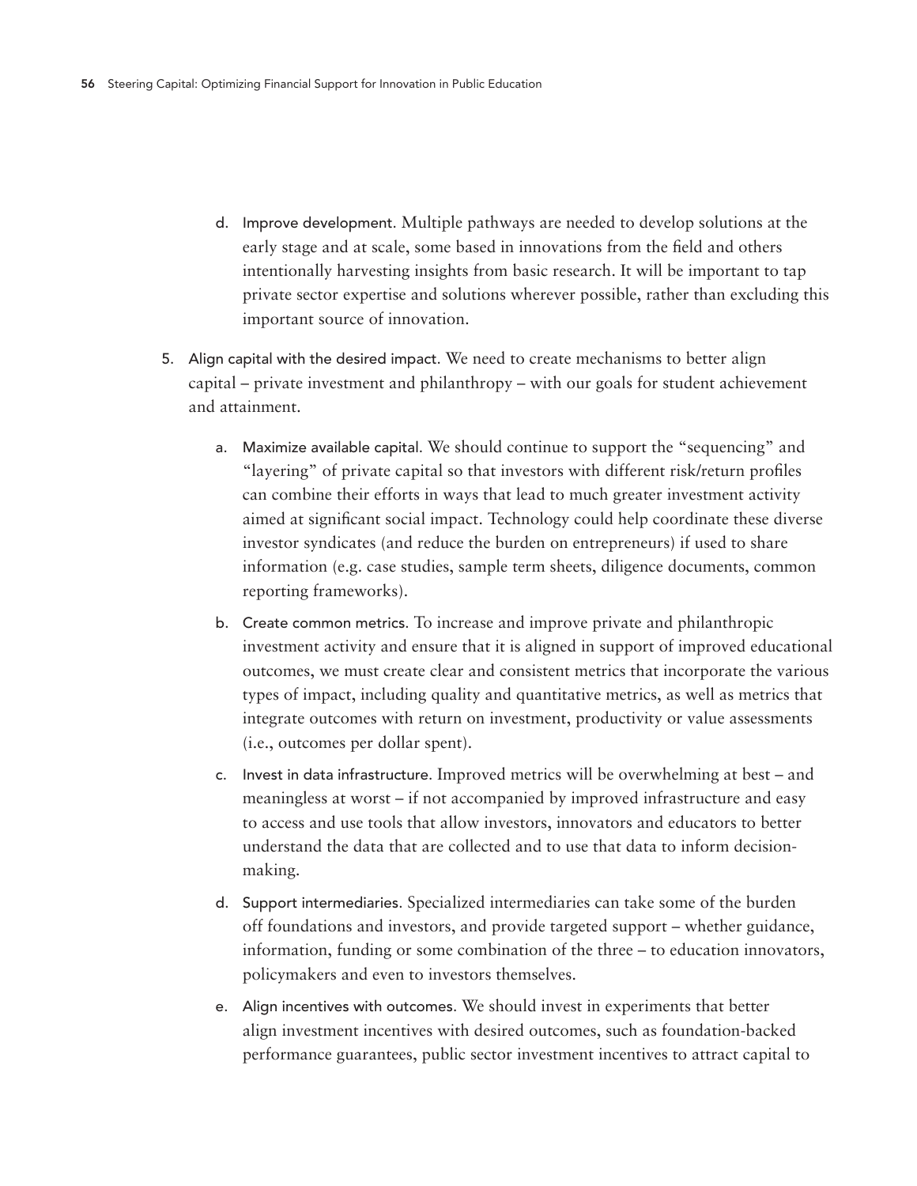d. Improve development. Multiple pathways are needed to develop solutions at the early stage and at scale, some based in innovations from the field and others intentionally harvesting insights from basic research. It will be important to tap private sector expertise and solutions wherever possible, rather than excluding this important source of innovation.

5. Align capital with the desired impact. We need to create mechanisms to better align capital – private investment and philanthropy – with our goals for student achievement and attainment.

   a. Maximize available capital. We should continue to support the "sequencing" and "layering" of private capital so that investors with different risk/return profiles can combine their efforts in ways that lead to much greater investment activity aimed at significant social impact. Technology could help coordinate these diverse investor syndicates (and reduce the burden on entrepreneurs) if used to share information (e.g. case studies, sample term sheets, diligence documents, common reporting frameworks).

   b. Create common metrics. To increase and improve private and philanthropic investment activity and ensure that it is aligned in support of improved educational outcomes, we must create clear and consistent metrics that incorporate the various types of impact, including quality and quantitative metrics, as well as metrics that integrate outcomes with return on investment, productivity or value assessments (i.e., outcomes per dollar spent).

   c. Invest in data infrastructure. Improved metrics will be overwhelming at best – and meaningless at worst – if not accompanied by improved infrastructure and easy to access and use tools that allow investors, innovators and educators to better understand the data that are collected and to use that data to inform decision-making.

   d. Support intermediaries. Specialized intermediaries can take some of the burden off foundations and investors, and provide targeted support – whether guidance, information, funding or some combination of the three – to education innovators, policymakers and even to investors themselves.

   e. Align incentives with outcomes. We should invest in experiments that better align investment incentives with desired outcomes, such as foundation-backed performance guarantees, public sector investment incentives to attract capital to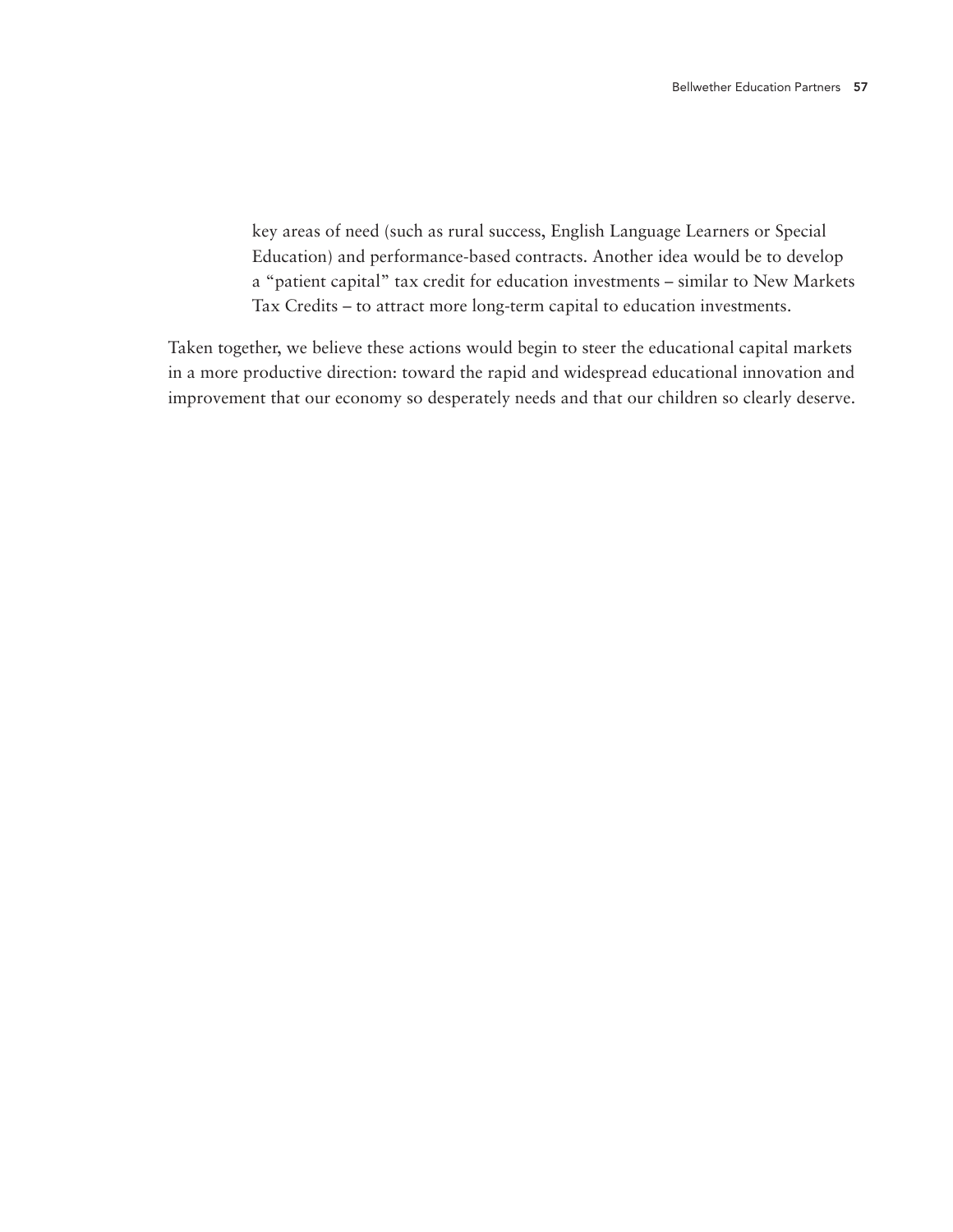key areas of need (such as rural success, English Language Learners or Special Education) and performance-based contracts. Another idea would be to develop a "patient capital" tax credit for education investments – similar to New Markets Tax Credits – to attract more long-term capital to education investments.

Taken together, we believe these actions would begin to steer the educational capital markets in a more productive direction: toward the rapid and widespread educational innovation and improvement that our economy so desperately needs and that our children so clearly deserve.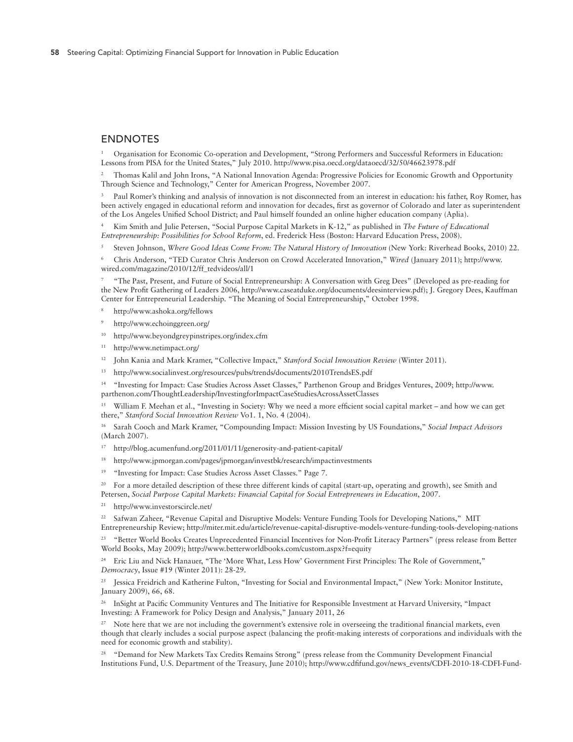## ENDNOTES

[1] Organisation for Economic Co-operation and Development, "Strong Performers and Successful Reformers in Education: Lessons from PISA for the United States," July 2010. http://www.pisa.oecd.org/dataoecd/32/50/46623978.pdf

[2] Thomas Kalil and John Irons, "A National Innovation Agenda: Progressive Policies for Economic Growth and Opportunity Through Science and Technology," Center for American Progress, November 2007.

[3] Paul Romer's thinking and analysis of innovation is not disconnected from an interest in education: his father, Roy Romer, has been actively engaged in educational reform and innovation for decades, first as governor of Colorado and later as superintendent of the Los Angeles Unified School District; and Paul himself founded an online higher education company (Aplia).

[4] Kim Smith and Julie Petersen, "Social Purpose Capital Markets in K-12," as published in *The Future of Educational Entrepreneurship: Possibilities for School Reform*, ed. Frederick Hess (Boston: Harvard Education Press, 2008).

[5] Steven Johnson, *Where Good Ideas Come From: The Natural History of Innovation* (New York: Riverhead Books, 2010) 22.

[6] Chris Anderson, "TED Curator Chris Anderson on Crowd Accelerated Innovation," *Wired* (January 2011); http://www.wired.com/magazine/2010/12/ff_tedvideos/all/1

[7] "The Past, Present, and Future of Social Entrepreneurship: A Conversation with Greg Dees" (Developed as pre-reading for the New Profit Gathering of Leaders 2006, http://www.caseatduke.org/documents/deesinterview.pdf); J. Gregory Dees, Kauffman Center for Entrepreneurial Leadership. "The Meaning of Social Entrepreneurship," October 1998.

[8] http://www.ashoka.org/fellows

[9] http://www.echoinggreen.org/

[10] http://www.beyondgreypinstripes.org/index.cfm

[11] http://www.netimpact.org/

[12] John Kania and Mark Kramer, "Collective Impact," *Stanford Social Innovation Review* (Winter 2011).

[13] http://www.socialinvest.org/resources/pubs/trends/documents/2010TrendsES.pdf

[14] "Investing for Impact: Case Studies Across Asset Classes," Parthenon Group and Bridges Ventures, 2009; http://www.parthenon.com/ThoughtLeadership/InvestingforImpactCaseStudiesAcrossAssetClasses

[15] William F. Meehan et al., "Investing in Society: Why we need a more efficient social capital market – and how we can get there," *Stanford Social Innovation Review* Vo1. 1, No. 4 (2004).

[16] Sarah Cooch and Mark Kramer, "Compounding Impact: Mission Investing by US Foundations," *Social Impact Advisors* (March 2007).

[17] http://blog.acumenfund.org/2011/01/11/generosity-and-patient-capital/

[18] http://www.jpmorgan.com/pages/jpmorgan/investbk/research/impactinvestments

[19] "Investing for Impact: Case Studies Across Asset Classes." Page 7.

[20] For a more detailed description of these three different kinds of capital (start-up, operating and growth), see Smith and Petersen, *Social Purpose Capital Markets: Financial Capital for Social Entrepreneurs in Education*, 2007.

[21] http://www.investorscircle.net/

[22] Safwan Zaheer, "Revenue Capital and Disruptive Models: Venture Funding Tools for Developing Nations," MIT Entrepreneurship Review; http://miter.mit.edu/article/revenue-capital-disruptive-models-venture-funding-tools-developing-nations

[23] "Better World Books Creates Unprecedented Financial Incentives for Non-Profit Literacy Partners" (press release from Better World Books, May 2009); http://www.betterworldbooks.com/custom.aspx?f=equity

[24] Eric Liu and Nick Hanauer, "The 'More What, Less How' Government First Principles: The Role of Government," *Democracy*, Issue #19 (Winter 2011): 28-29.

[25] Jessica Freidrich and Katherine Fulton, "Investing for Social and Environmental Impact," (New York: Monitor Institute, January 2009), 66, 68.

[26] InSight at Pacific Community Ventures and The Initiative for Responsible Investment at Harvard University, "Impact Investing: A Framework for Policy Design and Analysis," January 2011, 26

[27] Note here that we are not including the government's extensive role in overseeing the traditional financial markets, even though that clearly includes a social purpose aspect (balancing the profit-making interests of corporations and individuals with the need for economic growth and stability).

[28] "Demand for New Markets Tax Credits Remains Strong" (press release from the Community Development Financial Institutions Fund, U.S. Department of the Treasury, June 2010); http://www.cdfifund.gov/news_events/CDFI-2010-18-CDFI-Fund-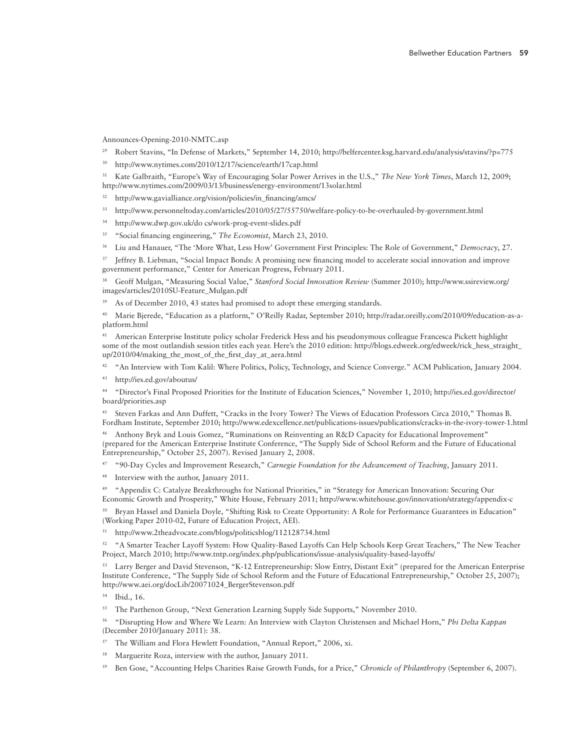Announces-Opening-2010-NMTC.asp

[29] Robert Stavins, "In Defense of Markets," September 14, 2010; http://belfercenter.ksg.harvard.edu/analysis/stavins/?p=775

[30] http://www.nytimes.com/2010/12/17/science/earth/17cap.html

[31] Kate Galbraith, "Europe's Way of Encouraging Solar Power Arrives in the U.S.," *The New York Times*, March 12, 2009; http://www.nytimes.com/2009/03/13/business/energy-environment/13solar.html

[32] http://www.gavialliance.org/vision/policies/in_financing/amcs/

[33] http://www.personneltoday.com/articles/2010/05/27/55750/welfare-policy-to-be-overhauled-by-government.html

[34] http://www.dwp.gov.uk/do cs/work-prog-event-slides.pdf

[35] "Social financing engineering," *The Economist*, March 23, 2010.

[36] Liu and Hanauer, "The 'More What, Less How' Government First Principles: The Role of Government," *Democracy*, 27.

[37] Jeffrey B. Liebman, "Social Impact Bonds: A promising new financing model to accelerate social innovation and improve government performance," Center for American Progress, February 2011.

[38] Geoff Mulgan, "Measuring Social Value," *Stanford Social Innovation Review* (Summer 2010); http://www.ssireview.org/images/articles/2010SU-Feature_Mulgan.pdf

[39] As of December 2010, 43 states had promised to adopt these emerging standards.

[40] Marie Bjerede, "Education as a platform," O'Reilly Radar, September 2010; http://radar.oreilly.com/2010/09/education-as-a-platform.html

[41] American Enterprise Institute policy scholar Frederick Hess and his pseudonymous colleague Francesca Pickett highlight some of the most outlandish session titles each year. Here's the 2010 edition: http://blogs.edweek.org/edweek/rick_hess_straight_up/2010/04/making_the_most_of_the_first_day_at_aera.html

[42] "An Interview with Tom Kalil: Where Politics, Policy, Technology, and Science Converge." ACM Publication, January 2004.

[43] http://ies.ed.gov/aboutus/

[44] "Director's Final Proposed Priorities for the Institute of Education Sciences," November 1, 2010; http://ies.ed.gov/director/board/priorities.asp

[45] Steven Farkas and Ann Duffett, "Cracks in the Ivory Tower? The Views of Education Professors Circa 2010," Thomas B. Fordham Institute, September 2010; http://www.edexcellence.net/publications-issues/publications/cracks-in-the-ivory-tower-1.html

[46] Anthony Bryk and Louis Gomez, "Ruminations on Reinventing an R&D Capacity for Educational Improvement" (prepared for the American Enterprise Institute Conference, "The Supply Side of School Reform and the Future of Educational Entrepreneurship," October 25, 2007). Revised January 2, 2008.

[47] "90-Day Cycles and Improvement Research," *Carnegie Foundation for the Advancement of Teaching*, January 2011.

[48] Interview with the author, January 2011.

[49] "Appendix C: Catalyze Breakthroughs for National Priorities," in "Strategy for American Innovation: Securing Our Economic Growth and Prosperity," White House, February 2011; http://www.whitehouse.gov/innovation/strategy/appendix-c

[50] Bryan Hassel and Daniela Doyle, "Shifting Risk to Create Opportunity: A Role for Performance Guarantees in Education" (Working Paper 2010-02, Future of Education Project, AEI).

[51] http://www.2theadvocate.com/blogs/politicsblog/112128734.html

[52] "A Smarter Teacher Layoff System: How Quality-Based Layoffs Can Help Schools Keep Great Teachers," The New Teacher Project, March 2010; http://www.tntp.org/index.php/publications/issue-analysis/quality-based-layoffs/

[53] Larry Berger and David Stevenson, "K-12 Entrepreneurship: Slow Entry, Distant Exit" (prepared for the American Enterprise Institute Conference, "The Supply Side of School Reform and the Future of Educational Entrepreneurship," October 25, 2007); http://www.aei.org/docLib/20071024_BergerStevenson.pdf

[54] Ibid., 16.

[55] The Parthenon Group, "Next Generation Learning Supply Side Supports," November 2010.

[56] "Disrupting How and Where We Learn: An Interview with Clayton Christensen and Michael Horn," *Phi Delta Kappan* (December 2010/January 2011): 38.

[57] The William and Flora Hewlett Foundation, "Annual Report," 2006, xi.

[58] Marguerite Roza, interview with the author, January 2011.

[59] Ben Gose, "Accounting Helps Charities Raise Growth Funds, for a Price," *Chronicle of Philanthropy* (September 6, 2007).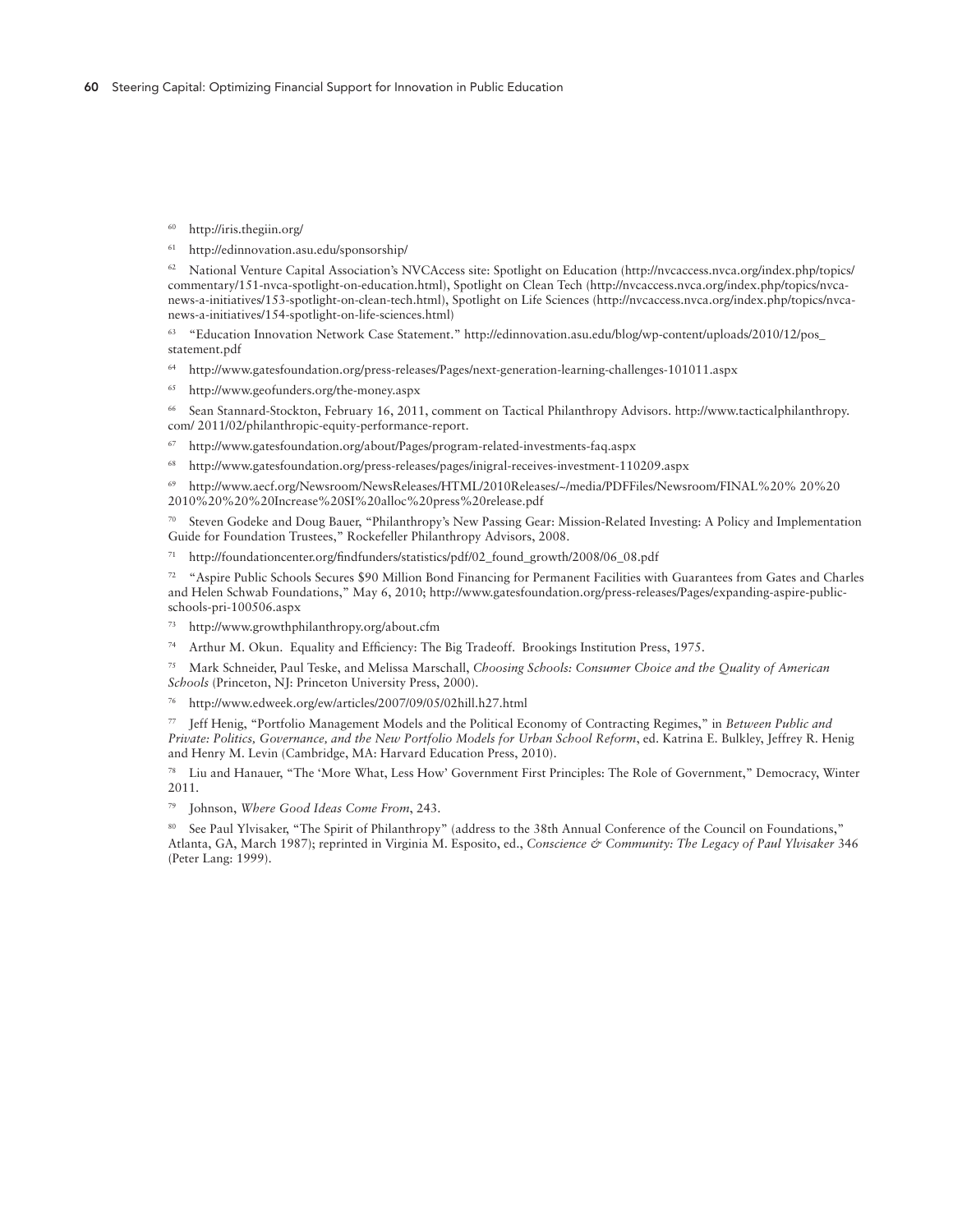[60] http://iris.thegiin.org/

[61] http://edinnovation.asu.edu/sponsorship/

[62] National Venture Capital Association's NVCAccess site: Spotlight on Education (http://nvcaccess.nvca.org/index.php/topics/commentary/151-nvca-spotlight-on-education.html), Spotlight on Clean Tech (http://nvcaccess.nvca.org/index.php/topics/nvca-news-a-initiatives/153-spotlight-on-clean-tech.html), Spotlight on Life Sciences (http://nvcaccess.nvca.org/index.php/topics/nvca-news-a-initiatives/154-spotlight-on-life-sciences.html)

[63] "Education Innovation Network Case Statement." http://edinnovation.asu.edu/blog/wp-content/uploads/2010/12/pos_statement.pdf

[64] http://www.gatesfoundation.org/press-releases/Pages/next-generation-learning-challenges-101011.aspx

[65] http://www.geofunders.org/the-money.aspx

[66] Sean Stannard-Stockton, February 16, 2011, comment on Tactical Philanthropy Advisors. http://www.tacticalphilanthropy.com/ 2011/02/philanthropic-equity-performance-report.

[67] http://www.gatesfoundation.org/about/Pages/program-related-investments-faq.aspx

[68] http://www.gatesfoundation.org/press-releases/pages/inigral-receives-investment-110209.aspx

[69] http://www.aecf.org/Newsroom/NewsReleases/HTML/2010Releases/~/media/PDFFiles/Newsroom/FINAL%20% 20%20 2010%20%20%20Increase%20SI%20alloc%20press%20release.pdf

[70] Steven Godeke and Doug Bauer, "Philanthropy's New Passing Gear: Mission-Related Investing: A Policy and Implementation Guide for Foundation Trustees," Rockefeller Philanthropy Advisors, 2008.

[71] http://foundationcenter.org/findfunders/statistics/pdf/02_found_growth/2008/06_08.pdf

[72] "Aspire Public Schools Secures $90 Million Bond Financing for Permanent Facilities with Guarantees from Gates and Charles and Helen Schwab Foundations," May 6, 2010; http://www.gatesfoundation.org/press-releases/Pages/expanding-aspire-public-schools-pri-100506.aspx

[73] http://www.growthphilanthropy.org/about.cfm

[74] Arthur M. Okun. Equality and Efficiency: The Big Tradeoff. Brookings Institution Press, 1975.

[75] Mark Schneider, Paul Teske, and Melissa Marschall, *Choosing Schools: Consumer Choice and the Quality of American Schools* (Princeton, NJ: Princeton University Press, 2000).

[76] http://www.edweek.org/ew/articles/2007/09/05/02hill.h27.html

[77] Jeff Henig, "Portfolio Management Models and the Political Economy of Contracting Regimes," in *Between Public and Private: Politics, Governance, and the New Portfolio Models for Urban School Reform*, ed. Katrina E. Bulkley, Jeffrey R. Henig and Henry M. Levin (Cambridge, MA: Harvard Education Press, 2010).

[78] Liu and Hanauer, "The 'More What, Less How' Government First Principles: The Role of Government," Democracy, Winter 2011.

[79] Johnson, *Where Good Ideas Come From*, 243.

[80] See Paul Ylvisaker, "The Spirit of Philanthropy" (address to the 38th Annual Conference of the Council on Foundations," Atlanta, GA, March 1987); reprinted in Virginia M. Esposito, ed., *Conscience & Community: The Legacy of Paul Ylvisaker* 346 (Peter Lang: 1999).